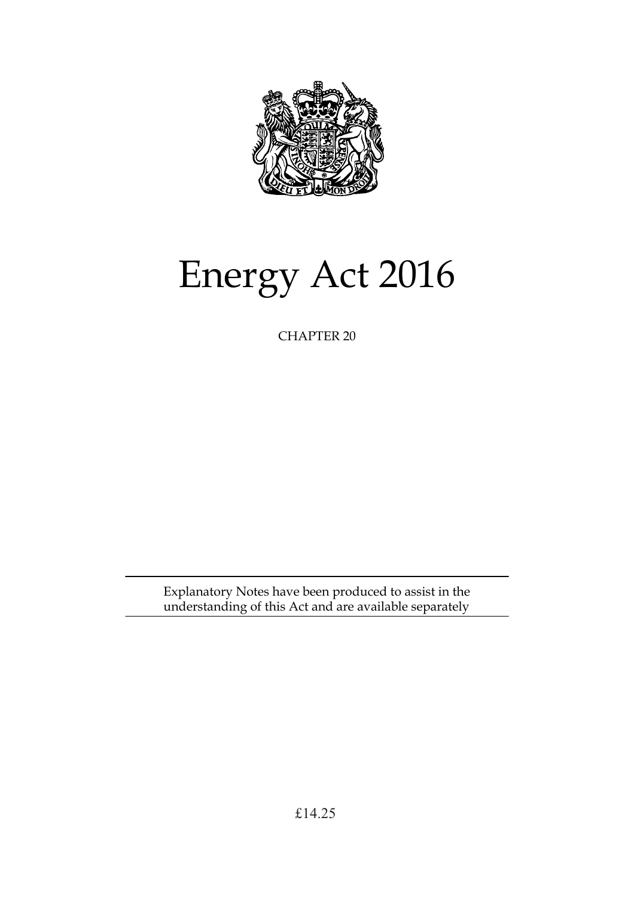# Energy Act 2016

CHAPTER 20

Explanatory Notes have been produced to assist in the understanding of this Act and are available separately

£14.25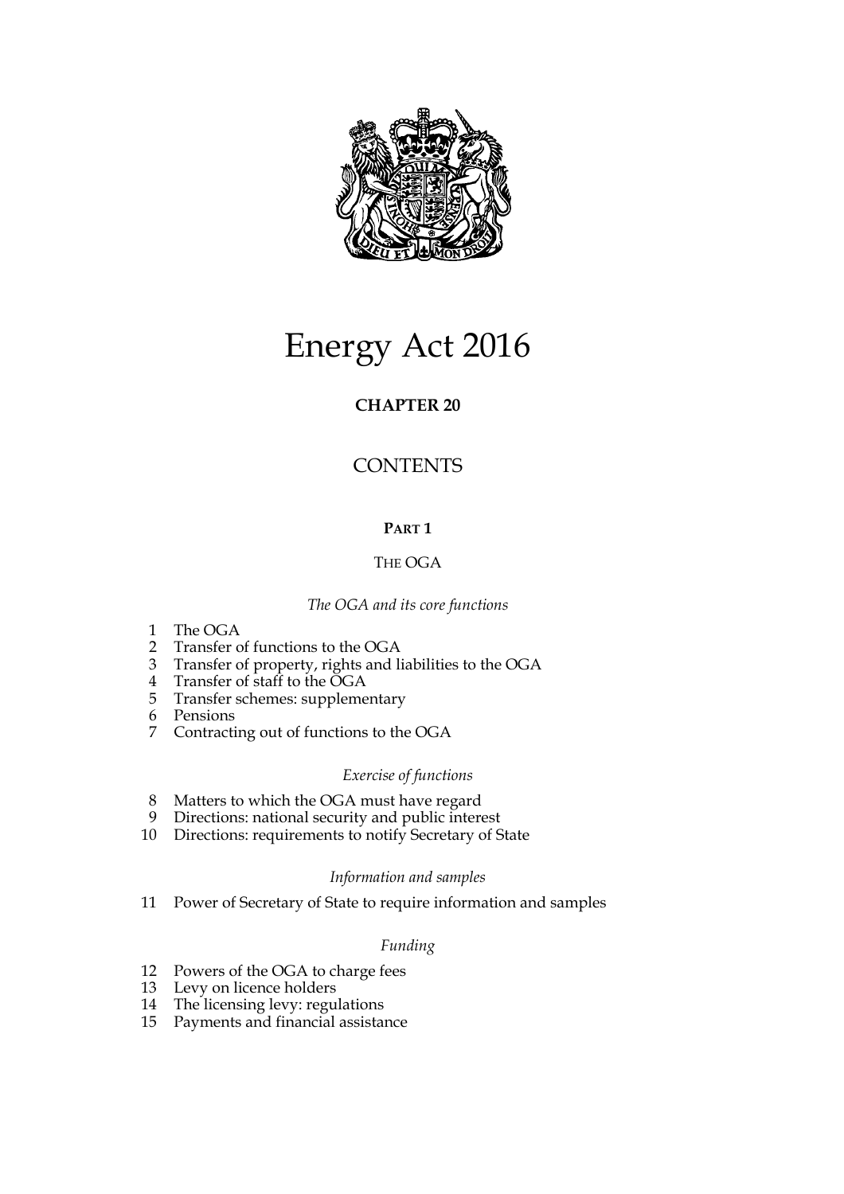# Energy Act 2016

## CHAPTER 20

## CONTENTS

### PART 1

### THE OGA

*The OGA and its core functions*

1 The OGA
2 Transfer of functions to the OGA
3 Transfer of property, rights and liabilities to the OGA
4 Transfer of staff to the OGA
5 Transfer schemes: supplementary
6 Pensions
7 Contracting out of functions to the OGA

*Exercise of functions*

8 Matters to which the OGA must have regard
9 Directions: national security and public interest
10 Directions: requirements to notify Secretary of State

*Information and samples*

11 Power of Secretary of State to require information and samples

*Funding*

12 Powers of the OGA to charge fees
13 Levy on licence holders
14 The licensing levy: regulations
15 Payments and financial assistance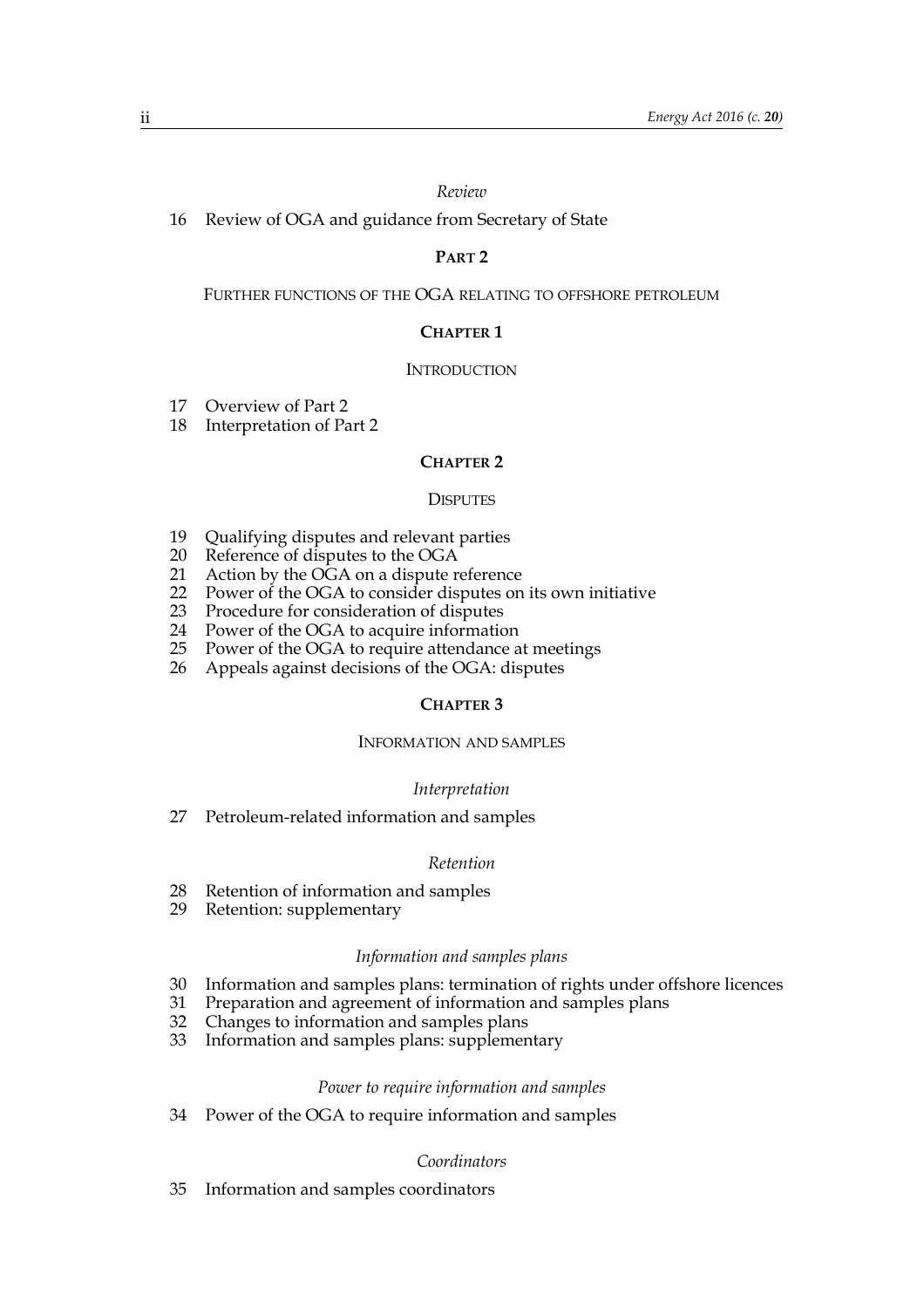*Review*

16 Review of OGA and guidance from Secretary of State

## PART 2

### FURTHER FUNCTIONS OF THE OGA RELATING TO OFFSHORE PETROLEUM

### CHAPTER 1

#### INTRODUCTION

17 Overview of Part 2
18 Interpretation of Part 2

### CHAPTER 2

#### DISPUTES

19 Qualifying disputes and relevant parties
20 Reference of disputes to the OGA
21 Action by the OGA on a dispute reference
22 Power of the OGA to consider disputes on its own initiative
23 Procedure for consideration of disputes
24 Power of the OGA to acquire information
25 Power of the OGA to require attendance at meetings
26 Appeals against decisions of the OGA: disputes

### CHAPTER 3

#### INFORMATION AND SAMPLES

*Interpretation*

27 Petroleum-related information and samples

*Retention*

28 Retention of information and samples
29 Retention: supplementary

*Information and samples plans*

30 Information and samples plans: termination of rights under offshore licences
31 Preparation and agreement of information and samples plans
32 Changes to information and samples plans
33 Information and samples plans: supplementary

*Power to require information and samples*

34 Power of the OGA to require information and samples

*Coordinators*

35 Information and samples coordinators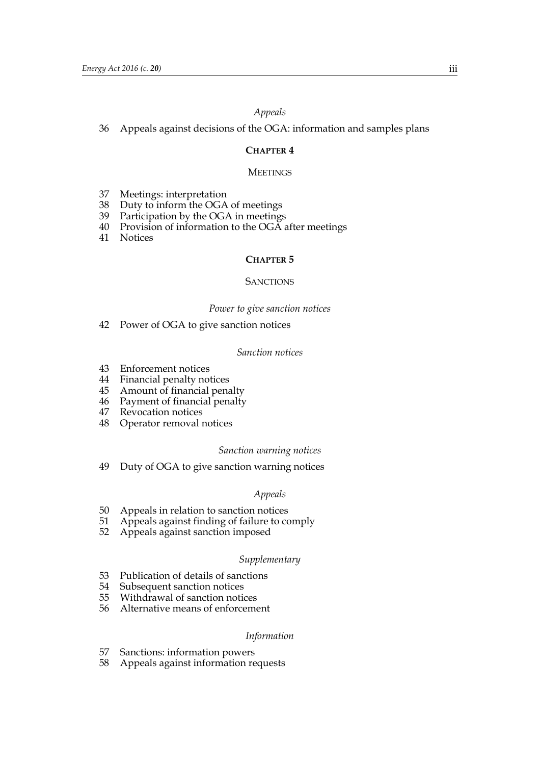*Appeals*

36 Appeals against decisions of the OGA: information and samples plans

## CHAPTER 4

### MEETINGS

37 Meetings: interpretation
38 Duty to inform the OGA of meetings
39 Participation by the OGA in meetings
40 Provision of information to the OGA after meetings
41 Notices

## CHAPTER 5

### SANCTIONS

*Power to give sanction notices*

42 Power of OGA to give sanction notices

*Sanction notices*

43 Enforcement notices
44 Financial penalty notices
45 Amount of financial penalty
46 Payment of financial penalty
47 Revocation notices
48 Operator removal notices

*Sanction warning notices*

49 Duty of OGA to give sanction warning notices

*Appeals*

50 Appeals in relation to sanction notices
51 Appeals against finding of failure to comply
52 Appeals against sanction imposed

*Supplementary*

53 Publication of details of sanctions
54 Subsequent sanction notices
55 Withdrawal of sanction notices
56 Alternative means of enforcement

*Information*

57 Sanctions: information powers
58 Appeals against information requests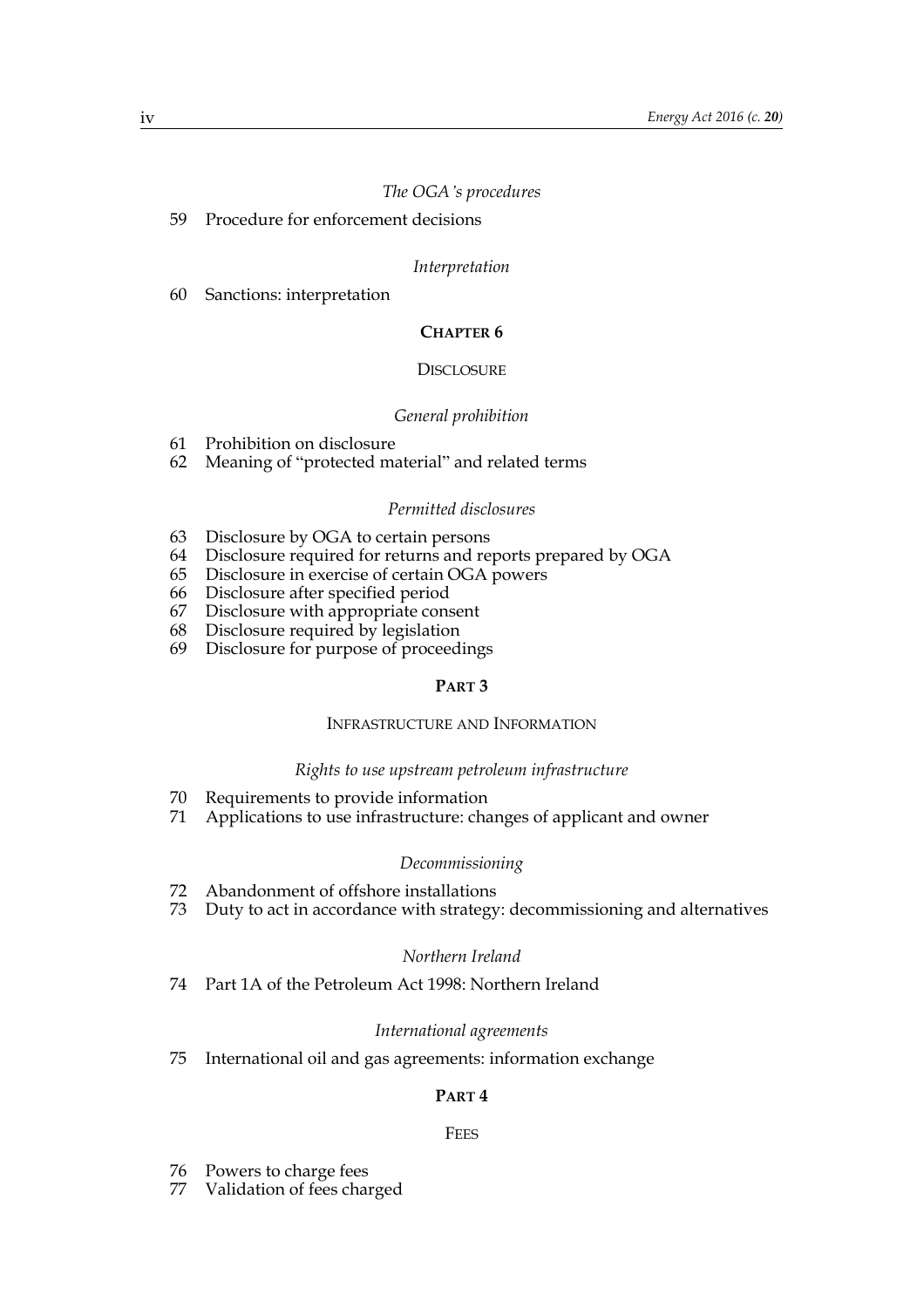*The OGA's procedures*

59 Procedure for enforcement decisions

*Interpretation*

60 Sanctions: interpretation

## CHAPTER 6

### DISCLOSURE

*General prohibition*

61 Prohibition on disclosure
62 Meaning of "protected material" and related terms

*Permitted disclosures*

63 Disclosure by OGA to certain persons
64 Disclosure required for returns and reports prepared by OGA
65 Disclosure in exercise of certain OGA powers
66 Disclosure after specified period
67 Disclosure with appropriate consent
68 Disclosure required by legislation
69 Disclosure for purpose of proceedings

## PART 3

### INFRASTRUCTURE AND INFORMATION

*Rights to use upstream petroleum infrastructure*

70 Requirements to provide information
71 Applications to use infrastructure: changes of applicant and owner

*Decommissioning*

72 Abandonment of offshore installations
73 Duty to act in accordance with strategy: decommissioning and alternatives

*Northern Ireland*

74 Part 1A of the Petroleum Act 1998: Northern Ireland

*International agreements*

75 International oil and gas agreements: information exchange

## PART 4

### FEES

76 Powers to charge fees
77 Validation of fees charged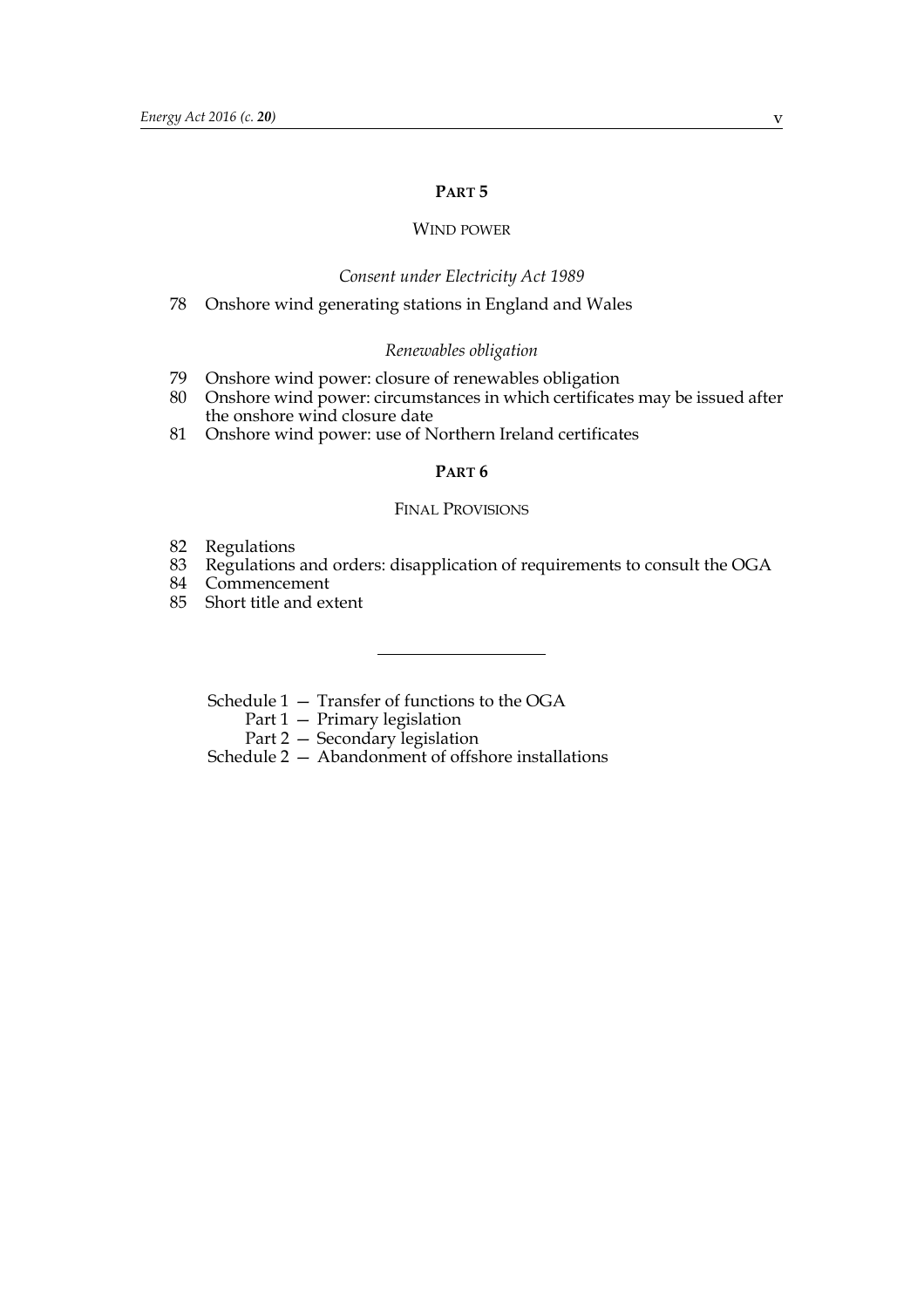## PART 5

### WIND POWER

*Consent under Electricity Act 1989*

78 Onshore wind generating stations in England and Wales

*Renewables obligation*

79 Onshore wind power: closure of renewables obligation
80 Onshore wind power: circumstances in which certificates may be issued after the onshore wind closure date
81 Onshore wind power: use of Northern Ireland certificates

## PART 6

### FINAL PROVISIONS

82 Regulations
83 Regulations and orders: disapplication of requirements to consult the OGA
84 Commencement
85 Short title and extent

---

Schedule 1 — Transfer of functions to the OGA
  Part 1 — Primary legislation
  Part 2 — Secondary legislation
Schedule 2 — Abandonment of offshore installations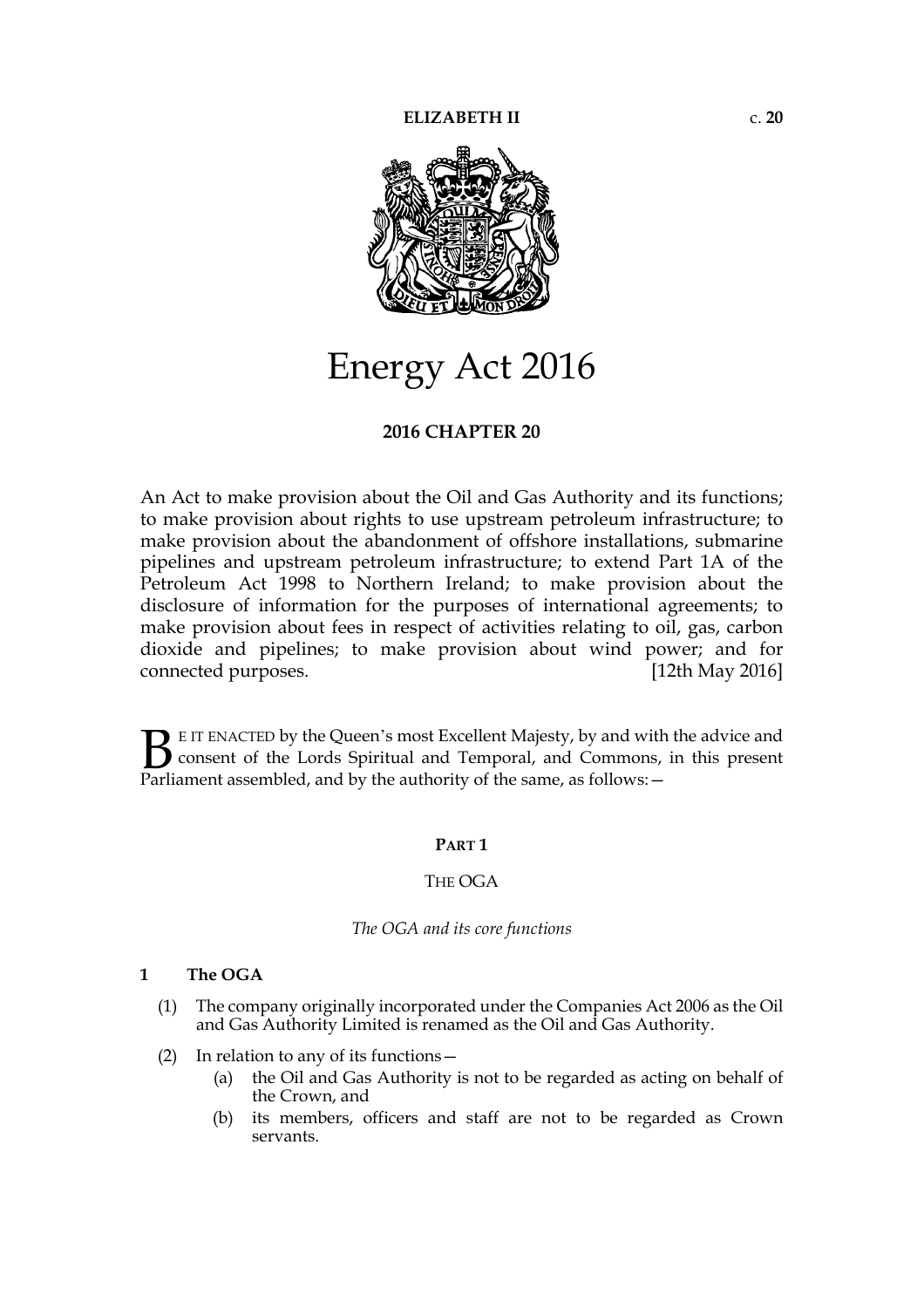**ELIZABETH II** c. **20**

# Energy Act 2016

**2016 CHAPTER 20**

An Act to make provision about the Oil and Gas Authority and its functions; to make provision about rights to use upstream petroleum infrastructure; to make provision about the abandonment of offshore installations, submarine pipelines and upstream petroleum infrastructure; to extend Part 1A of the Petroleum Act 1998 to Northern Ireland; to make provision about the disclosure of information for the purposes of international agreements; to make provision about fees in respect of activities relating to oil, gas, carbon dioxide and pipelines; to make provision about wind power; and for connected purposes. [12th May 2016]

BE IT ENACTED by the Queen's most Excellent Majesty, by and with the advice and consent of the Lords Spiritual and Temporal, and Commons, in this present Parliament assembled, and by the authority of the same, as follows:—

## PART 1

## THE OGA

*The OGA and its core functions*

### 1 The OGA

(1) The company originally incorporated under the Companies Act 2006 as the Oil and Gas Authority Limited is renamed as the Oil and Gas Authority.

(2) In relation to any of its functions—

(a) the Oil and Gas Authority is not to be regarded as acting on behalf of the Crown, and

(b) its members, officers and staff are not to be regarded as Crown servants.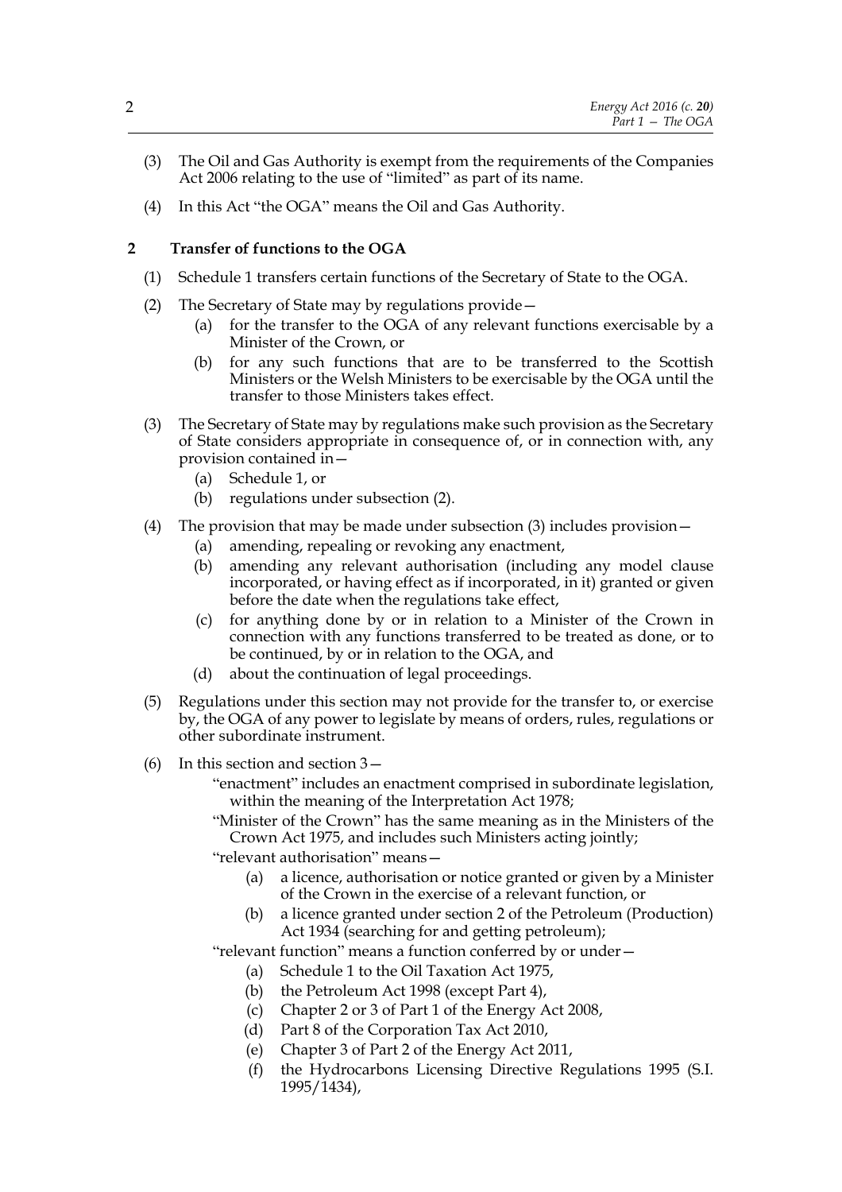(3) The Oil and Gas Authority is exempt from the requirements of the Companies Act 2006 relating to the use of "limited" as part of its name.

(4) In this Act "the OGA" means the Oil and Gas Authority.

## 2 Transfer of functions to the OGA

(1) Schedule 1 transfers certain functions of the Secretary of State to the OGA.

(2) The Secretary of State may by regulations provide—

- (a) for the transfer to the OGA of any relevant functions exercisable by a Minister of the Crown, or
- (b) for any such functions that are to be transferred to the Scottish Ministers or the Welsh Ministers to be exercisable by the OGA until the transfer to those Ministers takes effect.

(3) The Secretary of State may by regulations make such provision as the Secretary of State considers appropriate in consequence of, or in connection with, any provision contained in—

- (a) Schedule 1, or
- (b) regulations under subsection (2).

(4) The provision that may be made under subsection (3) includes provision—

- (a) amending, repealing or revoking any enactment,
- (b) amending any relevant authorisation (including any model clause incorporated, or having effect as if incorporated, in it) granted or given before the date when the regulations take effect,
- (c) for anything done by or in relation to a Minister of the Crown in connection with any functions transferred to be treated as done, or to be continued, by or in relation to the OGA, and
- (d) about the continuation of legal proceedings.

(5) Regulations under this section may not provide for the transfer to, or exercise by, the OGA of any power to legislate by means of orders, rules, regulations or other subordinate instrument.

(6) In this section and section 3—

"enactment" includes an enactment comprised in subordinate legislation, within the meaning of the Interpretation Act 1978;

"Minister of the Crown" has the same meaning as in the Ministers of the Crown Act 1975, and includes such Ministers acting jointly;

"relevant authorisation" means—

- (a) a licence, authorisation or notice granted or given by a Minister of the Crown in the exercise of a relevant function, or
- (b) a licence granted under section 2 of the Petroleum (Production) Act 1934 (searching for and getting petroleum);

"relevant function" means a function conferred by or under—

- (a) Schedule 1 to the Oil Taxation Act 1975,
- (b) the Petroleum Act 1998 (except Part 4),
- (c) Chapter 2 or 3 of Part 1 of the Energy Act 2008,
- (d) Part 8 of the Corporation Tax Act 2010,
- (e) Chapter 3 of Part 2 of the Energy Act 2011,
- (f) the Hydrocarbons Licensing Directive Regulations 1995 (S.I. 1995/1434),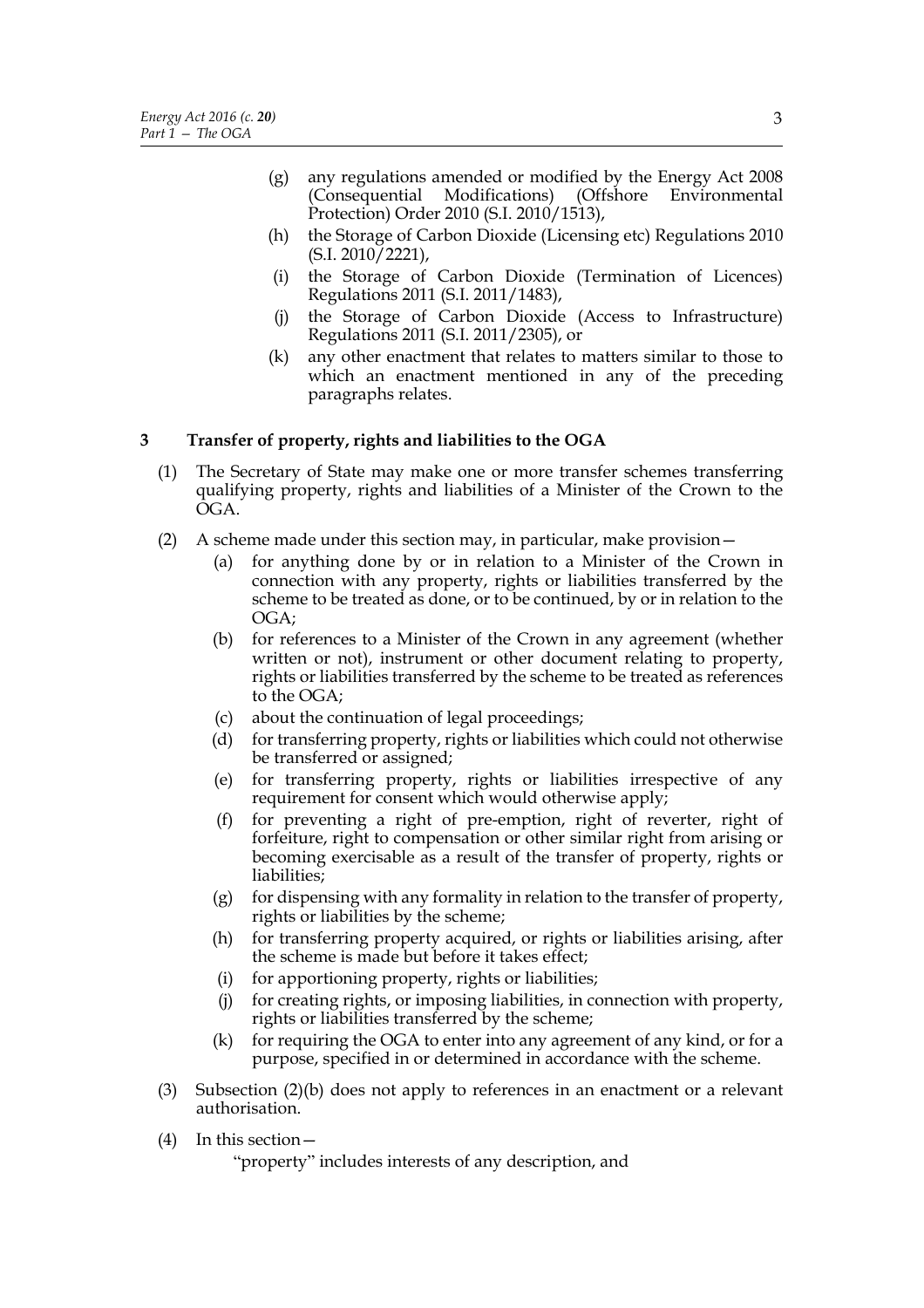(g) any regulations amended or modified by the Energy Act 2008 (Consequential Modifications) (Offshore Environmental Protection) Order 2010 (S.I. 2010/1513),

(h) the Storage of Carbon Dioxide (Licensing etc) Regulations 2010 (S.I. 2010/2221),

(i) the Storage of Carbon Dioxide (Termination of Licences) Regulations 2011 (S.I. 2011/1483),

(j) the Storage of Carbon Dioxide (Access to Infrastructure) Regulations 2011 (S.I. 2011/2305), or

(k) any other enactment that relates to matters similar to those to which an enactment mentioned in any of the preceding paragraphs relates.

## 3 Transfer of property, rights and liabilities to the OGA

(1) The Secretary of State may make one or more transfer schemes transferring qualifying property, rights and liabilities of a Minister of the Crown to the OGA.

(2) A scheme made under this section may, in particular, make provision—

(a) for anything done by or in relation to a Minister of the Crown in connection with any property, rights or liabilities transferred by the scheme to be treated as done, or to be continued, by or in relation to the OGA;

(b) for references to a Minister of the Crown in any agreement (whether written or not), instrument or other document relating to property, rights or liabilities transferred by the scheme to be treated as references to the OGA;

(c) about the continuation of legal proceedings;

(d) for transferring property, rights or liabilities which could not otherwise be transferred or assigned;

(e) for transferring property, rights or liabilities irrespective of any requirement for consent which would otherwise apply;

(f) for preventing a right of pre-emption, right of reverter, right of forfeiture, right to compensation or other similar right from arising or becoming exercisable as a result of the transfer of property, rights or liabilities;

(g) for dispensing with any formality in relation to the transfer of property, rights or liabilities by the scheme;

(h) for transferring property acquired, or rights or liabilities arising, after the scheme is made but before it takes effect;

(i) for apportioning property, rights or liabilities;

(j) for creating rights, or imposing liabilities, in connection with property, rights or liabilities transferred by the scheme;

(k) for requiring the OGA to enter into any agreement of any kind, or for a purpose, specified in or determined in accordance with the scheme.

(3) Subsection (2)(b) does not apply to references in an enactment or a relevant authorisation.

(4) In this section—

"property" includes interests of any description, and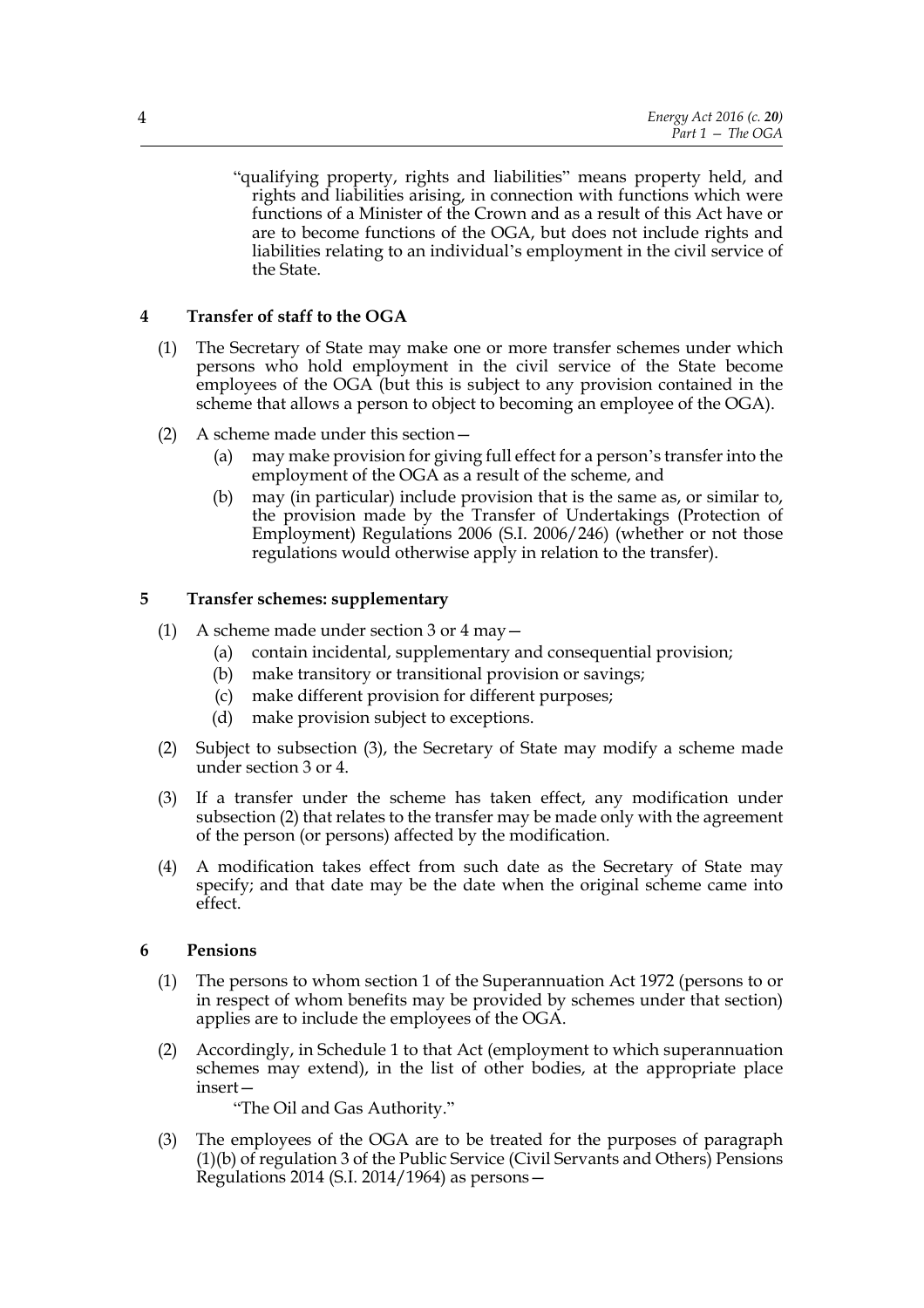"qualifying property, rights and liabilities" means property held, and rights and liabilities arising, in connection with functions which were functions of a Minister of the Crown and as a result of this Act have or are to become functions of the OGA, but does not include rights and liabilities relating to an individual's employment in the civil service of the State.

### 4 Transfer of staff to the OGA

(1) The Secretary of State may make one or more transfer schemes under which persons who hold employment in the civil service of the State become employees of the OGA (but this is subject to any provision contained in the scheme that allows a person to object to becoming an employee of the OGA).

(2) A scheme made under this section—

- (a) may make provision for giving full effect for a person's transfer into the employment of the OGA as a result of the scheme, and
- (b) may (in particular) include provision that is the same as, or similar to, the provision made by the Transfer of Undertakings (Protection of Employment) Regulations 2006 (S.I. 2006/246) (whether or not those regulations would otherwise apply in relation to the transfer).

### 5 Transfer schemes: supplementary

(1) A scheme made under section 3 or 4 may—

- (a) contain incidental, supplementary and consequential provision;
- (b) make transitory or transitional provision or savings;
- (c) make different provision for different purposes;
- (d) make provision subject to exceptions.

(2) Subject to subsection (3), the Secretary of State may modify a scheme made under section 3 or 4.

(3) If a transfer under the scheme has taken effect, any modification under subsection (2) that relates to the transfer may be made only with the agreement of the person (or persons) affected by the modification.

(4) A modification takes effect from such date as the Secretary of State may specify; and that date may be the date when the original scheme came into effect.

### 6 Pensions

(1) The persons to whom section 1 of the Superannuation Act 1972 (persons to or in respect of whom benefits may be provided by schemes under that section) applies are to include the employees of the OGA.

(2) Accordingly, in Schedule 1 to that Act (employment to which superannuation schemes may extend), in the list of other bodies, at the appropriate place insert—

"The Oil and Gas Authority."

(3) The employees of the OGA are to be treated for the purposes of paragraph (1)(b) of regulation 3 of the Public Service (Civil Servants and Others) Pensions Regulations 2014 (S.I. 2014/1964) as persons—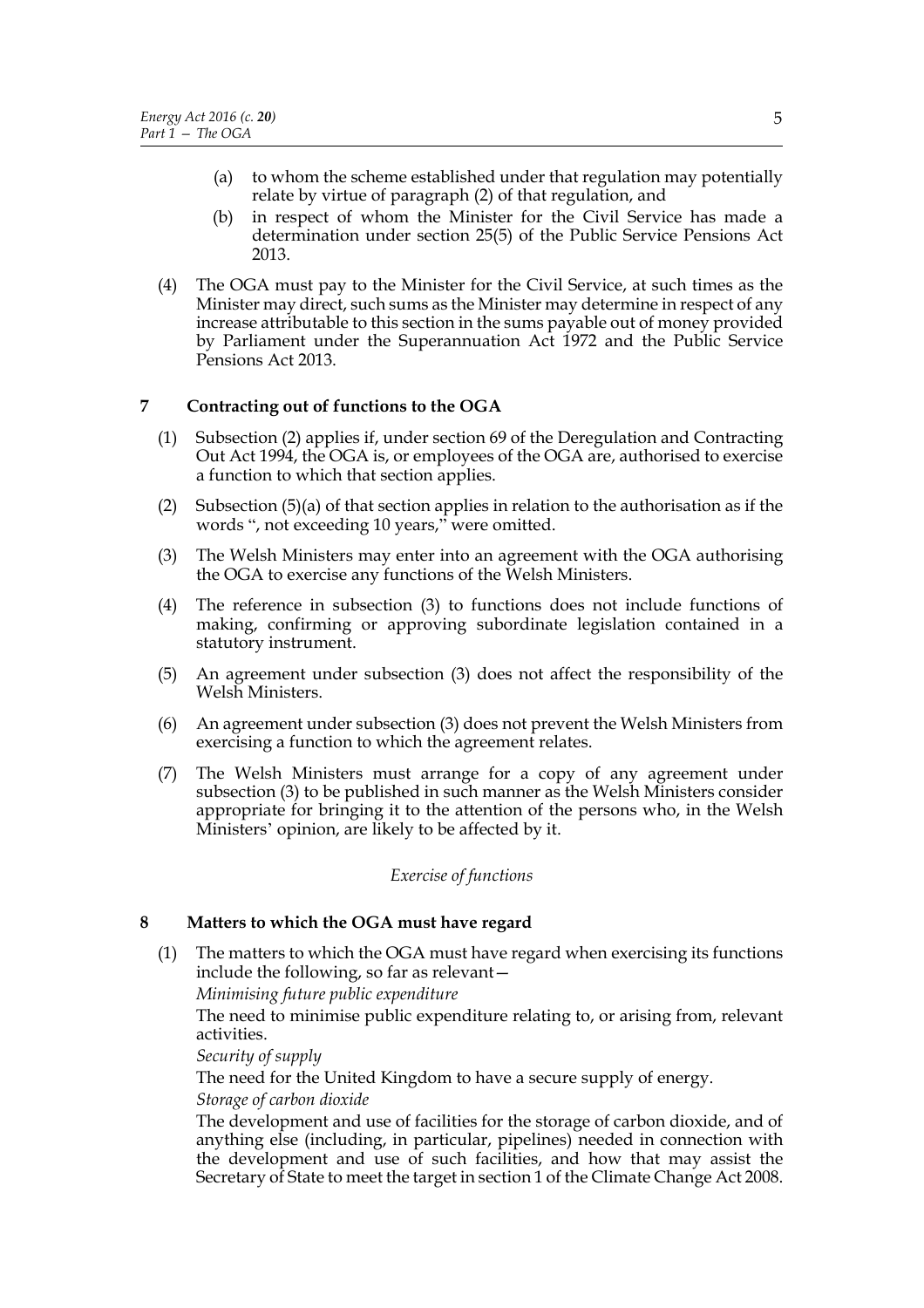(a) to whom the scheme established under that regulation may potentially relate by virtue of paragraph (2) of that regulation, and

(b) in respect of whom the Minister for the Civil Service has made a determination under section 25(5) of the Public Service Pensions Act 2013.

(4) The OGA must pay to the Minister for the Civil Service, at such times as the Minister may direct, such sums as the Minister may determine in respect of any increase attributable to this section in the sums payable out of money provided by Parliament under the Superannuation Act 1972 and the Public Service Pensions Act 2013.

## 7 Contracting out of functions to the OGA

(1) Subsection (2) applies if, under section 69 of the Deregulation and Contracting Out Act 1994, the OGA is, or employees of the OGA are, authorised to exercise a function to which that section applies.

(2) Subsection (5)(a) of that section applies in relation to the authorisation as if the words ", not exceeding 10 years," were omitted.

(3) The Welsh Ministers may enter into an agreement with the OGA authorising the OGA to exercise any functions of the Welsh Ministers.

(4) The reference in subsection (3) to functions does not include functions of making, confirming or approving subordinate legislation contained in a statutory instrument.

(5) An agreement under subsection (3) does not affect the responsibility of the Welsh Ministers.

(6) An agreement under subsection (3) does not prevent the Welsh Ministers from exercising a function to which the agreement relates.

(7) The Welsh Ministers must arrange for a copy of any agreement under subsection (3) to be published in such manner as the Welsh Ministers consider appropriate for bringing it to the attention of the persons who, in the Welsh Ministers' opinion, are likely to be affected by it.

*Exercise of functions*

## 8 Matters to which the OGA must have regard

(1) The matters to which the OGA must have regard when exercising its functions include the following, so far as relevant—

*Minimising future public expenditure*

The need to minimise public expenditure relating to, or arising from, relevant activities.

*Security of supply*

The need for the United Kingdom to have a secure supply of energy.

*Storage of carbon dioxide*

The development and use of facilities for the storage of carbon dioxide, and of anything else (including, in particular, pipelines) needed in connection with the development and use of such facilities, and how that may assist the Secretary of State to meet the target in section 1 of the Climate Change Act 2008.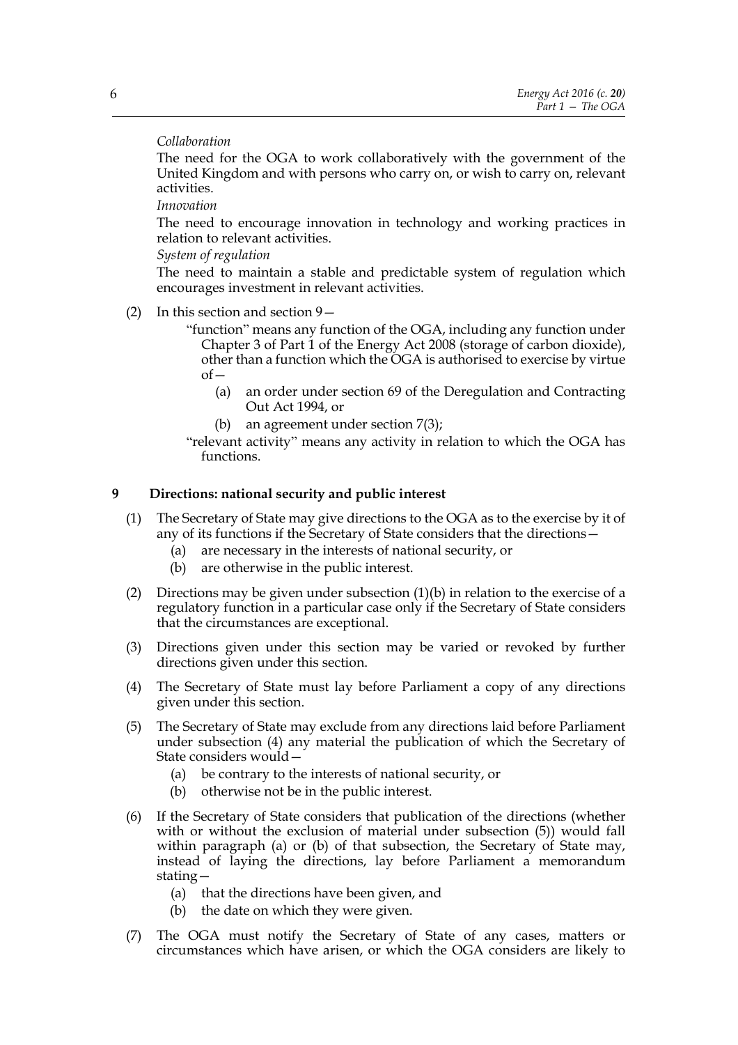*Collaboration*

The need for the OGA to work collaboratively with the government of the United Kingdom and with persons who carry on, or wish to carry on, relevant activities.

*Innovation*

The need to encourage innovation in technology and working practices in relation to relevant activities.

*System of regulation*

The need to maintain a stable and predictable system of regulation which encourages investment in relevant activities.

(2) In this section and section 9—

"function" means any function of the OGA, including any function under Chapter 3 of Part 1 of the Energy Act 2008 (storage of carbon dioxide), other than a function which the OGA is authorised to exercise by virtue of—

(a) an order under section 69 of the Deregulation and Contracting Out Act 1994, or

(b) an agreement under section 7(3);

"relevant activity" means any activity in relation to which the OGA has functions.

### 9 Directions: national security and public interest

(1) The Secretary of State may give directions to the OGA as to the exercise by it of any of its functions if the Secretary of State considers that the directions—

(a) are necessary in the interests of national security, or

(b) are otherwise in the public interest.

(2) Directions may be given under subsection (1)(b) in relation to the exercise of a regulatory function in a particular case only if the Secretary of State considers that the circumstances are exceptional.

(3) Directions given under this section may be varied or revoked by further directions given under this section.

(4) The Secretary of State must lay before Parliament a copy of any directions given under this section.

(5) The Secretary of State may exclude from any directions laid before Parliament under subsection (4) any material the publication of which the Secretary of State considers would—

(a) be contrary to the interests of national security, or

(b) otherwise not be in the public interest.

(6) If the Secretary of State considers that publication of the directions (whether with or without the exclusion of material under subsection (5)) would fall within paragraph (a) or (b) of that subsection, the Secretary of State may, instead of laying the directions, lay before Parliament a memorandum stating—

(a) that the directions have been given, and

(b) the date on which they were given.

(7) The OGA must notify the Secretary of State of any cases, matters or circumstances which have arisen, or which the OGA considers are likely to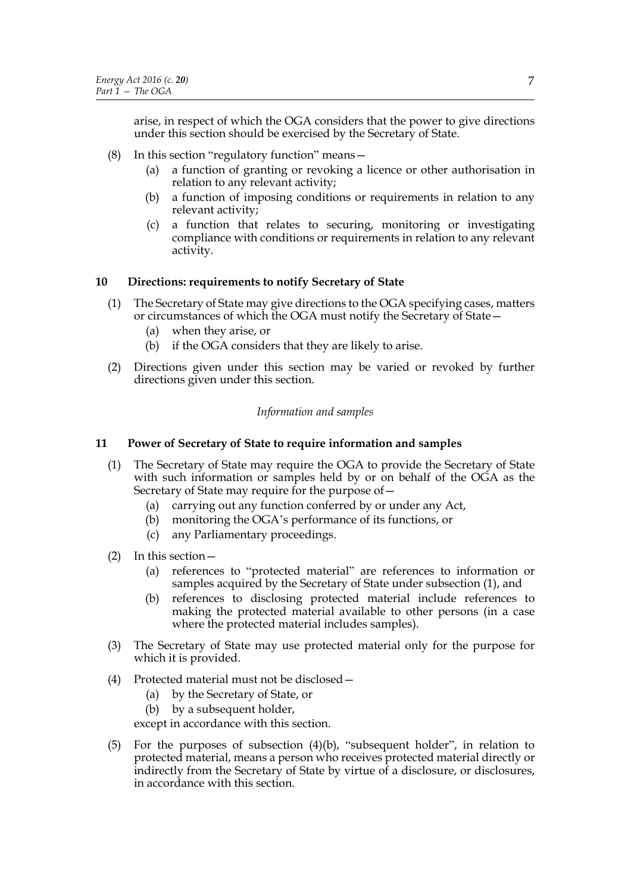arise, in respect of which the OGA considers that the power to give directions under this section should be exercised by the Secretary of State.

(8) In this section "regulatory function" means—

   (a) a function of granting or revoking a licence or other authorisation in relation to any relevant activity;

   (b) a function of imposing conditions or requirements in relation to any relevant activity;

   (c) a function that relates to securing, monitoring or investigating compliance with conditions or requirements in relation to any relevant activity.

### 10 Directions: requirements to notify Secretary of State

(1) The Secretary of State may give directions to the OGA specifying cases, matters or circumstances of which the OGA must notify the Secretary of State—

   (a) when they arise, or

   (b) if the OGA considers that they are likely to arise.

(2) Directions given under this section may be varied or revoked by further directions given under this section.

*Information and samples*

### 11 Power of Secretary of State to require information and samples

(1) The Secretary of State may require the OGA to provide the Secretary of State with such information or samples held by or on behalf of the OGA as the Secretary of State may require for the purpose of—

   (a) carrying out any function conferred by or under any Act,

   (b) monitoring the OGA's performance of its functions, or

   (c) any Parliamentary proceedings.

(2) In this section—

   (a) references to "protected material" are references to information or samples acquired by the Secretary of State under subsection (1), and

   (b) references to disclosing protected material include references to making the protected material available to other persons (in a case where the protected material includes samples).

(3) The Secretary of State may use protected material only for the purpose for which it is provided.

(4) Protected material must not be disclosed—

   (a) by the Secretary of State, or

   (b) by a subsequent holder,

   except in accordance with this section.

(5) For the purposes of subsection (4)(b), "subsequent holder", in relation to protected material, means a person who receives protected material directly or indirectly from the Secretary of State by virtue of a disclosure, or disclosures, in accordance with this section.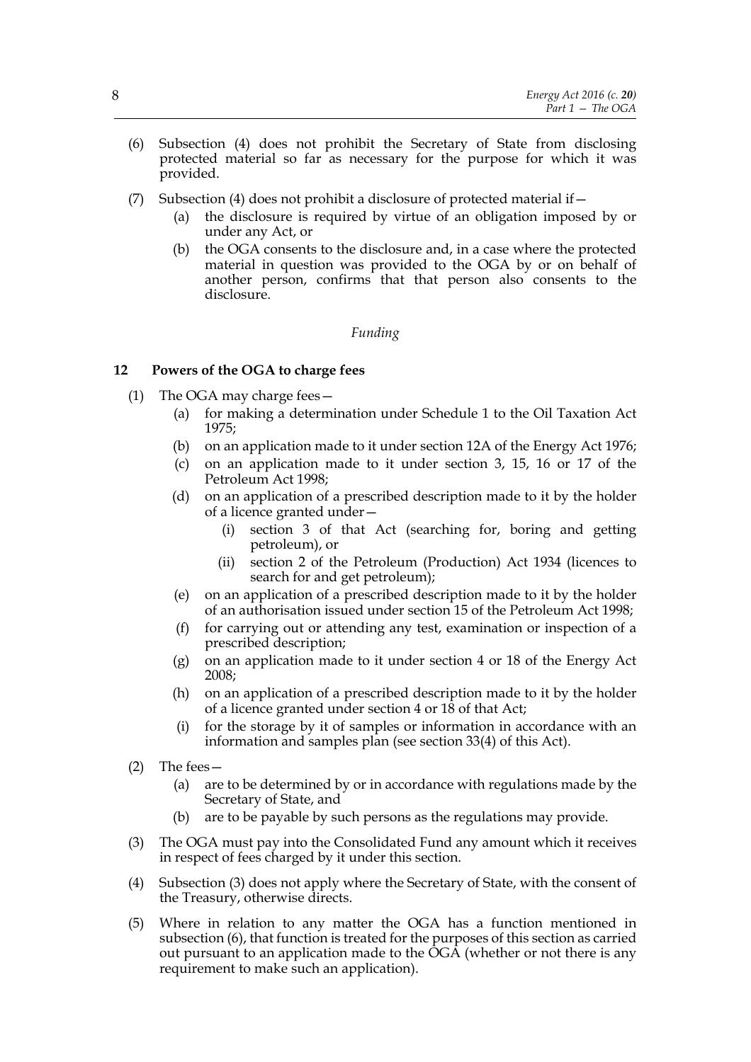(6) Subsection (4) does not prohibit the Secretary of State from disclosing protected material so far as necessary for the purpose for which it was provided.

(7) Subsection (4) does not prohibit a disclosure of protected material if—

  (a) the disclosure is required by virtue of an obligation imposed by or under any Act, or

  (b) the OGA consents to the disclosure and, in a case where the protected material in question was provided to the OGA by or on behalf of another person, confirms that that person also consents to the disclosure.

*Funding*

### 12 Powers of the OGA to charge fees

(1) The OGA may charge fees—

  (a) for making a determination under Schedule 1 to the Oil Taxation Act 1975;

  (b) on an application made to it under section 12A of the Energy Act 1976;

  (c) on an application made to it under section 3, 15, 16 or 17 of the Petroleum Act 1998;

  (d) on an application of a prescribed description made to it by the holder of a licence granted under—

    (i) section 3 of that Act (searching for, boring and getting petroleum), or

    (ii) section 2 of the Petroleum (Production) Act 1934 (licences to search for and get petroleum);

  (e) on an application of a prescribed description made to it by the holder of an authorisation issued under section 15 of the Petroleum Act 1998;

  (f) for carrying out or attending any test, examination or inspection of a prescribed description;

  (g) on an application made to it under section 4 or 18 of the Energy Act 2008;

  (h) on an application of a prescribed description made to it by the holder of a licence granted under section 4 or 18 of that Act;

  (i) for the storage by it of samples or information in accordance with an information and samples plan (see section 33(4) of this Act).

(2) The fees—

  (a) are to be determined by or in accordance with regulations made by the Secretary of State, and

  (b) are to be payable by such persons as the regulations may provide.

(3) The OGA must pay into the Consolidated Fund any amount which it receives in respect of fees charged by it under this section.

(4) Subsection (3) does not apply where the Secretary of State, with the consent of the Treasury, otherwise directs.

(5) Where in relation to any matter the OGA has a function mentioned in subsection (6), that function is treated for the purposes of this section as carried out pursuant to an application made to the OGA (whether or not there is any requirement to make such an application).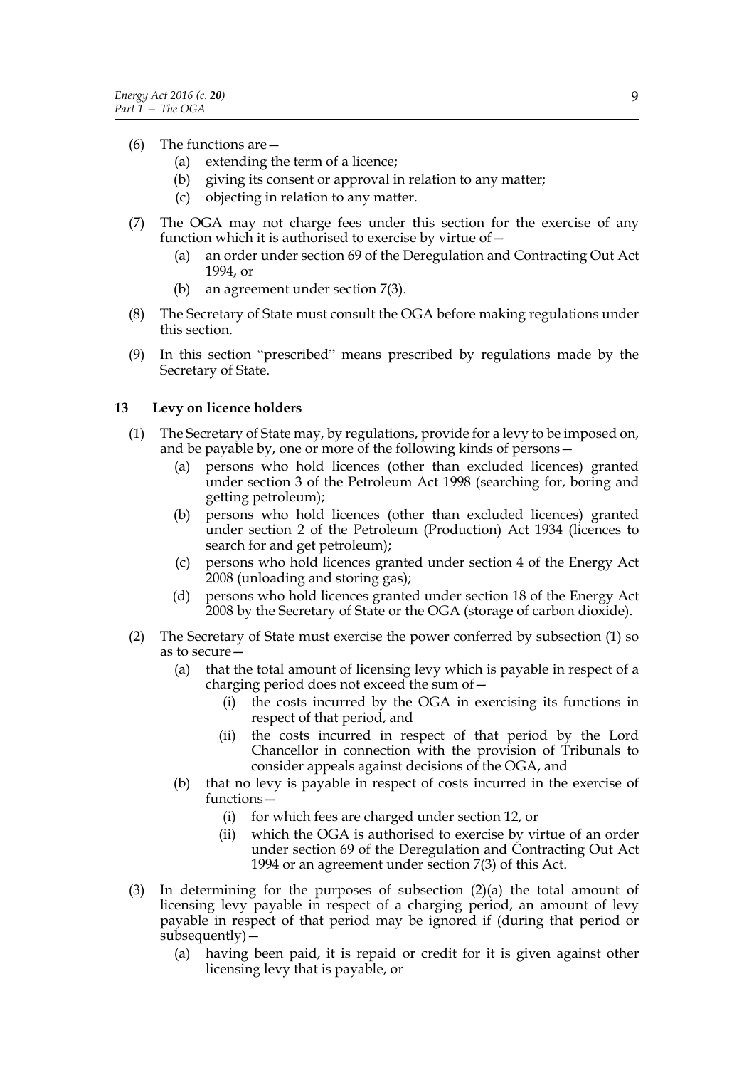(6) The functions are—

  (a) extending the term of a licence;

  (b) giving its consent or approval in relation to any matter;

  (c) objecting in relation to any matter.

(7) The OGA may not charge fees under this section for the exercise of any function which it is authorised to exercise by virtue of—

  (a) an order under section 69 of the Deregulation and Contracting Out Act 1994, or

  (b) an agreement under section 7(3).

(8) The Secretary of State must consult the OGA before making regulations under this section.

(9) In this section "prescribed" means prescribed by regulations made by the Secretary of State.

### 13 Levy on licence holders

(1) The Secretary of State may, by regulations, provide for a levy to be imposed on, and be payable by, one or more of the following kinds of persons—

  (a) persons who hold licences (other than excluded licences) granted under section 3 of the Petroleum Act 1998 (searching for, boring and getting petroleum);

  (b) persons who hold licences (other than excluded licences) granted under section 2 of the Petroleum (Production) Act 1934 (licences to search for and get petroleum);

  (c) persons who hold licences granted under section 4 of the Energy Act 2008 (unloading and storing gas);

  (d) persons who hold licences granted under section 18 of the Energy Act 2008 by the Secretary of State or the OGA (storage of carbon dioxide).

(2) The Secretary of State must exercise the power conferred by subsection (1) so as to secure—

  (a) that the total amount of licensing levy which is payable in respect of a charging period does not exceed the sum of—

    (i) the costs incurred by the OGA in exercising its functions in respect of that period, and

    (ii) the costs incurred in respect of that period by the Lord Chancellor in connection with the provision of Tribunals to consider appeals against decisions of the OGA, and

  (b) that no levy is payable in respect of costs incurred in the exercise of functions—

    (i) for which fees are charged under section 12, or

    (ii) which the OGA is authorised to exercise by virtue of an order under section 69 of the Deregulation and Contracting Out Act 1994 or an agreement under section 7(3) of this Act.

(3) In determining for the purposes of subsection (2)(a) the total amount of licensing levy payable in respect of a charging period, an amount of levy payable in respect of that period may be ignored if (during that period or subsequently)—

  (a) having been paid, it is repaid or credit for it is given against other licensing levy that is payable, or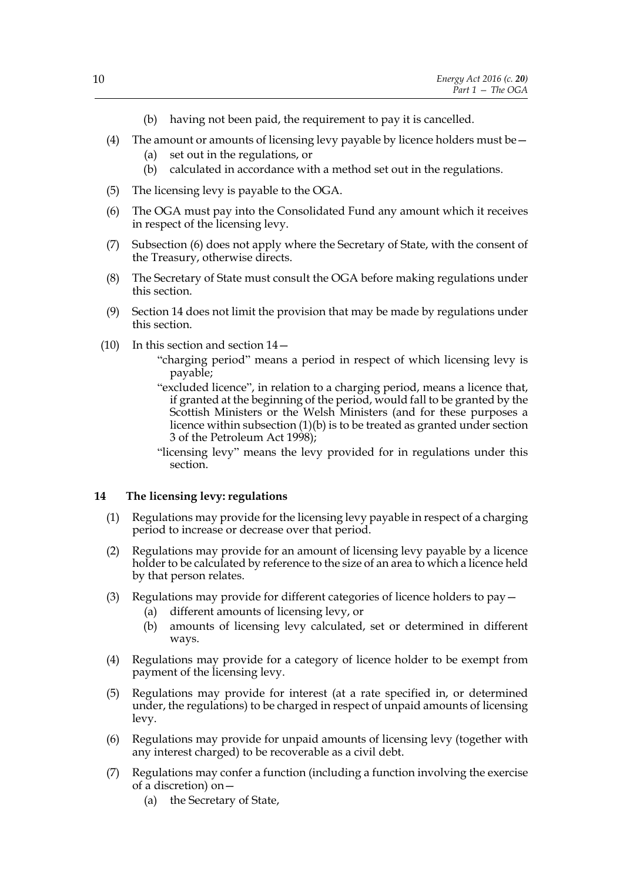(b) having not been paid, the requirement to pay it is cancelled.

(4) The amount or amounts of licensing levy payable by licence holders must be—

   (a) set out in the regulations, or

   (b) calculated in accordance with a method set out in the regulations.

(5) The licensing levy is payable to the OGA.

(6) The OGA must pay into the Consolidated Fund any amount which it receives in respect of the licensing levy.

(7) Subsection (6) does not apply where the Secretary of State, with the consent of the Treasury, otherwise directs.

(8) The Secretary of State must consult the OGA before making regulations under this section.

(9) Section 14 does not limit the provision that may be made by regulations under this section.

(10) In this section and section 14—

   "charging period" means a period in respect of which licensing levy is payable;

   "excluded licence", in relation to a charging period, means a licence that, if granted at the beginning of the period, would fall to be granted by the Scottish Ministers or the Welsh Ministers (and for these purposes a licence within subsection (1)(b) is to be treated as granted under section 3 of the Petroleum Act 1998);

   "licensing levy" means the levy provided for in regulations under this section.

## 14 The licensing levy: regulations

(1) Regulations may provide for the licensing levy payable in respect of a charging period to increase or decrease over that period.

(2) Regulations may provide for an amount of licensing levy payable by a licence holder to be calculated by reference to the size of an area to which a licence held by that person relates.

(3) Regulations may provide for different categories of licence holders to pay—

   (a) different amounts of licensing levy, or

   (b) amounts of licensing levy calculated, set or determined in different ways.

(4) Regulations may provide for a category of licence holder to be exempt from payment of the licensing levy.

(5) Regulations may provide for interest (at a rate specified in, or determined under, the regulations) to be charged in respect of unpaid amounts of licensing levy.

(6) Regulations may provide for unpaid amounts of licensing levy (together with any interest charged) to be recoverable as a civil debt.

(7) Regulations may confer a function (including a function involving the exercise of a discretion) on—

   (a) the Secretary of State,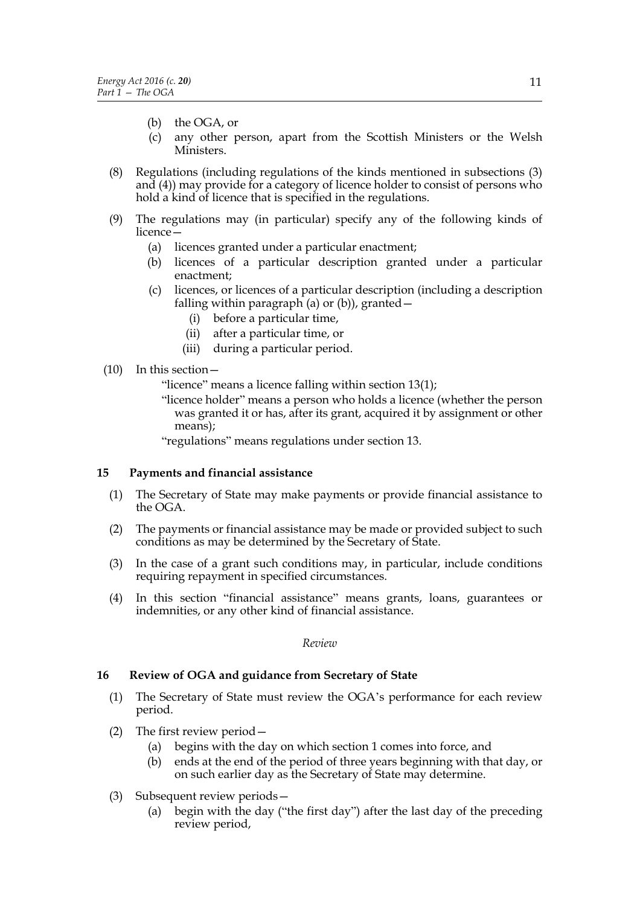(b) the OGA, or

(c) any other person, apart from the Scottish Ministers or the Welsh Ministers.

(8) Regulations (including regulations of the kinds mentioned in subsections (3) and (4)) may provide for a category of licence holder to consist of persons who hold a kind of licence that is specified in the regulations.

(9) The regulations may (in particular) specify any of the following kinds of licence—

(a) licences granted under a particular enactment;

(b) licences of a particular description granted under a particular enactment;

(c) licences, or licences of a particular description (including a description falling within paragraph (a) or (b)), granted—

(i) before a particular time,

(ii) after a particular time, or

(iii) during a particular period.

(10) In this section—

"licence" means a licence falling within section 13(1);

"licence holder" means a person who holds a licence (whether the person was granted it or has, after its grant, acquired it by assignment or other means);

"regulations" means regulations under section 13.

## 15 Payments and financial assistance

(1) The Secretary of State may make payments or provide financial assistance to the OGA.

(2) The payments or financial assistance may be made or provided subject to such conditions as may be determined by the Secretary of State.

(3) In the case of a grant such conditions may, in particular, include conditions requiring repayment in specified circumstances.

(4) In this section "financial assistance" means grants, loans, guarantees or indemnities, or any other kind of financial assistance.

*Review*

## 16 Review of OGA and guidance from Secretary of State

(1) The Secretary of State must review the OGA's performance for each review period.

(2) The first review period—

(a) begins with the day on which section 1 comes into force, and

(b) ends at the end of the period of three years beginning with that day, or on such earlier day as the Secretary of State may determine.

(3) Subsequent review periods—

(a) begin with the day ("the first day") after the last day of the preceding review period,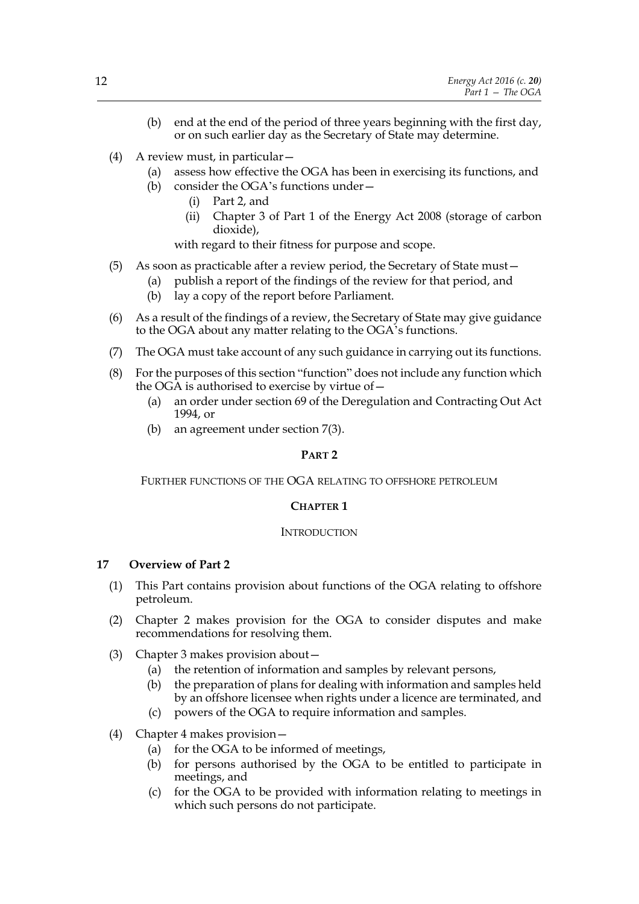(b) end at the end of the period of three years beginning with the first day, or on such earlier day as the Secretary of State may determine.

(4) A review must, in particular—

(a) assess how effective the OGA has been in exercising its functions, and

(b) consider the OGA's functions under—

(i) Part 2, and

(ii) Chapter 3 of Part 1 of the Energy Act 2008 (storage of carbon dioxide),

with regard to their fitness for purpose and scope.

(5) As soon as practicable after a review period, the Secretary of State must—

(a) publish a report of the findings of the review for that period, and

(b) lay a copy of the report before Parliament.

(6) As a result of the findings of a review, the Secretary of State may give guidance to the OGA about any matter relating to the OGA's functions.

(7) The OGA must take account of any such guidance in carrying out its functions.

(8) For the purposes of this section "function" does not include any function which the OGA is authorised to exercise by virtue of—

(a) an order under section 69 of the Deregulation and Contracting Out Act 1994, or

(b) an agreement under section 7(3).

## PART 2

### FURTHER FUNCTIONS OF THE OGA RELATING TO OFFSHORE PETROLEUM

### CHAPTER 1

#### INTRODUCTION

**17 Overview of Part 2**

(1) This Part contains provision about functions of the OGA relating to offshore petroleum.

(2) Chapter 2 makes provision for the OGA to consider disputes and make recommendations for resolving them.

(3) Chapter 3 makes provision about—

(a) the retention of information and samples by relevant persons,

(b) the preparation of plans for dealing with information and samples held by an offshore licensee when rights under a licence are terminated, and

(c) powers of the OGA to require information and samples.

(4) Chapter 4 makes provision—

(a) for the OGA to be informed of meetings,

(b) for persons authorised by the OGA to be entitled to participate in meetings, and

(c) for the OGA to be provided with information relating to meetings in which such persons do not participate.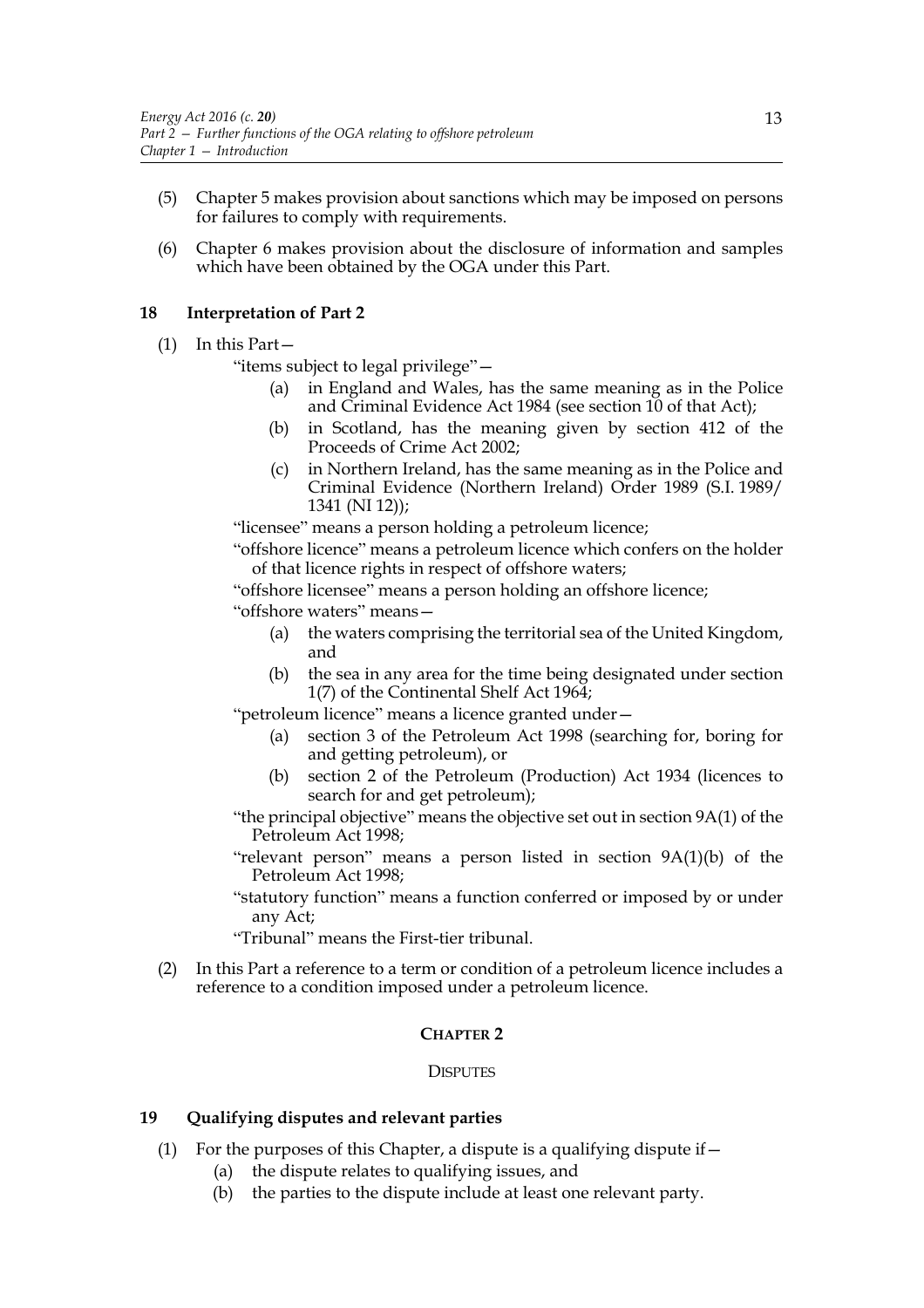(5) Chapter 5 makes provision about sanctions which may be imposed on persons for failures to comply with requirements.

(6) Chapter 6 makes provision about the disclosure of information and samples which have been obtained by the OGA under this Part.

### 18 Interpretation of Part 2

(1) In this Part—

"items subject to legal privilege"—

(a) in England and Wales, has the same meaning as in the Police and Criminal Evidence Act 1984 (see section 10 of that Act);

(b) in Scotland, has the meaning given by section 412 of the Proceeds of Crime Act 2002;

(c) in Northern Ireland, has the same meaning as in the Police and Criminal Evidence (Northern Ireland) Order 1989 (S.I. 1989/1341 (NI 12));

"licensee" means a person holding a petroleum licence;

"offshore licence" means a petroleum licence which confers on the holder of that licence rights in respect of offshore waters;

"offshore licensee" means a person holding an offshore licence;

"offshore waters" means—

(a) the waters comprising the territorial sea of the United Kingdom, and

(b) the sea in any area for the time being designated under section 1(7) of the Continental Shelf Act 1964;

"petroleum licence" means a licence granted under—

(a) section 3 of the Petroleum Act 1998 (searching for, boring for and getting petroleum), or

(b) section 2 of the Petroleum (Production) Act 1934 (licences to search for and get petroleum);

"the principal objective" means the objective set out in section 9A(1) of the Petroleum Act 1998;

"relevant person" means a person listed in section 9A(1)(b) of the Petroleum Act 1998;

"statutory function" means a function conferred or imposed by or under any Act;

"Tribunal" means the First-tier tribunal.

(2) In this Part a reference to a term or condition of a petroleum licence includes a reference to a condition imposed under a petroleum licence.

## CHAPTER 2

## DISPUTES

### 19 Qualifying disputes and relevant parties

(1) For the purposes of this Chapter, a dispute is a qualifying dispute if—

(a) the dispute relates to qualifying issues, and

(b) the parties to the dispute include at least one relevant party.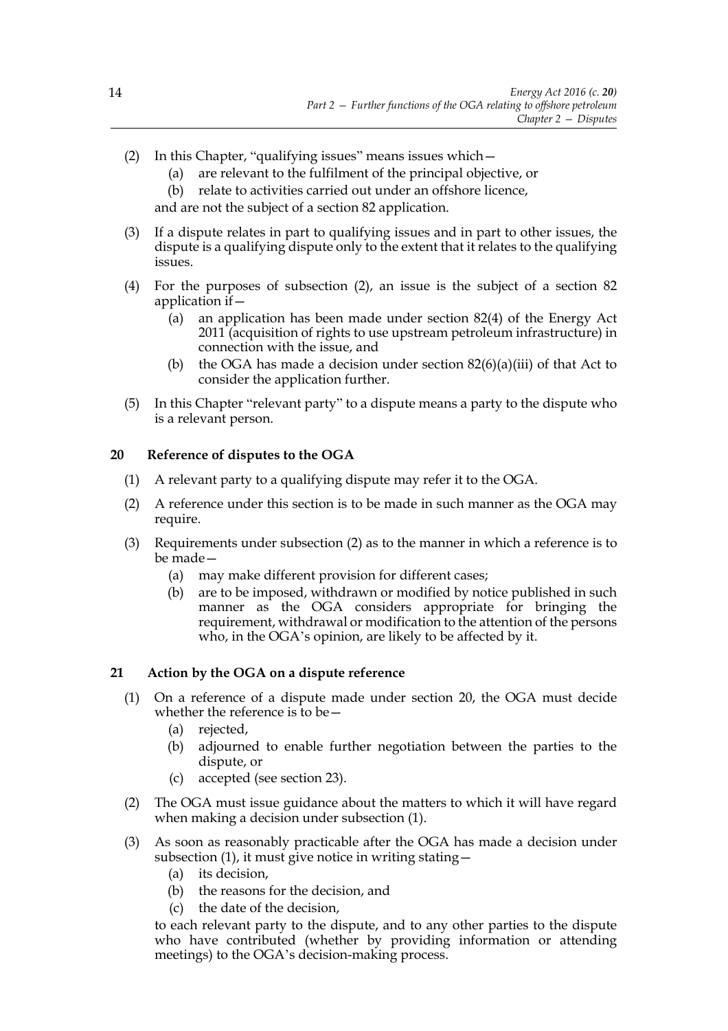(2) In this Chapter, "qualifying issues" means issues which—

  (a) are relevant to the fulfilment of the principal objective, or

  (b) relate to activities carried out under an offshore licence,

and are not the subject of a section 82 application.

(3) If a dispute relates in part to qualifying issues and in part to other issues, the dispute is a qualifying dispute only to the extent that it relates to the qualifying issues.

(4) For the purposes of subsection (2), an issue is the subject of a section 82 application if—

  (a) an application has been made under section 82(4) of the Energy Act 2011 (acquisition of rights to use upstream petroleum infrastructure) in connection with the issue, and

  (b) the OGA has made a decision under section 82(6)(a)(iii) of that Act to consider the application further.

(5) In this Chapter "relevant party" to a dispute means a party to the dispute who is a relevant person.

### 20 Reference of disputes to the OGA

(1) A relevant party to a qualifying dispute may refer it to the OGA.

(2) A reference under this section is to be made in such manner as the OGA may require.

(3) Requirements under subsection (2) as to the manner in which a reference is to be made—

  (a) may make different provision for different cases;

  (b) are to be imposed, withdrawn or modified by notice published in such manner as the OGA considers appropriate for bringing the requirement, withdrawal or modification to the attention of the persons who, in the OGA's opinion, are likely to be affected by it.

### 21 Action by the OGA on a dispute reference

(1) On a reference of a dispute made under section 20, the OGA must decide whether the reference is to be—

  (a) rejected,

  (b) adjourned to enable further negotiation between the parties to the dispute, or

  (c) accepted (see section 23).

(2) The OGA must issue guidance about the matters to which it will have regard when making a decision under subsection (1).

(3) As soon as reasonably practicable after the OGA has made a decision under subsection (1), it must give notice in writing stating—

  (a) its decision,

  (b) the reasons for the decision, and

  (c) the date of the decision,

to each relevant party to the dispute, and to any other parties to the dispute who have contributed (whether by providing information or attending meetings) to the OGA's decision-making process.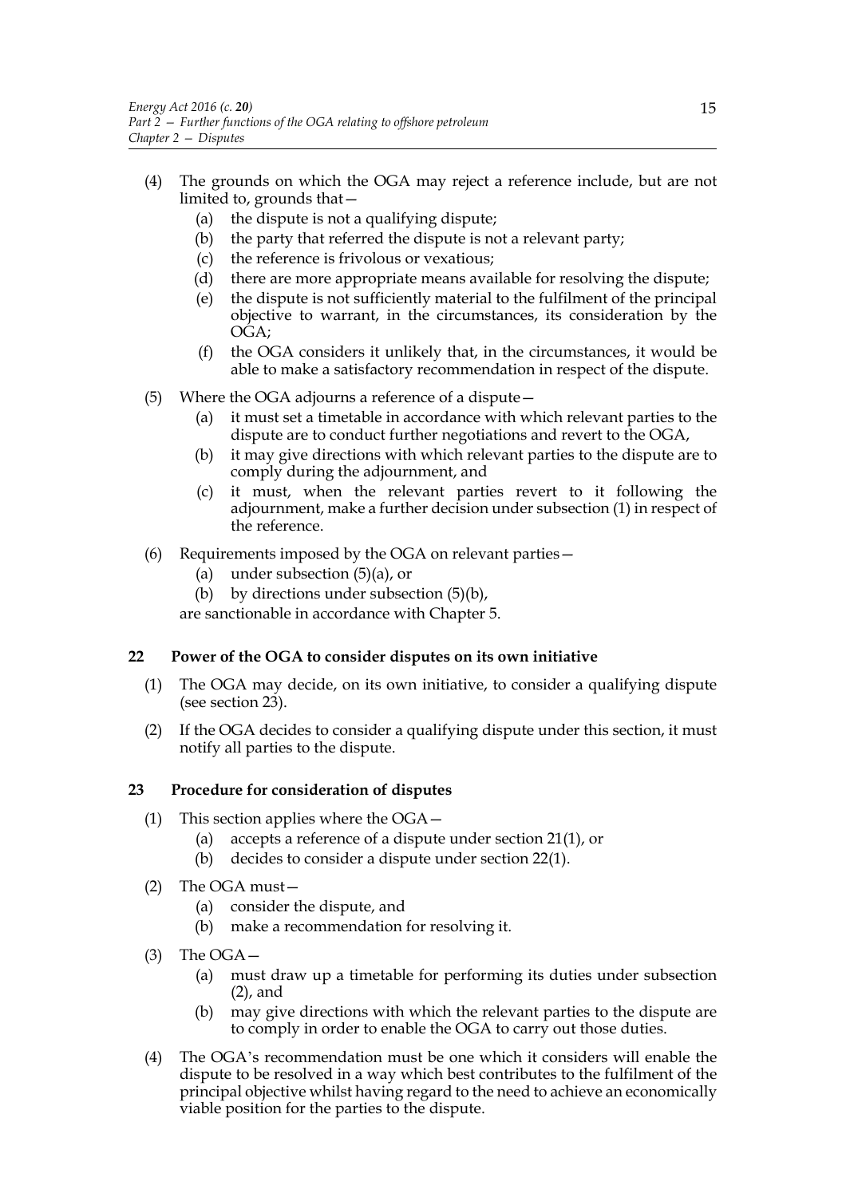(4) The grounds on which the OGA may reject a reference include, but are not limited to, grounds that—

   (a) the dispute is not a qualifying dispute;

   (b) the party that referred the dispute is not a relevant party;

   (c) the reference is frivolous or vexatious;

   (d) there are more appropriate means available for resolving the dispute;

   (e) the dispute is not sufficiently material to the fulfilment of the principal objective to warrant, in the circumstances, its consideration by the OGA;

   (f) the OGA considers it unlikely that, in the circumstances, it would be able to make a satisfactory recommendation in respect of the dispute.

(5) Where the OGA adjourns a reference of a dispute—

   (a) it must set a timetable in accordance with which relevant parties to the dispute are to conduct further negotiations and revert to the OGA,

   (b) it may give directions with which relevant parties to the dispute are to comply during the adjournment, and

   (c) it must, when the relevant parties revert to it following the adjournment, make a further decision under subsection (1) in respect of the reference.

(6) Requirements imposed by the OGA on relevant parties—

   (a) under subsection (5)(a), or

   (b) by directions under subsection (5)(b),

are sanctionable in accordance with Chapter 5.

### 22 Power of the OGA to consider disputes on its own initiative

(1) The OGA may decide, on its own initiative, to consider a qualifying dispute (see section 23).

(2) If the OGA decides to consider a qualifying dispute under this section, it must notify all parties to the dispute.

### 23 Procedure for consideration of disputes

(1) This section applies where the OGA—

   (a) accepts a reference of a dispute under section 21(1), or

   (b) decides to consider a dispute under section 22(1).

(2) The OGA must—

   (a) consider the dispute, and

   (b) make a recommendation for resolving it.

(3) The OGA—

   (a) must draw up a timetable for performing its duties under subsection (2), and

   (b) may give directions with which the relevant parties to the dispute are to comply in order to enable the OGA to carry out those duties.

(4) The OGA's recommendation must be one which it considers will enable the dispute to be resolved in a way which best contributes to the fulfilment of the principal objective whilst having regard to the need to achieve an economically viable position for the parties to the dispute.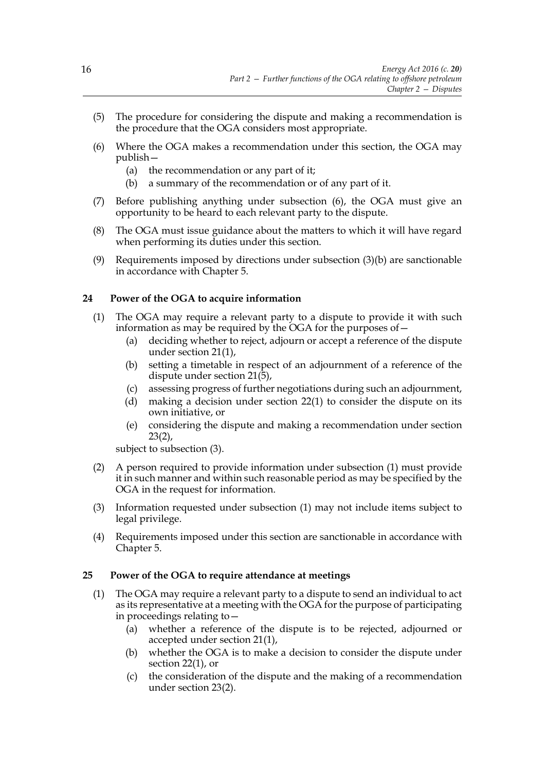(5) The procedure for considering the dispute and making a recommendation is the procedure that the OGA considers most appropriate.

(6) Where the OGA makes a recommendation under this section, the OGA may publish—

 (a) the recommendation or any part of it;

 (b) a summary of the recommendation or of any part of it.

(7) Before publishing anything under subsection (6), the OGA must give an opportunity to be heard to each relevant party to the dispute.

(8) The OGA must issue guidance about the matters to which it will have regard when performing its duties under this section.

(9) Requirements imposed by directions under subsection (3)(b) are sanctionable in accordance with Chapter 5.

### 24 Power of the OGA to acquire information

(1) The OGA may require a relevant party to a dispute to provide it with such information as may be required by the OGA for the purposes of—

 (a) deciding whether to reject, adjourn or accept a reference of the dispute under section 21(1),

 (b) setting a timetable in respect of an adjournment of a reference of the dispute under section 21(5),

 (c) assessing progress of further negotiations during such an adjournment,

 (d) making a decision under section 22(1) to consider the dispute on its own initiative, or

 (e) considering the dispute and making a recommendation under section 23(2),

subject to subsection (3).

(2) A person required to provide information under subsection (1) must provide it in such manner and within such reasonable period as may be specified by the OGA in the request for information.

(3) Information requested under subsection (1) may not include items subject to legal privilege.

(4) Requirements imposed under this section are sanctionable in accordance with Chapter 5.

### 25 Power of the OGA to require attendance at meetings

(1) The OGA may require a relevant party to a dispute to send an individual to act as its representative at a meeting with the OGA for the purpose of participating in proceedings relating to—

 (a) whether a reference of the dispute is to be rejected, adjourned or accepted under section 21(1),

 (b) whether the OGA is to make a decision to consider the dispute under section 22(1), or

 (c) the consideration of the dispute and the making of a recommendation under section 23(2).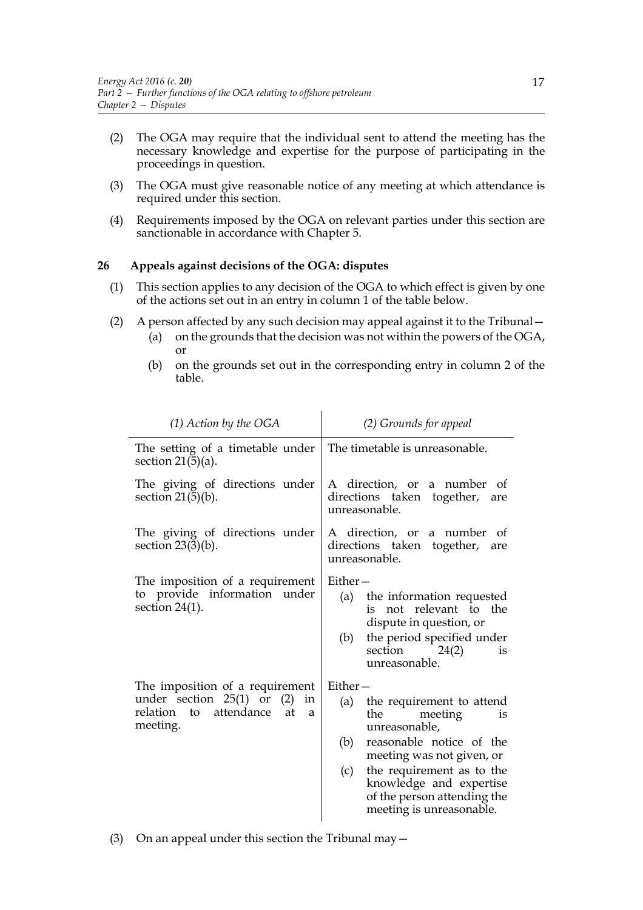(2) The OGA may require that the individual sent to attend the meeting has the necessary knowledge and expertise for the purpose of participating in the proceedings in question.

(3) The OGA must give reasonable notice of any meeting at which attendance is required under this section.

(4) Requirements imposed by the OGA on relevant parties under this section are sanctionable in accordance with Chapter 5.

**26 Appeals against decisions of the OGA: disputes**

(1) This section applies to any decision of the OGA to which effect is given by one of the actions set out in an entry in column 1 of the table below.

(2) A person affected by any such decision may appeal against it to the Tribunal—

(a) on the grounds that the decision was not within the powers of the OGA, or

(b) on the grounds set out in the corresponding entry in column 2 of the table.

| *(1) Action by the OGA* | *(2) Grounds for appeal* |
|---|---|
| The setting of a timetable under section 21(5)(a). | The timetable is unreasonable. |
| The giving of directions under section 21(5)(b). | A direction, or a number of directions taken together, are unreasonable. |
| The giving of directions under section 23(3)(b). | A direction, or a number of directions taken together, are unreasonable. |
| The imposition of a requirement to provide information under section 24(1). | Either— (a) the information requested is not relevant to the dispute in question, or (b) the period specified under section 24(2) is unreasonable. |
| The imposition of a requirement under section 25(1) or (2) in relation to attendance at a meeting. | Either— (a) the requirement to attend the meeting is unreasonable, (b) reasonable notice of the meeting was not given, or (c) the requirement as to the knowledge and expertise of the person attending the meeting is unreasonable. |

(3) On an appeal under this section the Tribunal may—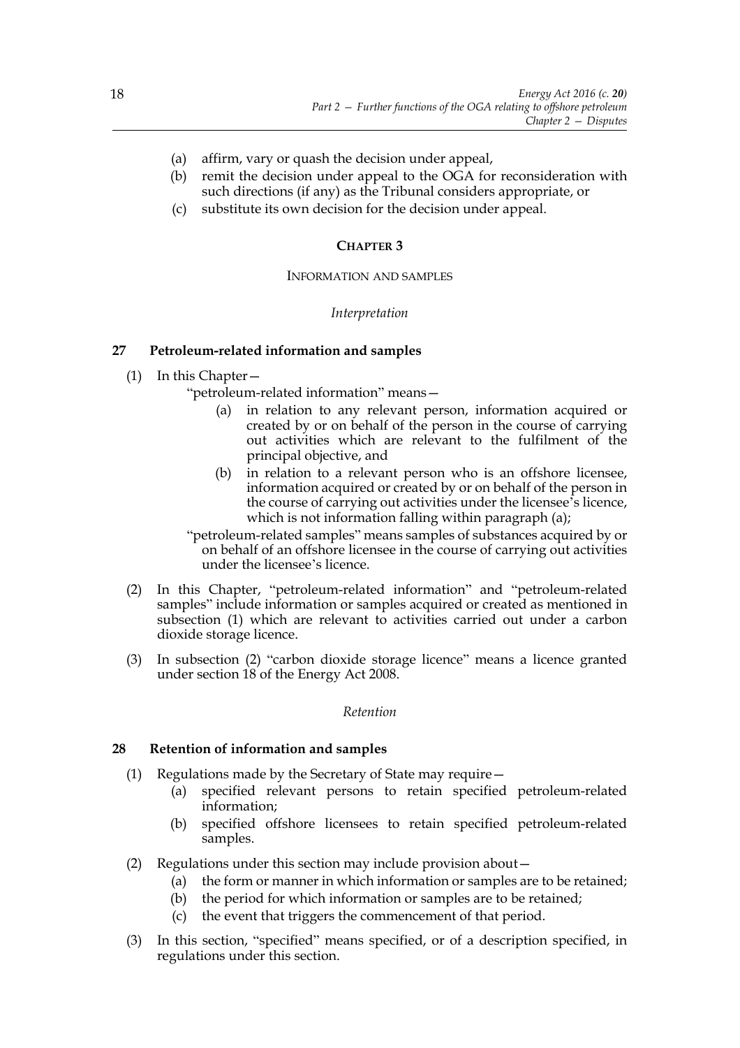(a) affirm, vary or quash the decision under appeal,

(b) remit the decision under appeal to the OGA for reconsideration with such directions (if any) as the Tribunal considers appropriate, or

(c) substitute its own decision for the decision under appeal.

## CHAPTER 3

### INFORMATION AND SAMPLES

*Interpretation*

**27 Petroleum-related information and samples**

(1) In this Chapter—

"petroleum-related information" means—

(a) in relation to any relevant person, information acquired or created by or on behalf of the person in the course of carrying out activities which are relevant to the fulfilment of the principal objective, and

(b) in relation to a relevant person who is an offshore licensee, information acquired or created by or on behalf of the person in the course of carrying out activities under the licensee's licence, which is not information falling within paragraph (a);

"petroleum-related samples" means samples of substances acquired by or on behalf of an offshore licensee in the course of carrying out activities under the licensee's licence.

(2) In this Chapter, "petroleum-related information" and "petroleum-related samples" include information or samples acquired or created as mentioned in subsection (1) which are relevant to activities carried out under a carbon dioxide storage licence.

(3) In subsection (2) "carbon dioxide storage licence" means a licence granted under section 18 of the Energy Act 2008.

*Retention*

**28 Retention of information and samples**

(1) Regulations made by the Secretary of State may require—

(a) specified relevant persons to retain specified petroleum-related information;

(b) specified offshore licensees to retain specified petroleum-related samples.

(2) Regulations under this section may include provision about—

(a) the form or manner in which information or samples are to be retained;

(b) the period for which information or samples are to be retained;

(c) the event that triggers the commencement of that period.

(3) In this section, "specified" means specified, or of a description specified, in regulations under this section.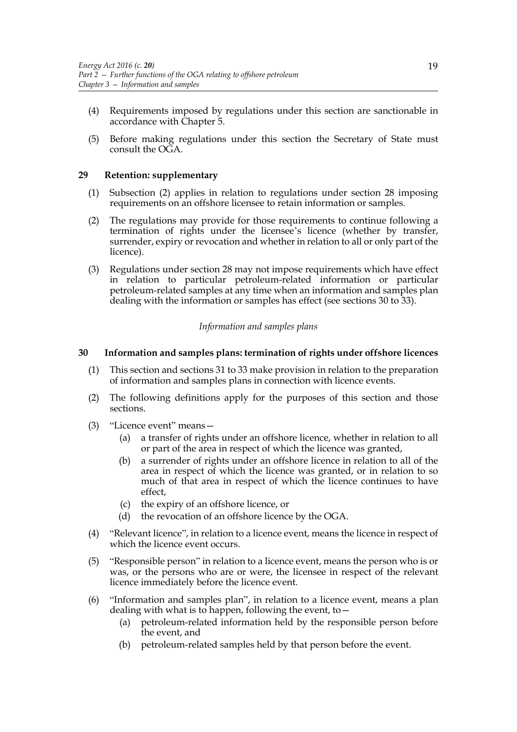(4) Requirements imposed by regulations under this section are sanctionable in accordance with Chapter 5.

(5) Before making regulations under this section the Secretary of State must consult the OGA.

## 29 Retention: supplementary

(1) Subsection (2) applies in relation to regulations under section 28 imposing requirements on an offshore licensee to retain information or samples.

(2) The regulations may provide for those requirements to continue following a termination of rights under the licensee's licence (whether by transfer, surrender, expiry or revocation and whether in relation to all or only part of the licence).

(3) Regulations under section 28 may not impose requirements which have effect in relation to particular petroleum-related information or particular petroleum-related samples at any time when an information and samples plan dealing with the information or samples has effect (see sections 30 to 33).

*Information and samples plans*

## 30 Information and samples plans: termination of rights under offshore licences

(1) This section and sections 31 to 33 make provision in relation to the preparation of information and samples plans in connection with licence events.

(2) The following definitions apply for the purposes of this section and those sections.

(3) "Licence event" means—

(a) a transfer of rights under an offshore licence, whether in relation to all or part of the area in respect of which the licence was granted,

(b) a surrender of rights under an offshore licence in relation to all of the area in respect of which the licence was granted, or in relation to so much of that area in respect of which the licence continues to have effect,

(c) the expiry of an offshore licence, or

(d) the revocation of an offshore licence by the OGA.

(4) "Relevant licence", in relation to a licence event, means the licence in respect of which the licence event occurs.

(5) "Responsible person" in relation to a licence event, means the person who is or was, or the persons who are or were, the licensee in respect of the relevant licence immediately before the licence event.

(6) "Information and samples plan", in relation to a licence event, means a plan dealing with what is to happen, following the event, to—

(a) petroleum-related information held by the responsible person before the event, and

(b) petroleum-related samples held by that person before the event.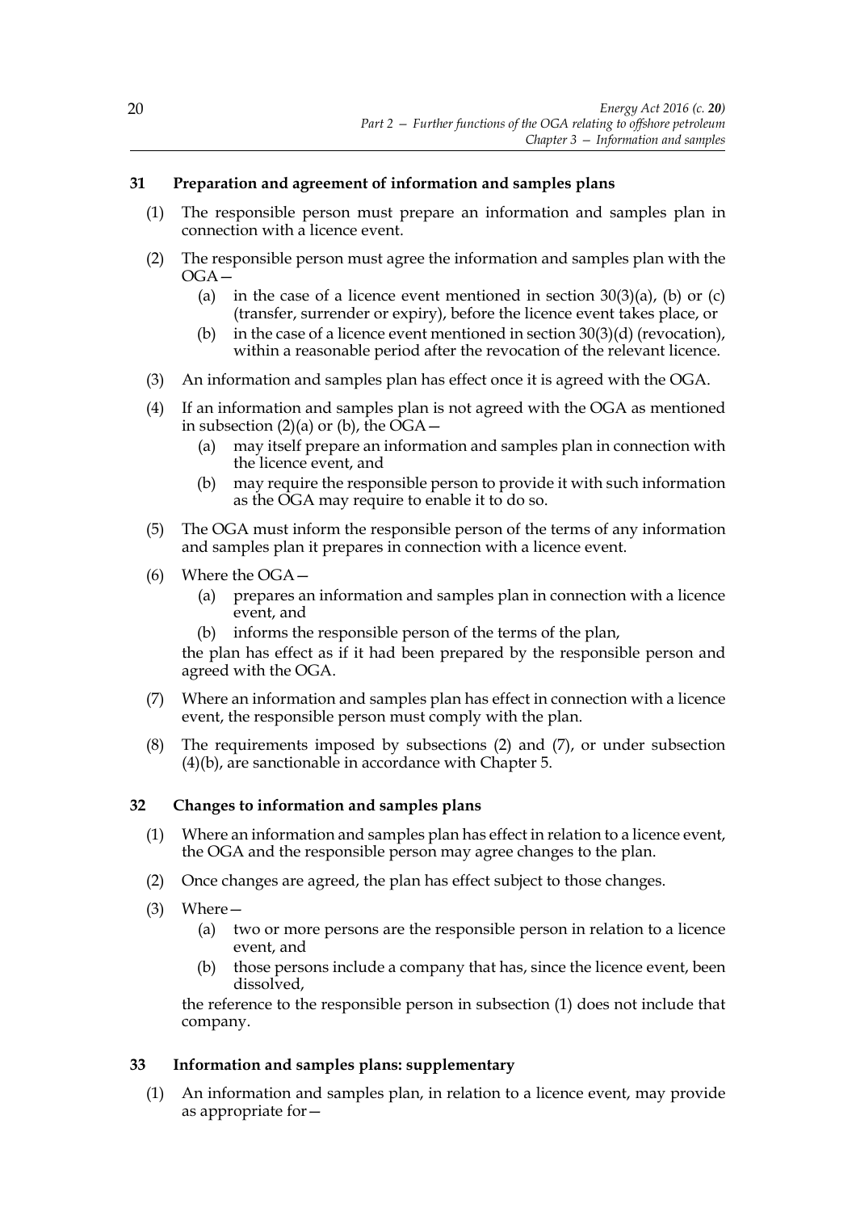### 31 Preparation and agreement of information and samples plans

(1) The responsible person must prepare an information and samples plan in connection with a licence event.

(2) The responsible person must agree the information and samples plan with the OGA—

(a) in the case of a licence event mentioned in section 30(3)(a), (b) or (c) (transfer, surrender or expiry), before the licence event takes place, or

(b) in the case of a licence event mentioned in section 30(3)(d) (revocation), within a reasonable period after the revocation of the relevant licence.

(3) An information and samples plan has effect once it is agreed with the OGA.

(4) If an information and samples plan is not agreed with the OGA as mentioned in subsection (2)(a) or (b), the OGA—

(a) may itself prepare an information and samples plan in connection with the licence event, and

(b) may require the responsible person to provide it with such information as the OGA may require to enable it to do so.

(5) The OGA must inform the responsible person of the terms of any information and samples plan it prepares in connection with a licence event.

(6) Where the OGA—

(a) prepares an information and samples plan in connection with a licence event, and

(b) informs the responsible person of the terms of the plan,

the plan has effect as if it had been prepared by the responsible person and agreed with the OGA.

(7) Where an information and samples plan has effect in connection with a licence event, the responsible person must comply with the plan.

(8) The requirements imposed by subsections (2) and (7), or under subsection (4)(b), are sanctionable in accordance with Chapter 5.

### 32 Changes to information and samples plans

(1) Where an information and samples plan has effect in relation to a licence event, the OGA and the responsible person may agree changes to the plan.

(2) Once changes are agreed, the plan has effect subject to those changes.

(3) Where—

(a) two or more persons are the responsible person in relation to a licence event, and

(b) those persons include a company that has, since the licence event, been dissolved,

the reference to the responsible person in subsection (1) does not include that company.

### 33 Information and samples plans: supplementary

(1) An information and samples plan, in relation to a licence event, may provide as appropriate for—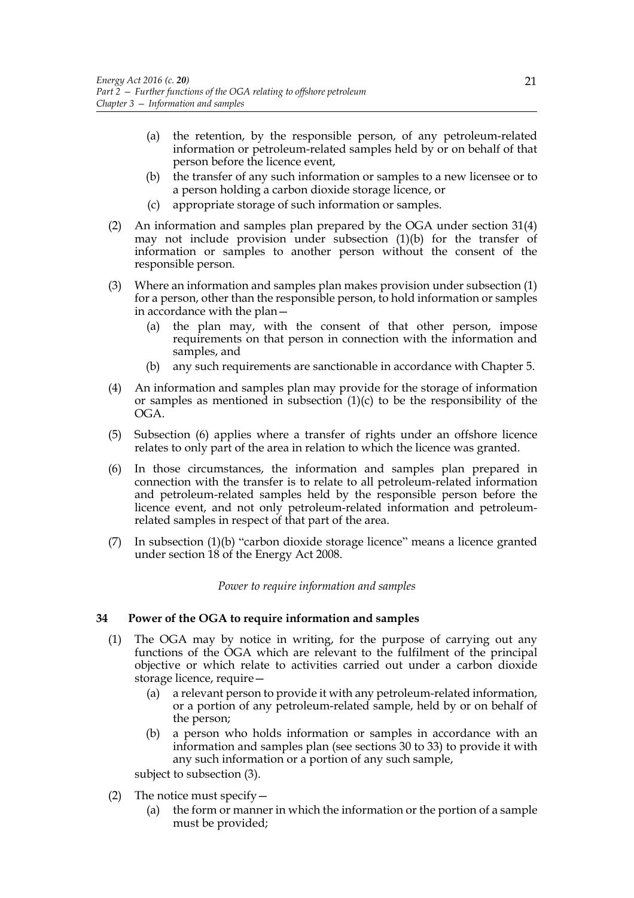(a) the retention, by the responsible person, of any petroleum-related information or petroleum-related samples held by or on behalf of that person before the licence event,

(b) the transfer of any such information or samples to a new licensee or to a person holding a carbon dioxide storage licence, or

(c) appropriate storage of such information or samples.

(2) An information and samples plan prepared by the OGA under section 31(4) may not include provision under subsection (1)(b) for the transfer of information or samples to another person without the consent of the responsible person.

(3) Where an information and samples plan makes provision under subsection (1) for a person, other than the responsible person, to hold information or samples in accordance with the plan—

(a) the plan may, with the consent of that other person, impose requirements on that person in connection with the information and samples, and

(b) any such requirements are sanctionable in accordance with Chapter 5.

(4) An information and samples plan may provide for the storage of information or samples as mentioned in subsection (1)(c) to be the responsibility of the OGA.

(5) Subsection (6) applies where a transfer of rights under an offshore licence relates to only part of the area in relation to which the licence was granted.

(6) In those circumstances, the information and samples plan prepared in connection with the transfer is to relate to all petroleum-related information and petroleum-related samples held by the responsible person before the licence event, and not only petroleum-related information and petroleum-related samples in respect of that part of the area.

(7) In subsection (1)(b) "carbon dioxide storage licence" means a licence granted under section 18 of the Energy Act 2008.

*Power to require information and samples*

**34 Power of the OGA to require information and samples**

(1) The OGA may by notice in writing, for the purpose of carrying out any functions of the OGA which are relevant to the fulfilment of the principal objective or which relate to activities carried out under a carbon dioxide storage licence, require—

(a) a relevant person to provide it with any petroleum-related information, or a portion of any petroleum-related sample, held by or on behalf of the person;

(b) a person who holds information or samples in accordance with an information and samples plan (see sections 30 to 33) to provide it with any such information or a portion of any such sample,

subject to subsection (3).

(2) The notice must specify—

(a) the form or manner in which the information or the portion of a sample must be provided;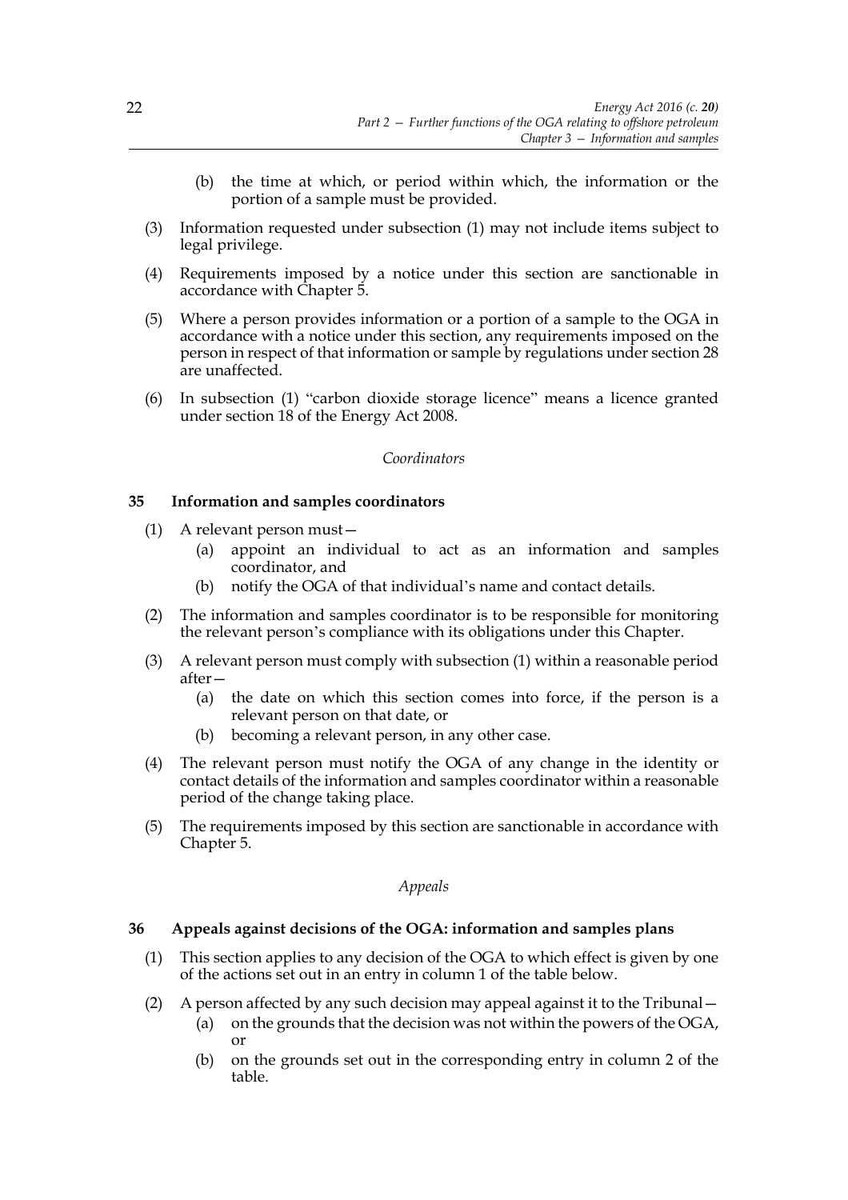(b) the time at which, or period within which, the information or the portion of a sample must be provided.

(3) Information requested under subsection (1) may not include items subject to legal privilege.

(4) Requirements imposed by a notice under this section are sanctionable in accordance with Chapter 5.

(5) Where a person provides information or a portion of a sample to the OGA in accordance with a notice under this section, any requirements imposed on the person in respect of that information or sample by regulations under section 28 are unaffected.

(6) In subsection (1) "carbon dioxide storage licence" means a licence granted under section 18 of the Energy Act 2008.

*Coordinators*

**35 Information and samples coordinators**

(1) A relevant person must—

(a) appoint an individual to act as an information and samples coordinator, and

(b) notify the OGA of that individual's name and contact details.

(2) The information and samples coordinator is to be responsible for monitoring the relevant person's compliance with its obligations under this Chapter.

(3) A relevant person must comply with subsection (1) within a reasonable period after—

(a) the date on which this section comes into force, if the person is a relevant person on that date, or

(b) becoming a relevant person, in any other case.

(4) The relevant person must notify the OGA of any change in the identity or contact details of the information and samples coordinator within a reasonable period of the change taking place.

(5) The requirements imposed by this section are sanctionable in accordance with Chapter 5.

*Appeals*

**36 Appeals against decisions of the OGA: information and samples plans**

(1) This section applies to any decision of the OGA to which effect is given by one of the actions set out in an entry in column 1 of the table below.

(2) A person affected by any such decision may appeal against it to the Tribunal—

(a) on the grounds that the decision was not within the powers of the OGA, or

(b) on the grounds set out in the corresponding entry in column 2 of the table.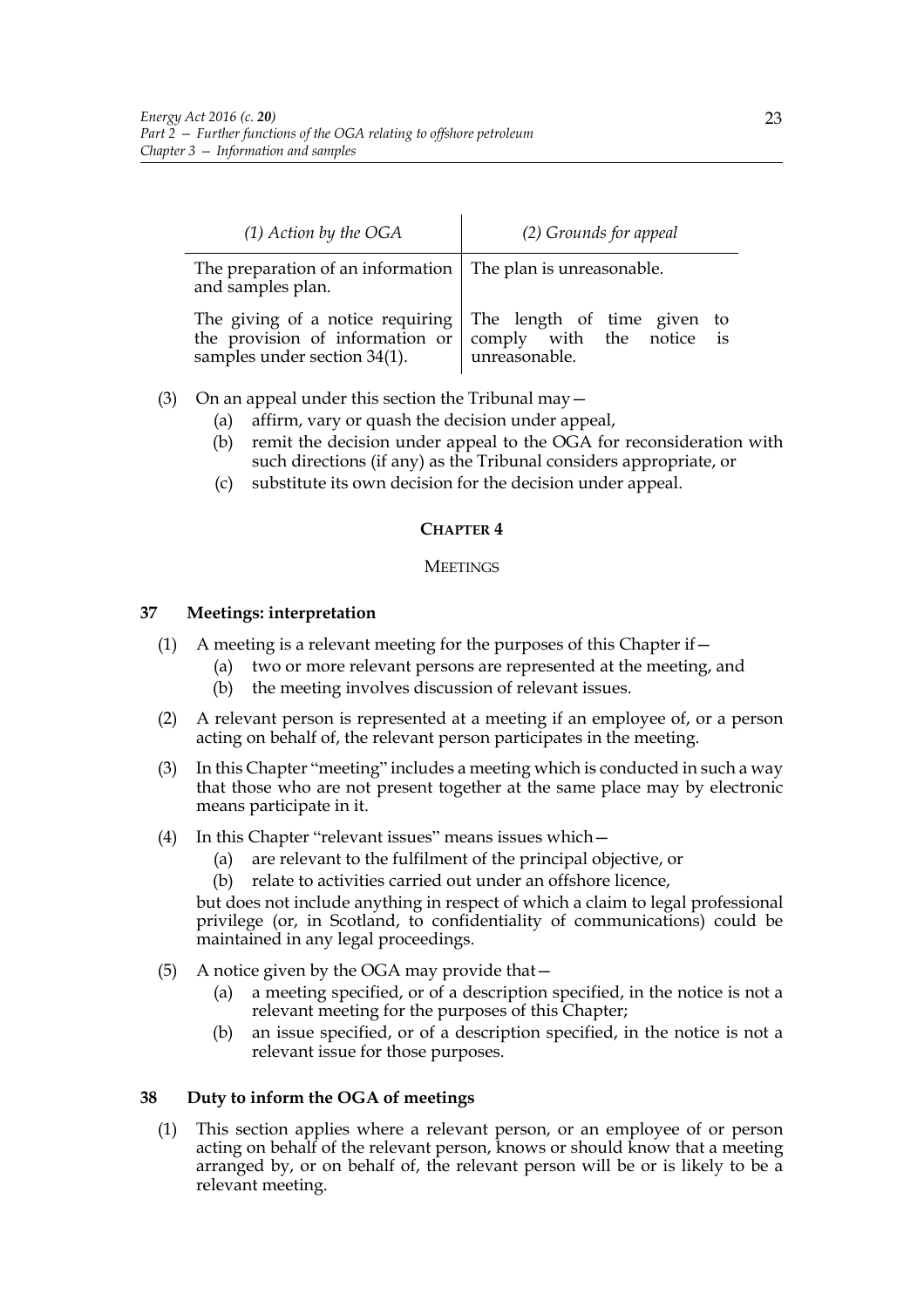| (1) Action by the OGA | (2) Grounds for appeal |
|---|---|
| The preparation of an information and samples plan. | The plan is unreasonable. |
| The giving of a notice requiring the provision of information or samples under section 34(1). | The length of time given to comply with the notice is unreasonable. |

(3) On an appeal under this section the Tribunal may—

(a) affirm, vary or quash the decision under appeal,

(b) remit the decision under appeal to the OGA for reconsideration with such directions (if any) as the Tribunal considers appropriate, or

(c) substitute its own decision for the decision under appeal.

## CHAPTER 4

### MEETINGS

**37 Meetings: interpretation**

(1) A meeting is a relevant meeting for the purposes of this Chapter if—

(a) two or more relevant persons are represented at the meeting, and

(b) the meeting involves discussion of relevant issues.

(2) A relevant person is represented at a meeting if an employee of, or a person acting on behalf of, the relevant person participates in the meeting.

(3) In this Chapter "meeting" includes a meeting which is conducted in such a way that those who are not present together at the same place may by electronic means participate in it.

(4) In this Chapter "relevant issues" means issues which—

(a) are relevant to the fulfilment of the principal objective, or

(b) relate to activities carried out under an offshore licence,

but does not include anything in respect of which a claim to legal professional privilege (or, in Scotland, to confidentiality of communications) could be maintained in any legal proceedings.

(5) A notice given by the OGA may provide that—

(a) a meeting specified, or of a description specified, in the notice is not a relevant meeting for the purposes of this Chapter;

(b) an issue specified, or of a description specified, in the notice is not a relevant issue for those purposes.

**38 Duty to inform the OGA of meetings**

(1) This section applies where a relevant person, or an employee of or person acting on behalf of the relevant person, knows or should know that a meeting arranged by, or on behalf of, the relevant person will be or is likely to be a relevant meeting.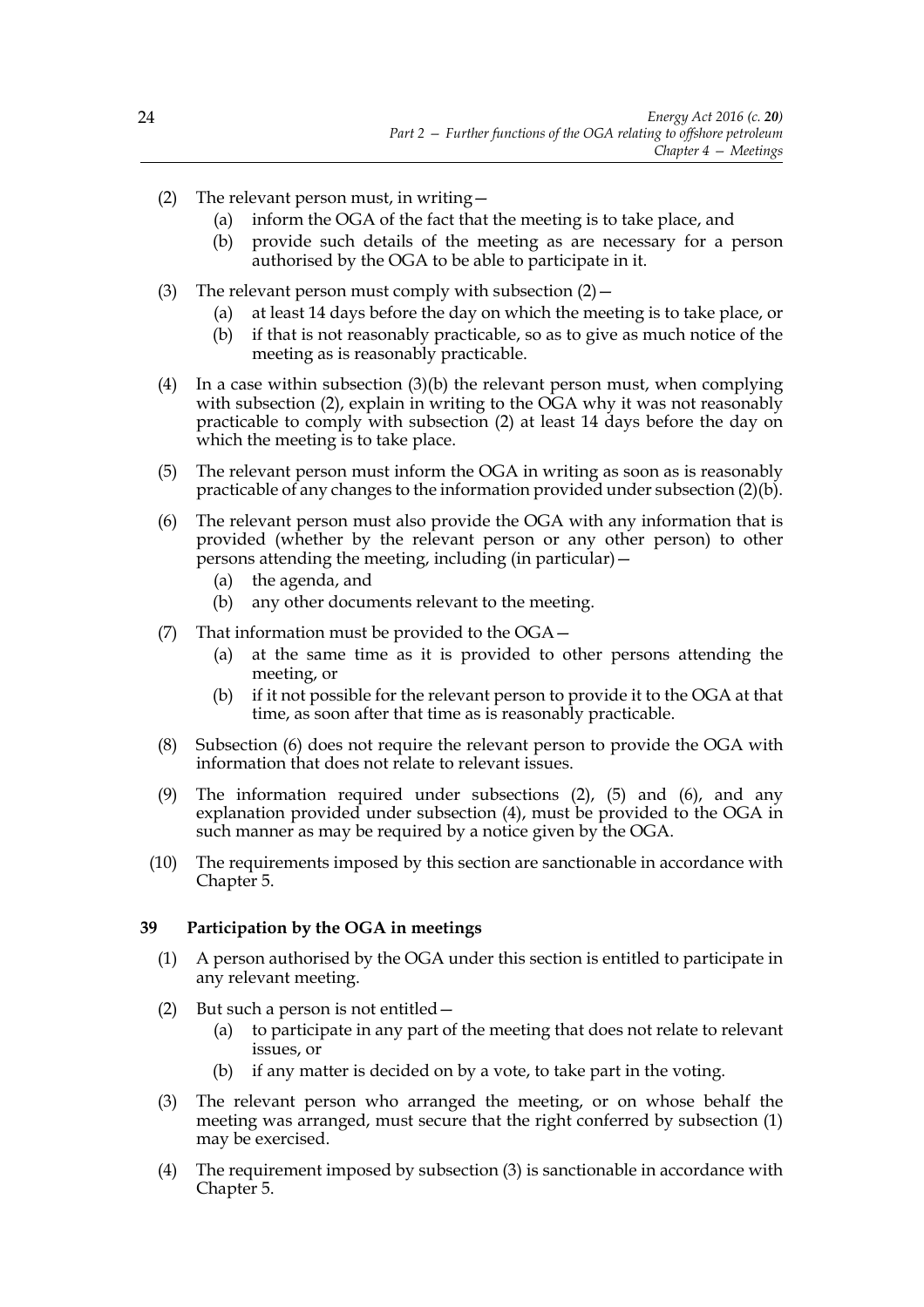(2) The relevant person must, in writing—

 (a) inform the OGA of the fact that the meeting is to take place, and

 (b) provide such details of the meeting as are necessary for a person authorised by the OGA to be able to participate in it.

(3) The relevant person must comply with subsection (2)—

 (a) at least 14 days before the day on which the meeting is to take place, or

 (b) if that is not reasonably practicable, so as to give as much notice of the meeting as is reasonably practicable.

(4) In a case within subsection (3)(b) the relevant person must, when complying with subsection (2), explain in writing to the OGA why it was not reasonably practicable to comply with subsection (2) at least 14 days before the day on which the meeting is to take place.

(5) The relevant person must inform the OGA in writing as soon as is reasonably practicable of any changes to the information provided under subsection (2)(b).

(6) The relevant person must also provide the OGA with any information that is provided (whether by the relevant person or any other person) to other persons attending the meeting, including (in particular)—

 (a) the agenda, and

 (b) any other documents relevant to the meeting.

(7) That information must be provided to the OGA—

 (a) at the same time as it is provided to other persons attending the meeting, or

 (b) if it not possible for the relevant person to provide it to the OGA at that time, as soon after that time as is reasonably practicable.

(8) Subsection (6) does not require the relevant person to provide the OGA with information that does not relate to relevant issues.

(9) The information required under subsections (2), (5) and (6), and any explanation provided under subsection (4), must be provided to the OGA in such manner as may be required by a notice given by the OGA.

(10) The requirements imposed by this section are sanctionable in accordance with Chapter 5.

### 39 Participation by the OGA in meetings

(1) A person authorised by the OGA under this section is entitled to participate in any relevant meeting.

(2) But such a person is not entitled—

 (a) to participate in any part of the meeting that does not relate to relevant issues, or

 (b) if any matter is decided on by a vote, to take part in the voting.

(3) The relevant person who arranged the meeting, or on whose behalf the meeting was arranged, must secure that the right conferred by subsection (1) may be exercised.

(4) The requirement imposed by subsection (3) is sanctionable in accordance with Chapter 5.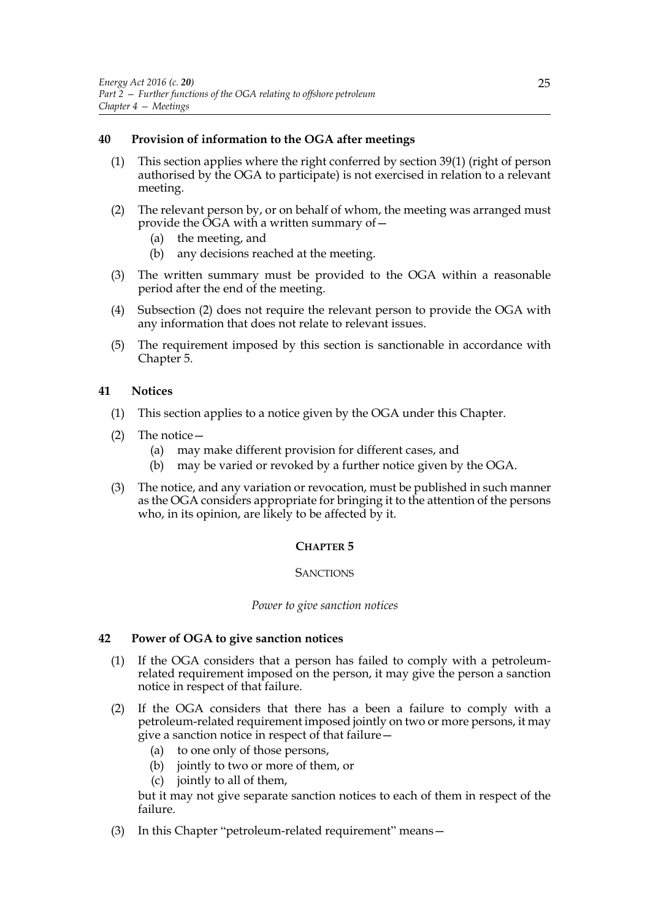### 40 Provision of information to the OGA after meetings

(1) This section applies where the right conferred by section 39(1) (right of person authorised by the OGA to participate) is not exercised in relation to a relevant meeting.

(2) The relevant person by, or on behalf of whom, the meeting was arranged must provide the OGA with a written summary of—

  (a) the meeting, and

  (b) any decisions reached at the meeting.

(3) The written summary must be provided to the OGA within a reasonable period after the end of the meeting.

(4) Subsection (2) does not require the relevant person to provide the OGA with any information that does not relate to relevant issues.

(5) The requirement imposed by this section is sanctionable in accordance with Chapter 5.

### 41 Notices

(1) This section applies to a notice given by the OGA under this Chapter.

(2) The notice—

  (a) may make different provision for different cases, and

  (b) may be varied or revoked by a further notice given by the OGA.

(3) The notice, and any variation or revocation, must be published in such manner as the OGA considers appropriate for bringing it to the attention of the persons who, in its opinion, are likely to be affected by it.

## CHAPTER 5

## SANCTIONS

*Power to give sanction notices*

### 42 Power of OGA to give sanction notices

(1) If the OGA considers that a person has failed to comply with a petroleum-related requirement imposed on the person, it may give the person a sanction notice in respect of that failure.

(2) If the OGA considers that there has a been a failure to comply with a petroleum-related requirement imposed jointly on two or more persons, it may give a sanction notice in respect of that failure—

  (a) to one only of those persons,

  (b) jointly to two or more of them, or

  (c) jointly to all of them,

but it may not give separate sanction notices to each of them in respect of the failure.

(3) In this Chapter "petroleum-related requirement" means—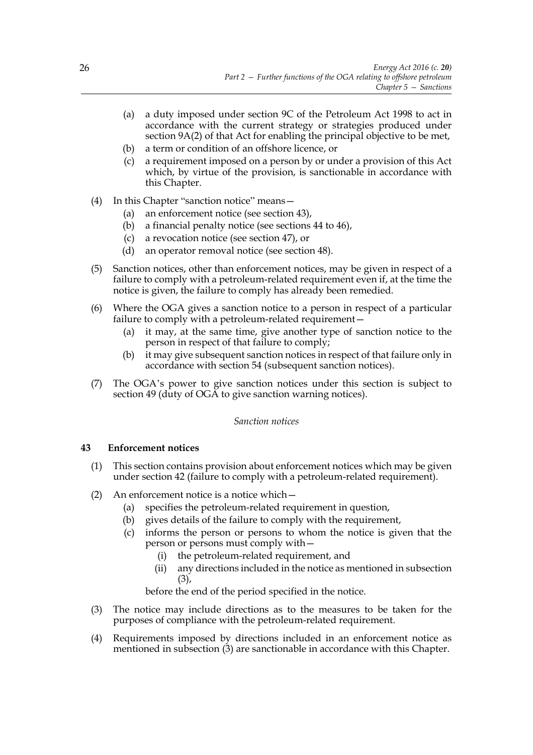(a) a duty imposed under section 9C of the Petroleum Act 1998 to act in accordance with the current strategy or strategies produced under section 9A(2) of that Act for enabling the principal objective to be met,

(b) a term or condition of an offshore licence, or

(c) a requirement imposed on a person by or under a provision of this Act which, by virtue of the provision, is sanctionable in accordance with this Chapter.

(4) In this Chapter "sanction notice" means—

(a) an enforcement notice (see section 43),

(b) a financial penalty notice (see sections 44 to 46),

(c) a revocation notice (see section 47), or

(d) an operator removal notice (see section 48).

(5) Sanction notices, other than enforcement notices, may be given in respect of a failure to comply with a petroleum-related requirement even if, at the time the notice is given, the failure to comply has already been remedied.

(6) Where the OGA gives a sanction notice to a person in respect of a particular failure to comply with a petroleum-related requirement—

(a) it may, at the same time, give another type of sanction notice to the person in respect of that failure to comply;

(b) it may give subsequent sanction notices in respect of that failure only in accordance with section 54 (subsequent sanction notices).

(7) The OGA's power to give sanction notices under this section is subject to section 49 (duty of OGA to give sanction warning notices).

*Sanction notices*

### 43 Enforcement notices

(1) This section contains provision about enforcement notices which may be given under section 42 (failure to comply with a petroleum-related requirement).

(2) An enforcement notice is a notice which—

(a) specifies the petroleum-related requirement in question,

(b) gives details of the failure to comply with the requirement,

(c) informs the person or persons to whom the notice is given that the person or persons must comply with—

(i) the petroleum-related requirement, and

(ii) any directions included in the notice as mentioned in subsection (3),

before the end of the period specified in the notice.

(3) The notice may include directions as to the measures to be taken for the purposes of compliance with the petroleum-related requirement.

(4) Requirements imposed by directions included in an enforcement notice as mentioned in subsection (3) are sanctionable in accordance with this Chapter.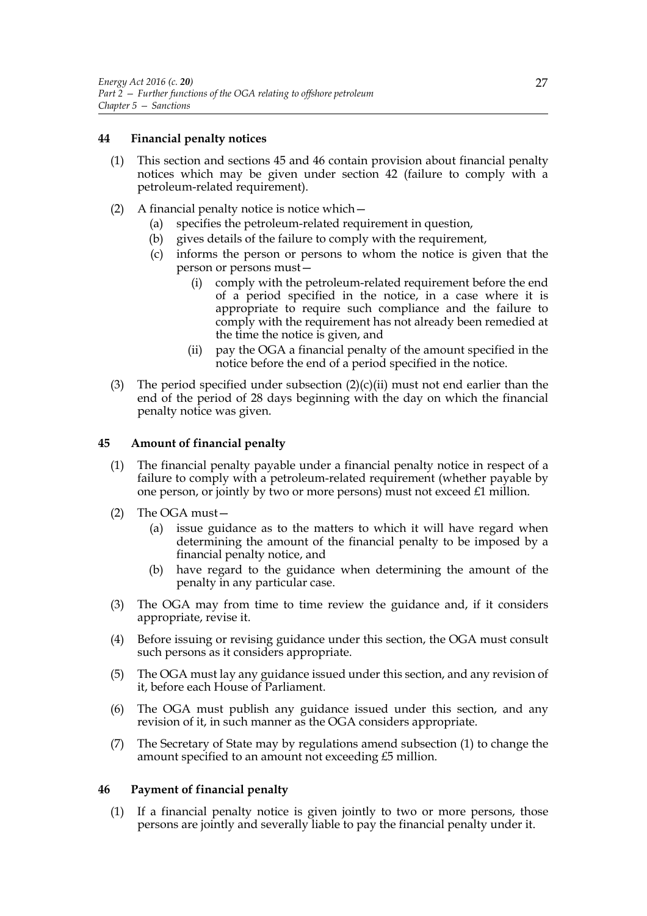## 44 Financial penalty notices

(1) This section and sections 45 and 46 contain provision about financial penalty notices which may be given under section 42 (failure to comply with a petroleum-related requirement).

(2) A financial penalty notice is notice which—

  (a) specifies the petroleum-related requirement in question,

  (b) gives details of the failure to comply with the requirement,

  (c) informs the person or persons to whom the notice is given that the person or persons must—

    (i) comply with the petroleum-related requirement before the end of a period specified in the notice, in a case where it is appropriate to require such compliance and the failure to comply with the requirement has not already been remedied at the time the notice is given, and

    (ii) pay the OGA a financial penalty of the amount specified in the notice before the end of a period specified in the notice.

(3) The period specified under subsection (2)(c)(ii) must not end earlier than the end of the period of 28 days beginning with the day on which the financial penalty notice was given.

## 45 Amount of financial penalty

(1) The financial penalty payable under a financial penalty notice in respect of a failure to comply with a petroleum-related requirement (whether payable by one person, or jointly by two or more persons) must not exceed £1 million.

(2) The OGA must—

  (a) issue guidance as to the matters to which it will have regard when determining the amount of the financial penalty to be imposed by a financial penalty notice, and

  (b) have regard to the guidance when determining the amount of the penalty in any particular case.

(3) The OGA may from time to time review the guidance and, if it considers appropriate, revise it.

(4) Before issuing or revising guidance under this section, the OGA must consult such persons as it considers appropriate.

(5) The OGA must lay any guidance issued under this section, and any revision of it, before each House of Parliament.

(6) The OGA must publish any guidance issued under this section, and any revision of it, in such manner as the OGA considers appropriate.

(7) The Secretary of State may by regulations amend subsection (1) to change the amount specified to an amount not exceeding £5 million.

## 46 Payment of financial penalty

(1) If a financial penalty notice is given jointly to two or more persons, those persons are jointly and severally liable to pay the financial penalty under it.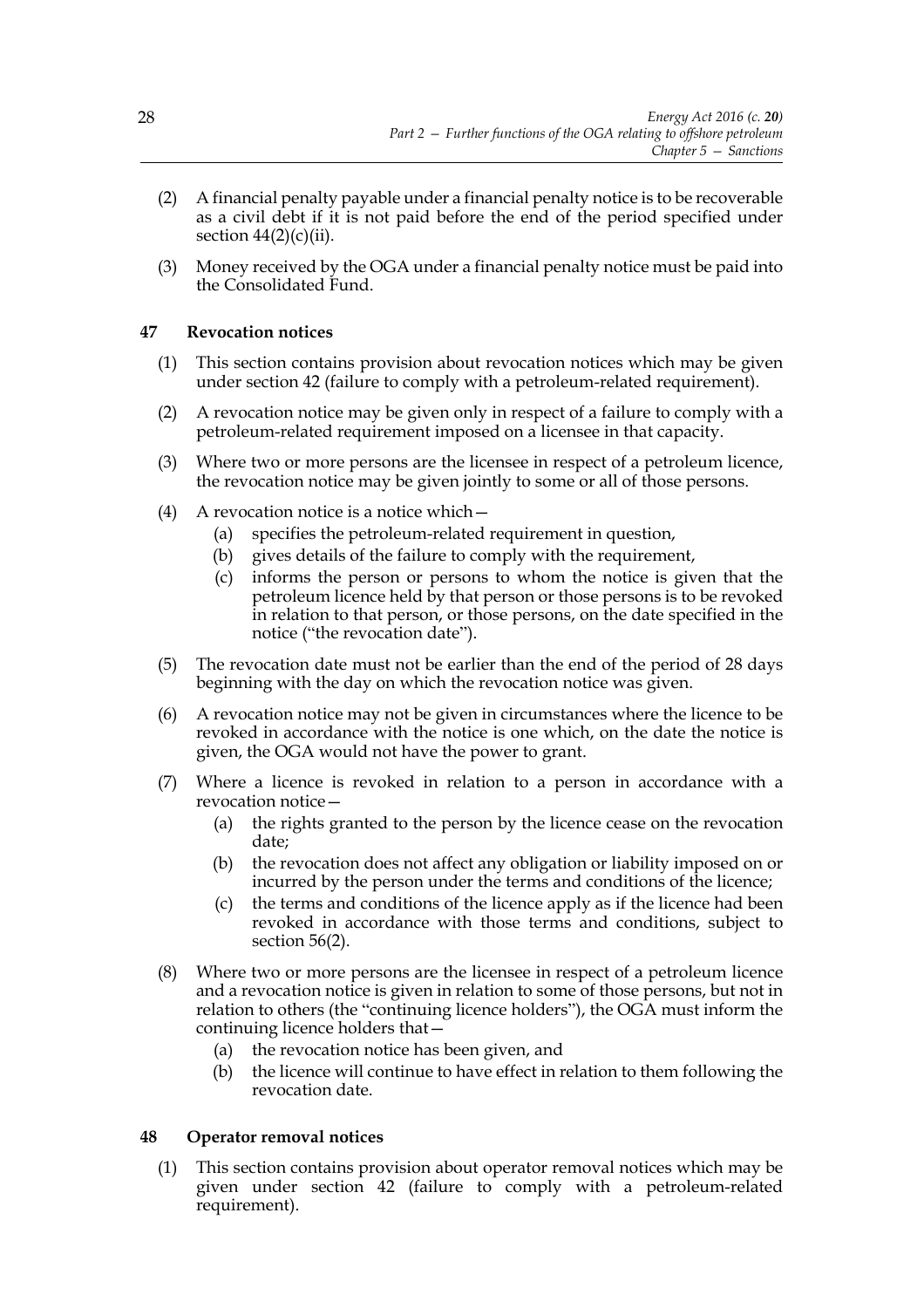(2) A financial penalty payable under a financial penalty notice is to be recoverable as a civil debt if it is not paid before the end of the period specified under section 44(2)(c)(ii).

(3) Money received by the OGA under a financial penalty notice must be paid into the Consolidated Fund.

### 47 Revocation notices

(1) This section contains provision about revocation notices which may be given under section 42 (failure to comply with a petroleum-related requirement).

(2) A revocation notice may be given only in respect of a failure to comply with a petroleum-related requirement imposed on a licensee in that capacity.

(3) Where two or more persons are the licensee in respect of a petroleum licence, the revocation notice may be given jointly to some or all of those persons.

(4) A revocation notice is a notice which—

  (a) specifies the petroleum-related requirement in question,

  (b) gives details of the failure to comply with the requirement,

  (c) informs the person or persons to whom the notice is given that the petroleum licence held by that person or those persons is to be revoked in relation to that person, or those persons, on the date specified in the notice ("the revocation date").

(5) The revocation date must not be earlier than the end of the period of 28 days beginning with the day on which the revocation notice was given.

(6) A revocation notice may not be given in circumstances where the licence to be revoked in accordance with the notice is one which, on the date the notice is given, the OGA would not have the power to grant.

(7) Where a licence is revoked in relation to a person in accordance with a revocation notice—

  (a) the rights granted to the person by the licence cease on the revocation date;

  (b) the revocation does not affect any obligation or liability imposed on or incurred by the person under the terms and conditions of the licence;

  (c) the terms and conditions of the licence apply as if the licence had been revoked in accordance with those terms and conditions, subject to section 56(2).

(8) Where two or more persons are the licensee in respect of a petroleum licence and a revocation notice is given in relation to some of those persons, but not in relation to others (the "continuing licence holders"), the OGA must inform the continuing licence holders that—

  (a) the revocation notice has been given, and

  (b) the licence will continue to have effect in relation to them following the revocation date.

### 48 Operator removal notices

(1) This section contains provision about operator removal notices which may be given under section 42 (failure to comply with a petroleum-related requirement).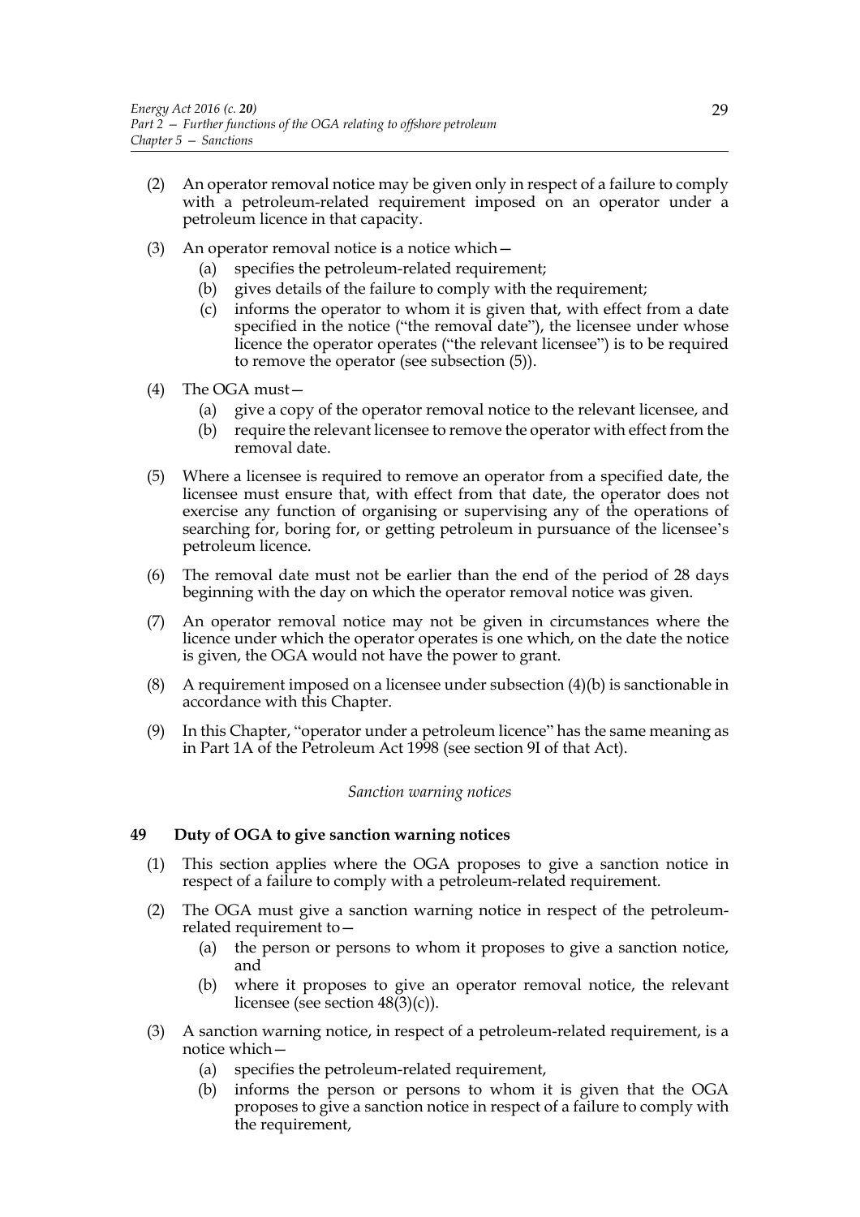(2) An operator removal notice may be given only in respect of a failure to comply with a petroleum-related requirement imposed on an operator under a petroleum licence in that capacity.

(3) An operator removal notice is a notice which—

  (a) specifies the petroleum-related requirement;

  (b) gives details of the failure to comply with the requirement;

  (c) informs the operator to whom it is given that, with effect from a date specified in the notice ("the removal date"), the licensee under whose licence the operator operates ("the relevant licensee") is to be required to remove the operator (see subsection (5)).

(4) The OGA must—

  (a) give a copy of the operator removal notice to the relevant licensee, and

  (b) require the relevant licensee to remove the operator with effect from the removal date.

(5) Where a licensee is required to remove an operator from a specified date, the licensee must ensure that, with effect from that date, the operator does not exercise any function of organising or supervising any of the operations of searching for, boring for, or getting petroleum in pursuance of the licensee's petroleum licence.

(6) The removal date must not be earlier than the end of the period of 28 days beginning with the day on which the operator removal notice was given.

(7) An operator removal notice may not be given in circumstances where the licence under which the operator operates is one which, on the date the notice is given, the OGA would not have the power to grant.

(8) A requirement imposed on a licensee under subsection (4)(b) is sanctionable in accordance with this Chapter.

(9) In this Chapter, "operator under a petroleum licence" has the same meaning as in Part 1A of the Petroleum Act 1998 (see section 9I of that Act).

*Sanction warning notices*

### 49 Duty of OGA to give sanction warning notices

(1) This section applies where the OGA proposes to give a sanction notice in respect of a failure to comply with a petroleum-related requirement.

(2) The OGA must give a sanction warning notice in respect of the petroleum-related requirement to—

  (a) the person or persons to whom it proposes to give a sanction notice, and

  (b) where it proposes to give an operator removal notice, the relevant licensee (see section 48(3)(c)).

(3) A sanction warning notice, in respect of a petroleum-related requirement, is a notice which—

  (a) specifies the petroleum-related requirement,

  (b) informs the person or persons to whom it is given that the OGA proposes to give a sanction notice in respect of a failure to comply with the requirement,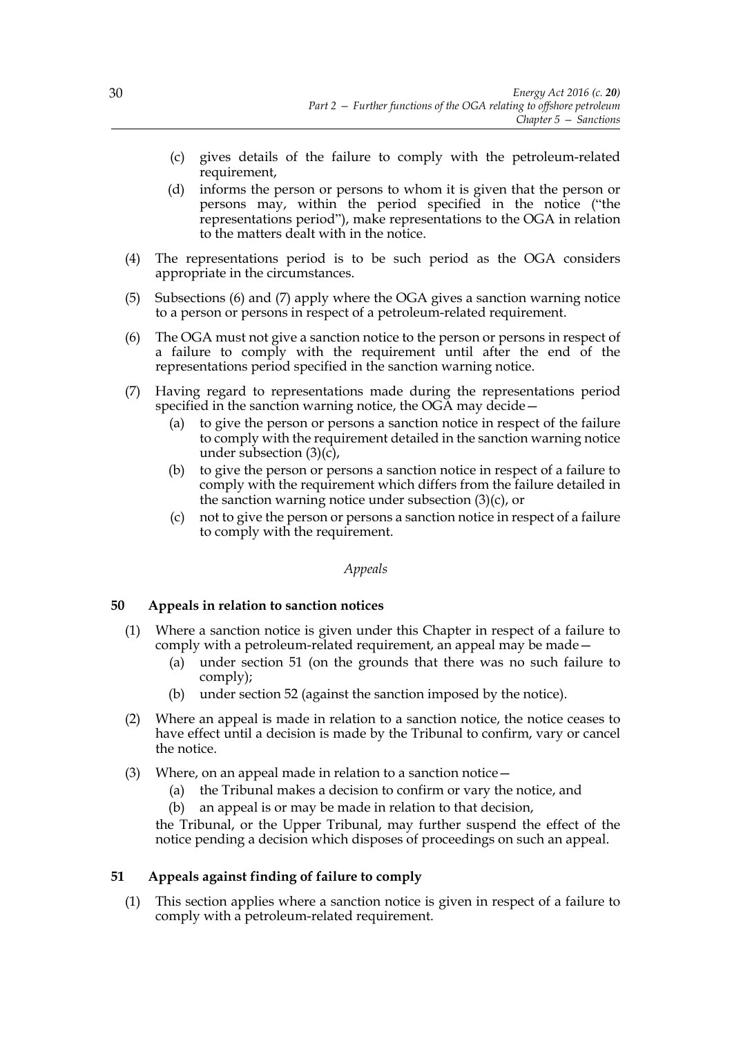(c) gives details of the failure to comply with the petroleum-related requirement,

(d) informs the person or persons to whom it is given that the person or persons may, within the period specified in the notice ("the representations period"), make representations to the OGA in relation to the matters dealt with in the notice.

(4) The representations period is to be such period as the OGA considers appropriate in the circumstances.

(5) Subsections (6) and (7) apply where the OGA gives a sanction warning notice to a person or persons in respect of a petroleum-related requirement.

(6) The OGA must not give a sanction notice to the person or persons in respect of a failure to comply with the requirement until after the end of the representations period specified in the sanction warning notice.

(7) Having regard to representations made during the representations period specified in the sanction warning notice, the OGA may decide—

(a) to give the person or persons a sanction notice in respect of the failure to comply with the requirement detailed in the sanction warning notice under subsection (3)(c),

(b) to give the person or persons a sanction notice in respect of a failure to comply with the requirement which differs from the failure detailed in the sanction warning notice under subsection (3)(c), or

(c) not to give the person or persons a sanction notice in respect of a failure to comply with the requirement.

*Appeals*

**50 Appeals in relation to sanction notices**

(1) Where a sanction notice is given under this Chapter in respect of a failure to comply with a petroleum-related requirement, an appeal may be made—

(a) under section 51 (on the grounds that there was no such failure to comply);

(b) under section 52 (against the sanction imposed by the notice).

(2) Where an appeal is made in relation to a sanction notice, the notice ceases to have effect until a decision is made by the Tribunal to confirm, vary or cancel the notice.

(3) Where, on an appeal made in relation to a sanction notice—

(a) the Tribunal makes a decision to confirm or vary the notice, and

(b) an appeal is or may be made in relation to that decision,

the Tribunal, or the Upper Tribunal, may further suspend the effect of the notice pending a decision which disposes of proceedings on such an appeal.

**51 Appeals against finding of failure to comply**

(1) This section applies where a sanction notice is given in respect of a failure to comply with a petroleum-related requirement.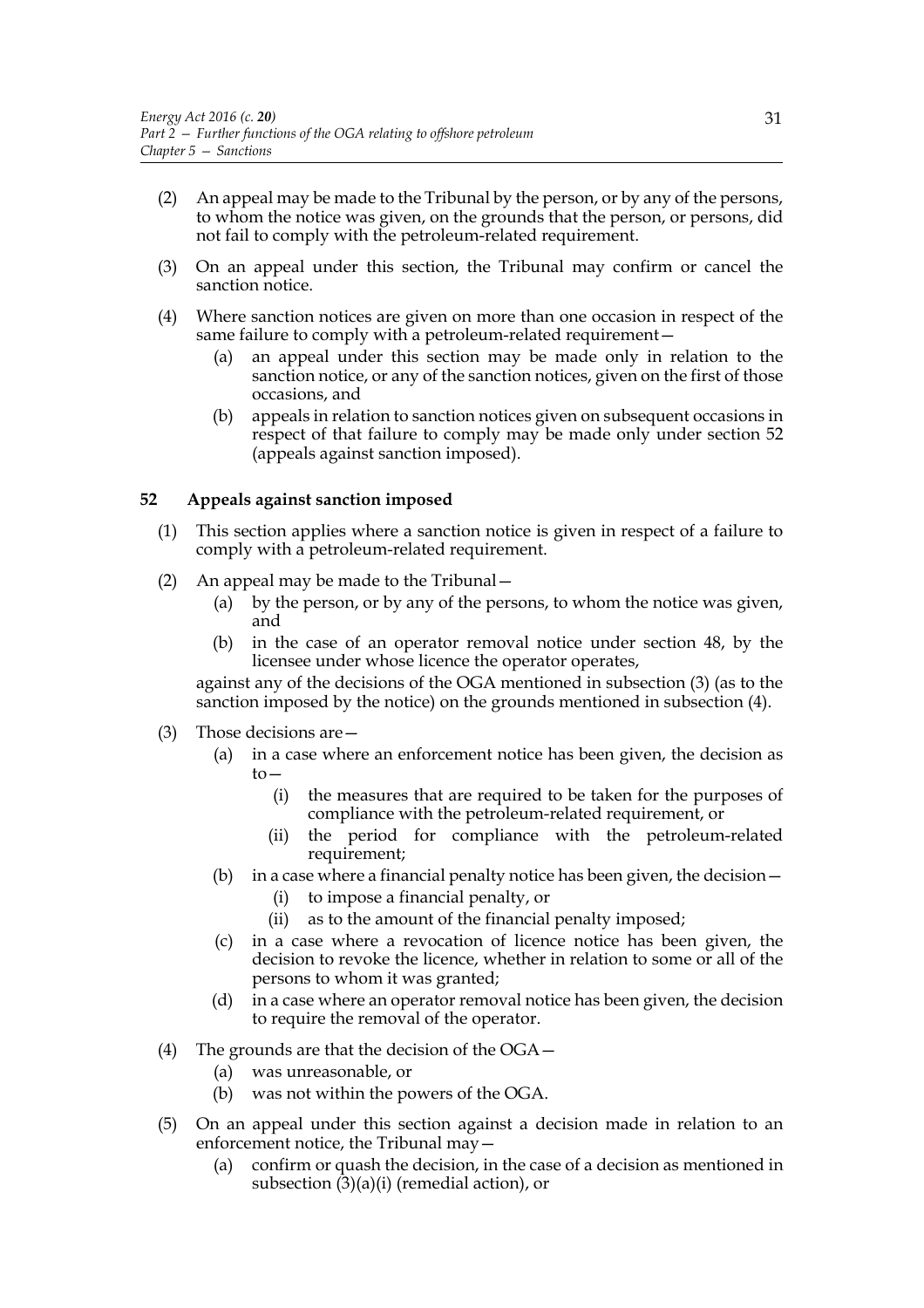(2) An appeal may be made to the Tribunal by the person, or by any of the persons, to whom the notice was given, on the grounds that the person, or persons, did not fail to comply with the petroleum-related requirement.

(3) On an appeal under this section, the Tribunal may confirm or cancel the sanction notice.

(4) Where sanction notices are given on more than one occasion in respect of the same failure to comply with a petroleum-related requirement—

- (a) an appeal under this section may be made only in relation to the sanction notice, or any of the sanction notices, given on the first of those occasions, and
- (b) appeals in relation to sanction notices given on subsequent occasions in respect of that failure to comply may be made only under section 52 (appeals against sanction imposed).

### 52 Appeals against sanction imposed

(1) This section applies where a sanction notice is given in respect of a failure to comply with a petroleum-related requirement.

(2) An appeal may be made to the Tribunal—

- (a) by the person, or by any of the persons, to whom the notice was given, and
- (b) in the case of an operator removal notice under section 48, by the licensee under whose licence the operator operates,

against any of the decisions of the OGA mentioned in subsection (3) (as to the sanction imposed by the notice) on the grounds mentioned in subsection (4).

(3) Those decisions are—

- (a) in a case where an enforcement notice has been given, the decision as to—
  - (i) the measures that are required to be taken for the purposes of compliance with the petroleum-related requirement, or
  - (ii) the period for compliance with the petroleum-related requirement;
- (b) in a case where a financial penalty notice has been given, the decision—
  - (i) to impose a financial penalty, or
  - (ii) as to the amount of the financial penalty imposed;
- (c) in a case where a revocation of licence notice has been given, the decision to revoke the licence, whether in relation to some or all of the persons to whom it was granted;
- (d) in a case where an operator removal notice has been given, the decision to require the removal of the operator.

(4) The grounds are that the decision of the OGA—

- (a) was unreasonable, or
- (b) was not within the powers of the OGA.

(5) On an appeal under this section against a decision made in relation to an enforcement notice, the Tribunal may—

- (a) confirm or quash the decision, in the case of a decision as mentioned in subsection (3)(a)(i) (remedial action), or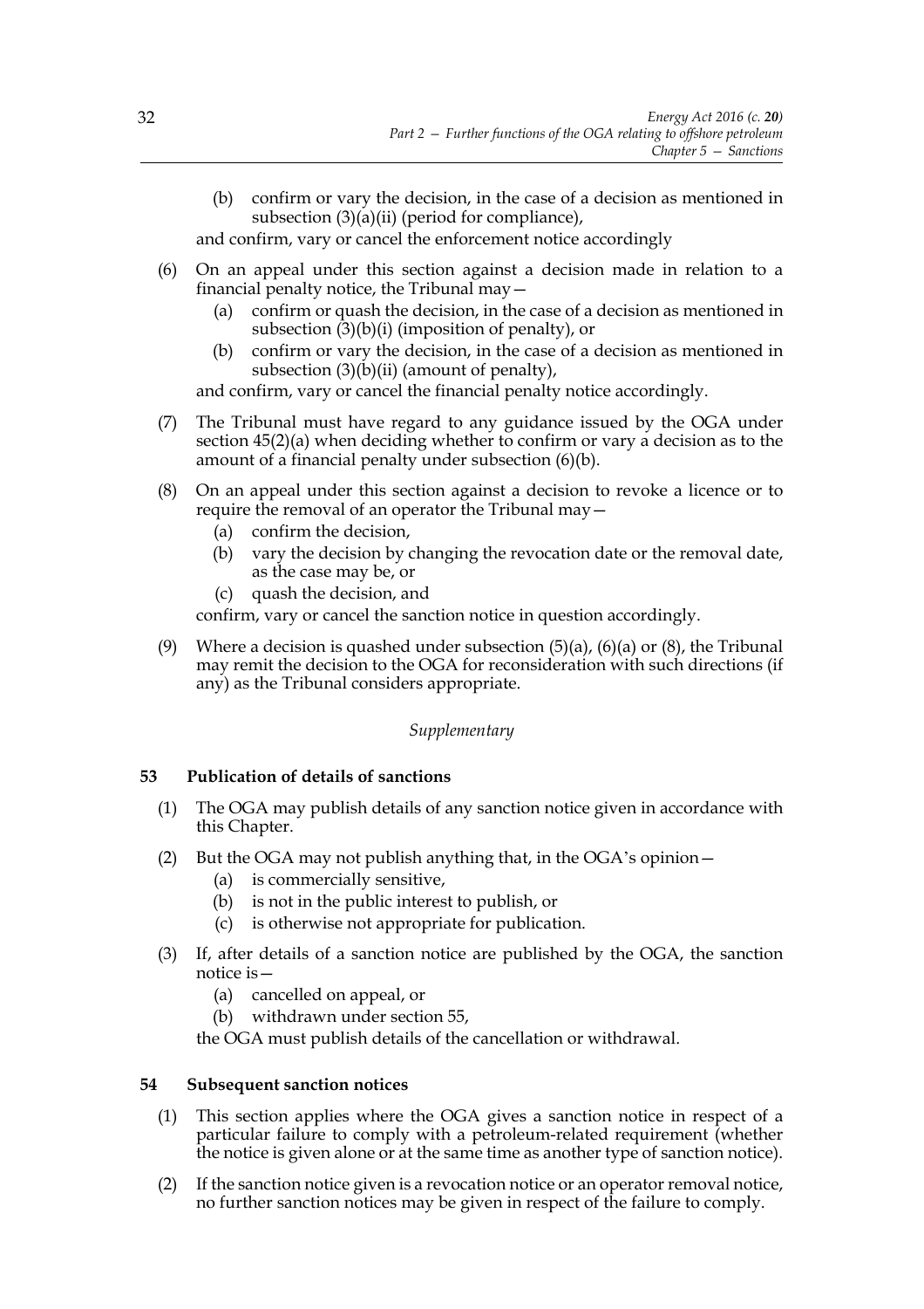(b) confirm or vary the decision, in the case of a decision as mentioned in subsection (3)(a)(ii) (period for compliance),

and confirm, vary or cancel the enforcement notice accordingly

(6) On an appeal under this section against a decision made in relation to a financial penalty notice, the Tribunal may—

(a) confirm or quash the decision, in the case of a decision as mentioned in subsection (3)(b)(i) (imposition of penalty), or

(b) confirm or vary the decision, in the case of a decision as mentioned in subsection (3)(b)(ii) (amount of penalty),

and confirm, vary or cancel the financial penalty notice accordingly.

(7) The Tribunal must have regard to any guidance issued by the OGA under section 45(2)(a) when deciding whether to confirm or vary a decision as to the amount of a financial penalty under subsection (6)(b).

(8) On an appeal under this section against a decision to revoke a licence or to require the removal of an operator the Tribunal may—

(a) confirm the decision,

(b) vary the decision by changing the revocation date or the removal date, as the case may be, or

(c) quash the decision, and

confirm, vary or cancel the sanction notice in question accordingly.

(9) Where a decision is quashed under subsection (5)(a), (6)(a) or (8), the Tribunal may remit the decision to the OGA for reconsideration with such directions (if any) as the Tribunal considers appropriate.

*Supplementary*

### 53 Publication of details of sanctions

(1) The OGA may publish details of any sanction notice given in accordance with this Chapter.

(2) But the OGA may not publish anything that, in the OGA's opinion—

(a) is commercially sensitive,

(b) is not in the public interest to publish, or

(c) is otherwise not appropriate for publication.

(3) If, after details of a sanction notice are published by the OGA, the sanction notice is—

(a) cancelled on appeal, or

(b) withdrawn under section 55,

the OGA must publish details of the cancellation or withdrawal.

### 54 Subsequent sanction notices

(1) This section applies where the OGA gives a sanction notice in respect of a particular failure to comply with a petroleum-related requirement (whether the notice is given alone or at the same time as another type of sanction notice).

(2) If the sanction notice given is a revocation notice or an operator removal notice, no further sanction notices may be given in respect of the failure to comply.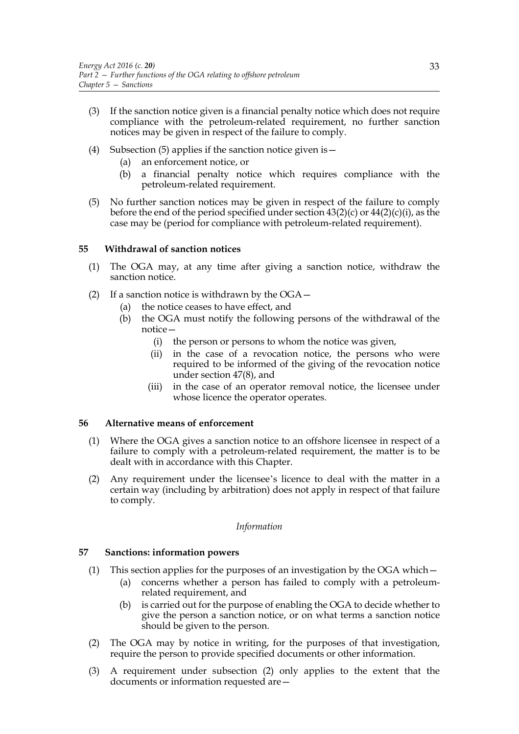(3) If the sanction notice given is a financial penalty notice which does not require compliance with the petroleum-related requirement, no further sanction notices may be given in respect of the failure to comply.

(4) Subsection (5) applies if the sanction notice given is—

  (a) an enforcement notice, or

  (b) a financial penalty notice which requires compliance with the petroleum-related requirement.

(5) No further sanction notices may be given in respect of the failure to comply before the end of the period specified under section 43(2)(c) or 44(2)(c)(i), as the case may be (period for compliance with petroleum-related requirement).

### 55 Withdrawal of sanction notices

(1) The OGA may, at any time after giving a sanction notice, withdraw the sanction notice.

(2) If a sanction notice is withdrawn by the OGA—

  (a) the notice ceases to have effect, and

  (b) the OGA must notify the following persons of the withdrawal of the notice—

    (i) the person or persons to whom the notice was given,

    (ii) in the case of a revocation notice, the persons who were required to be informed of the giving of the revocation notice under section 47(8), and

    (iii) in the case of an operator removal notice, the licensee under whose licence the operator operates.

### 56 Alternative means of enforcement

(1) Where the OGA gives a sanction notice to an offshore licensee in respect of a failure to comply with a petroleum-related requirement, the matter is to be dealt with in accordance with this Chapter.

(2) Any requirement under the licensee's licence to deal with the matter in a certain way (including by arbitration) does not apply in respect of that failure to comply.

*Information*

### 57 Sanctions: information powers

(1) This section applies for the purposes of an investigation by the OGA which—

  (a) concerns whether a person has failed to comply with a petroleum-related requirement, and

  (b) is carried out for the purpose of enabling the OGA to decide whether to give the person a sanction notice, or on what terms a sanction notice should be given to the person.

(2) The OGA may by notice in writing, for the purposes of that investigation, require the person to provide specified documents or other information.

(3) A requirement under subsection (2) only applies to the extent that the documents or information requested are—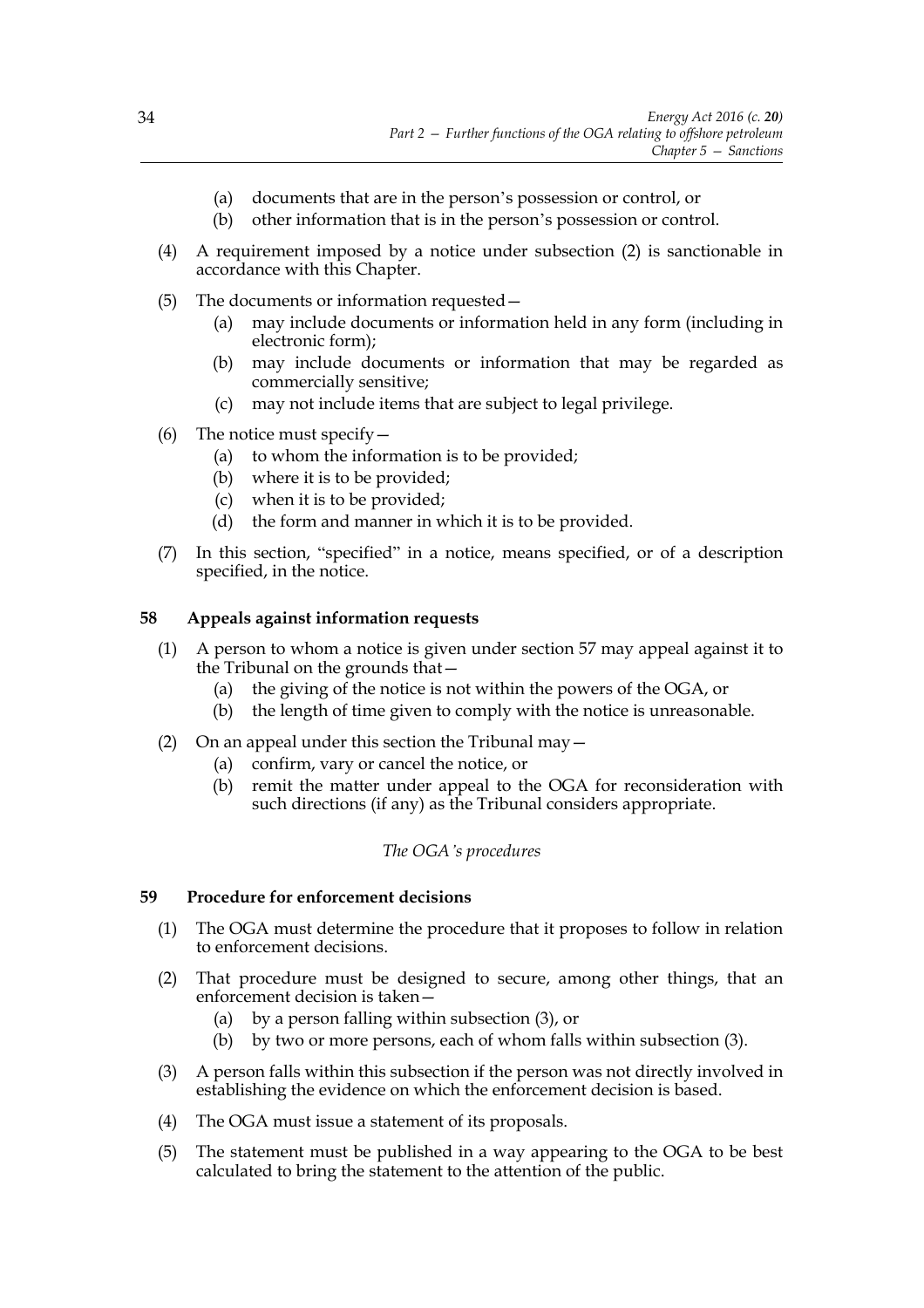(a) documents that are in the person's possession or control, or

(b) other information that is in the person's possession or control.

(4) A requirement imposed by a notice under subsection (2) is sanctionable in accordance with this Chapter.

(5) The documents or information requested—

(a) may include documents or information held in any form (including in electronic form);

(b) may include documents or information that may be regarded as commercially sensitive;

(c) may not include items that are subject to legal privilege.

(6) The notice must specify—

(a) to whom the information is to be provided;

(b) where it is to be provided;

(c) when it is to be provided;

(d) the form and manner in which it is to be provided.

(7) In this section, "specified" in a notice, means specified, or of a description specified, in the notice.

### 58 Appeals against information requests

(1) A person to whom a notice is given under section 57 may appeal against it to the Tribunal on the grounds that—

(a) the giving of the notice is not within the powers of the OGA, or

(b) the length of time given to comply with the notice is unreasonable.

(2) On an appeal under this section the Tribunal may—

(a) confirm, vary or cancel the notice, or

(b) remit the matter under appeal to the OGA for reconsideration with such directions (if any) as the Tribunal considers appropriate.

*The OGA's procedures*

### 59 Procedure for enforcement decisions

(1) The OGA must determine the procedure that it proposes to follow in relation to enforcement decisions.

(2) That procedure must be designed to secure, among other things, that an enforcement decision is taken—

(a) by a person falling within subsection (3), or

(b) by two or more persons, each of whom falls within subsection (3).

(3) A person falls within this subsection if the person was not directly involved in establishing the evidence on which the enforcement decision is based.

(4) The OGA must issue a statement of its proposals.

(5) The statement must be published in a way appearing to the OGA to be best calculated to bring the statement to the attention of the public.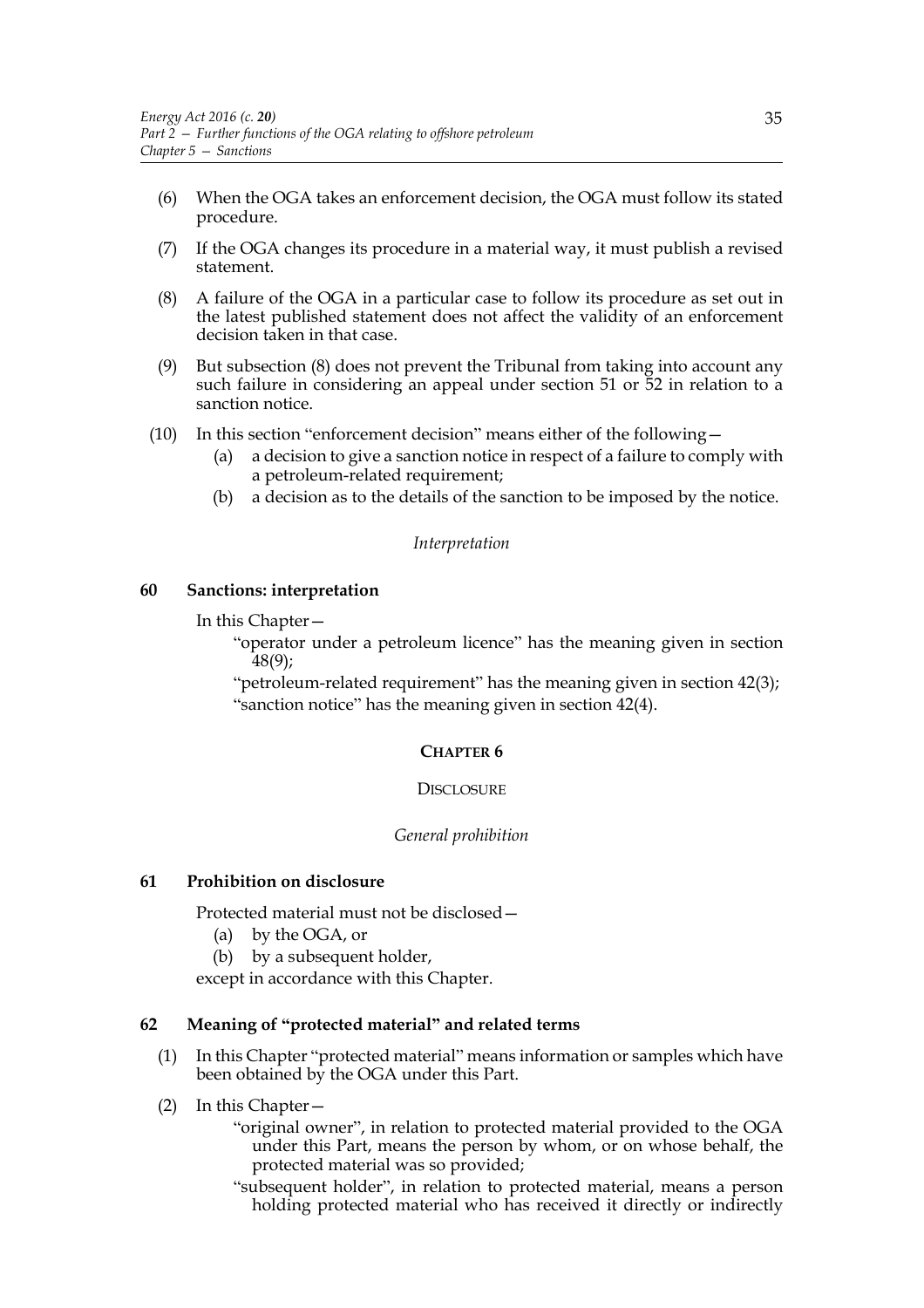(6) When the OGA takes an enforcement decision, the OGA must follow its stated procedure.

(7) If the OGA changes its procedure in a material way, it must publish a revised statement.

(8) A failure of the OGA in a particular case to follow its procedure as set out in the latest published statement does not affect the validity of an enforcement decision taken in that case.

(9) But subsection (8) does not prevent the Tribunal from taking into account any such failure in considering an appeal under section 51 or 52 in relation to a sanction notice.

(10) In this section "enforcement decision" means either of the following—

(a) a decision to give a sanction notice in respect of a failure to comply with a petroleum-related requirement;

(b) a decision as to the details of the sanction to be imposed by the notice.

*Interpretation*

**60 Sanctions: interpretation**

In this Chapter—

"operator under a petroleum licence" has the meaning given in section 48(9);

"petroleum-related requirement" has the meaning given in section 42(3);

"sanction notice" has the meaning given in section 42(4).

## CHAPTER 6

### DISCLOSURE

*General prohibition*

**61 Prohibition on disclosure**

Protected material must not be disclosed—

(a) by the OGA, or

(b) by a subsequent holder,

except in accordance with this Chapter.

**62 Meaning of "protected material" and related terms**

(1) In this Chapter "protected material" means information or samples which have been obtained by the OGA under this Part.

(2) In this Chapter—

"original owner", in relation to protected material provided to the OGA under this Part, means the person by whom, or on whose behalf, the protected material was so provided;

"subsequent holder", in relation to protected material, means a person holding protected material who has received it directly or indirectly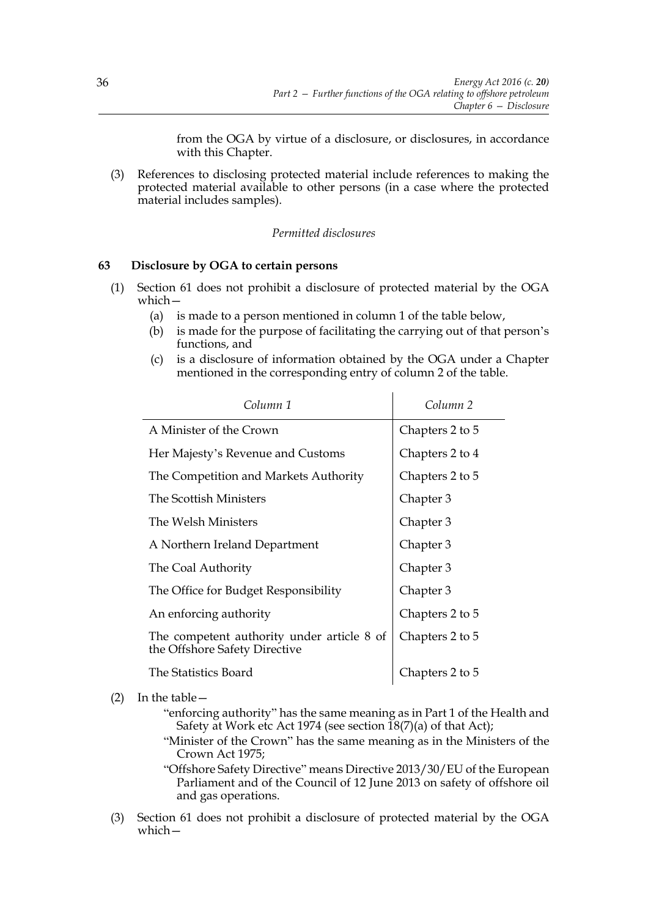from the OGA by virtue of a disclosure, or disclosures, in accordance with this Chapter.

(3) References to disclosing protected material include references to making the protected material available to other persons (in a case where the protected material includes samples).

*Permitted disclosures*

**63 Disclosure by OGA to certain persons**

(1) Section 61 does not prohibit a disclosure of protected material by the OGA which—

(a) is made to a person mentioned in column 1 of the table below,

(b) is made for the purpose of facilitating the carrying out of that person's functions, and

(c) is a disclosure of information obtained by the OGA under a Chapter mentioned in the corresponding entry of column 2 of the table.

| *Column 1* | *Column 2* |
|---|---|
| A Minister of the Crown | Chapters 2 to 5 |
| Her Majesty's Revenue and Customs | Chapters 2 to 4 |
| The Competition and Markets Authority | Chapters 2 to 5 |
| The Scottish Ministers | Chapter 3 |
| The Welsh Ministers | Chapter 3 |
| A Northern Ireland Department | Chapter 3 |
| The Coal Authority | Chapter 3 |
| The Office for Budget Responsibility | Chapter 3 |
| An enforcing authority | Chapters 2 to 5 |
| The competent authority under article 8 of the Offshore Safety Directive | Chapters 2 to 5 |
| The Statistics Board | Chapters 2 to 5 |

(2) In the table—

"enforcing authority" has the same meaning as in Part 1 of the Health and Safety at Work etc Act 1974 (see section 18(7)(a) of that Act);

"Minister of the Crown" has the same meaning as in the Ministers of the Crown Act 1975;

"Offshore Safety Directive" means Directive 2013/30/EU of the European Parliament and of the Council of 12 June 2013 on safety of offshore oil and gas operations.

(3) Section 61 does not prohibit a disclosure of protected material by the OGA which—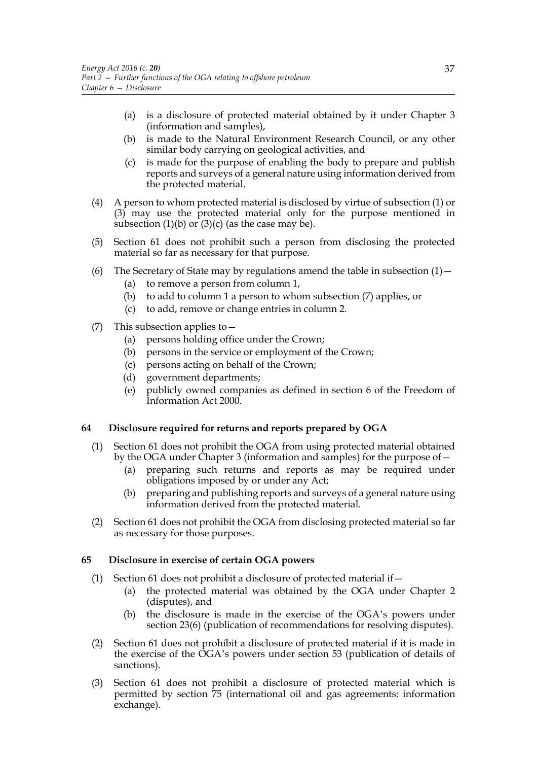(a) is a disclosure of protected material obtained by it under Chapter 3 (information and samples),

(b) is made to the Natural Environment Research Council, or any other similar body carrying on geological activities, and

(c) is made for the purpose of enabling the body to prepare and publish reports and surveys of a general nature using information derived from the protected material.

(4) A person to whom protected material is disclosed by virtue of subsection (1) or (3) may use the protected material only for the purpose mentioned in subsection (1)(b) or (3)(c) (as the case may be).

(5) Section 61 does not prohibit such a person from disclosing the protected material so far as necessary for that purpose.

(6) The Secretary of State may by regulations amend the table in subsection (1)—

(a) to remove a person from column 1,

(b) to add to column 1 a person to whom subsection (7) applies, or

(c) to add, remove or change entries in column 2.

(7) This subsection applies to—

(a) persons holding office under the Crown;

(b) persons in the service or employment of the Crown;

(c) persons acting on behalf of the Crown;

(d) government departments;

(e) publicly owned companies as defined in section 6 of the Freedom of Information Act 2000.

**64 Disclosure required for returns and reports prepared by OGA**

(1) Section 61 does not prohibit the OGA from using protected material obtained by the OGA under Chapter 3 (information and samples) for the purpose of—

(a) preparing such returns and reports as may be required under obligations imposed by or under any Act;

(b) preparing and publishing reports and surveys of a general nature using information derived from the protected material.

(2) Section 61 does not prohibit the OGA from disclosing protected material so far as necessary for those purposes.

**65 Disclosure in exercise of certain OGA powers**

(1) Section 61 does not prohibit a disclosure of protected material if—

(a) the protected material was obtained by the OGA under Chapter 2 (disputes), and

(b) the disclosure is made in the exercise of the OGA's powers under section 23(6) (publication of recommendations for resolving disputes).

(2) Section 61 does not prohibit a disclosure of protected material if it is made in the exercise of the OGA's powers under section 53 (publication of details of sanctions).

(3) Section 61 does not prohibit a disclosure of protected material which is permitted by section 75 (international oil and gas agreements: information exchange).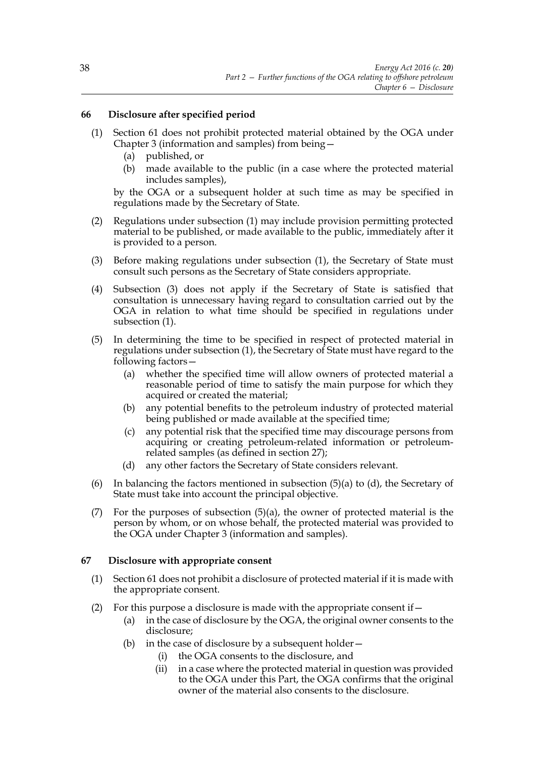## 66 Disclosure after specified period

(1) Section 61 does not prohibit protected material obtained by the OGA under Chapter 3 (information and samples) from being—

  (a) published, or

  (b) made available to the public (in a case where the protected material includes samples),

by the OGA or a subsequent holder at such time as may be specified in regulations made by the Secretary of State.

(2) Regulations under subsection (1) may include provision permitting protected material to be published, or made available to the public, immediately after it is provided to a person.

(3) Before making regulations under subsection (1), the Secretary of State must consult such persons as the Secretary of State considers appropriate.

(4) Subsection (3) does not apply if the Secretary of State is satisfied that consultation is unnecessary having regard to consultation carried out by the OGA in relation to what time should be specified in regulations under subsection (1).

(5) In determining the time to be specified in respect of protected material in regulations under subsection (1), the Secretary of State must have regard to the following factors—

  (a) whether the specified time will allow owners of protected material a reasonable period of time to satisfy the main purpose for which they acquired or created the material;

  (b) any potential benefits to the petroleum industry of protected material being published or made available at the specified time;

  (c) any potential risk that the specified time may discourage persons from acquiring or creating petroleum-related information or petroleum-related samples (as defined in section 27);

  (d) any other factors the Secretary of State considers relevant.

(6) In balancing the factors mentioned in subsection (5)(a) to (d), the Secretary of State must take into account the principal objective.

(7) For the purposes of subsection (5)(a), the owner of protected material is the person by whom, or on whose behalf, the protected material was provided to the OGA under Chapter 3 (information and samples).

## 67 Disclosure with appropriate consent

(1) Section 61 does not prohibit a disclosure of protected material if it is made with the appropriate consent.

(2) For this purpose a disclosure is made with the appropriate consent if—

  (a) in the case of disclosure by the OGA, the original owner consents to the disclosure;

  (b) in the case of disclosure by a subsequent holder—

    (i) the OGA consents to the disclosure, and

    (ii) in a case where the protected material in question was provided to the OGA under this Part, the OGA confirms that the original owner of the material also consents to the disclosure.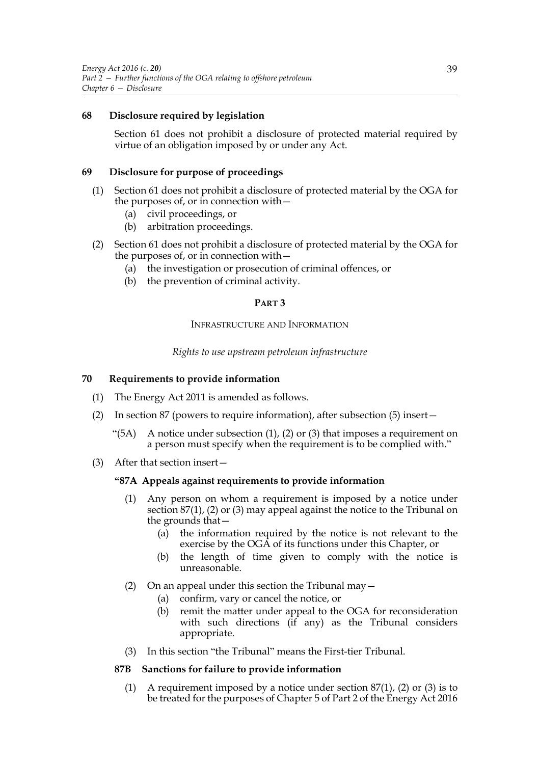### 68 Disclosure required by legislation

Section 61 does not prohibit a disclosure of protected material required by virtue of an obligation imposed by or under any Act.

### 69 Disclosure for purpose of proceedings

(1) Section 61 does not prohibit a disclosure of protected material by the OGA for the purposes of, or in connection with—

- (a) civil proceedings, or
- (b) arbitration proceedings.

(2) Section 61 does not prohibit a disclosure of protected material by the OGA for the purposes of, or in connection with—

- (a) the investigation or prosecution of criminal offences, or
- (b) the prevention of criminal activity.

## PART 3

## INFRASTRUCTURE AND INFORMATION

*Rights to use upstream petroleum infrastructure*

### 70 Requirements to provide information

(1) The Energy Act 2011 is amended as follows.

(2) In section 87 (powers to require information), after subsection (5) insert—

"(5A) A notice under subsection (1), (2) or (3) that imposes a requirement on a person must specify when the requirement is to be complied with."

(3) After that section insert—

**"87A Appeals against requirements to provide information**

(1) Any person on whom a requirement is imposed by a notice under section 87(1), (2) or (3) may appeal against the notice to the Tribunal on the grounds that—

- (a) the information required by the notice is not relevant to the exercise by the OGA of its functions under this Chapter, or
- (b) the length of time given to comply with the notice is unreasonable.

(2) On an appeal under this section the Tribunal may—

- (a) confirm, vary or cancel the notice, or
- (b) remit the matter under appeal to the OGA for reconsideration with such directions (if any) as the Tribunal considers appropriate.

(3) In this section "the Tribunal" means the First-tier Tribunal.

**87B Sanctions for failure to provide information**

(1) A requirement imposed by a notice under section 87(1), (2) or (3) is to be treated for the purposes of Chapter 5 of Part 2 of the Energy Act 2016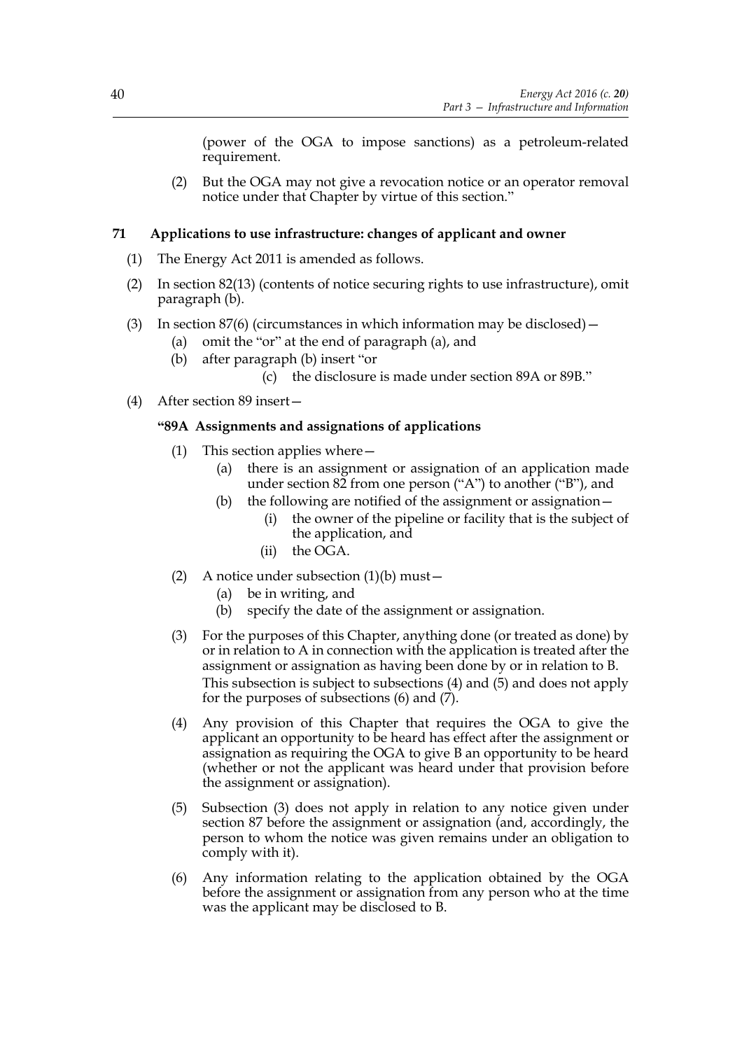(power of the OGA to impose sanctions) as a petroleum-related requirement.

(2) But the OGA may not give a revocation notice or an operator removal notice under that Chapter by virtue of this section."

## 71 Applications to use infrastructure: changes of applicant and owner

(1) The Energy Act 2011 is amended as follows.

(2) In section 82(13) (contents of notice securing rights to use infrastructure), omit paragraph (b).

(3) In section 87(6) (circumstances in which information may be disclosed)—

  (a) omit the "or" at the end of paragraph (a), and

  (b) after paragraph (b) insert "or

    (c) the disclosure is made under section 89A or 89B."

(4) After section 89 insert—

### "89A Assignments and assignations of applications

(1) This section applies where—

  (a) there is an assignment or assignation of an application made under section 82 from one person ("A") to another ("B"), and

  (b) the following are notified of the assignment or assignation—

    (i) the owner of the pipeline or facility that is the subject of the application, and

    (ii) the OGA.

(2) A notice under subsection (1)(b) must—

  (a) be in writing, and

  (b) specify the date of the assignment or assignation.

(3) For the purposes of this Chapter, anything done (or treated as done) by or in relation to A in connection with the application is treated after the assignment or assignation as having been done by or in relation to B. This subsection is subject to subsections (4) and (5) and does not apply for the purposes of subsections (6) and (7).

(4) Any provision of this Chapter that requires the OGA to give the applicant an opportunity to be heard has effect after the assignment or assignation as requiring the OGA to give B an opportunity to be heard (whether or not the applicant was heard under that provision before the assignment or assignation).

(5) Subsection (3) does not apply in relation to any notice given under section 87 before the assignment or assignation (and, accordingly, the person to whom the notice was given remains under an obligation to comply with it).

(6) Any information relating to the application obtained by the OGA before the assignment or assignation from any person who at the time was the applicant may be disclosed to B.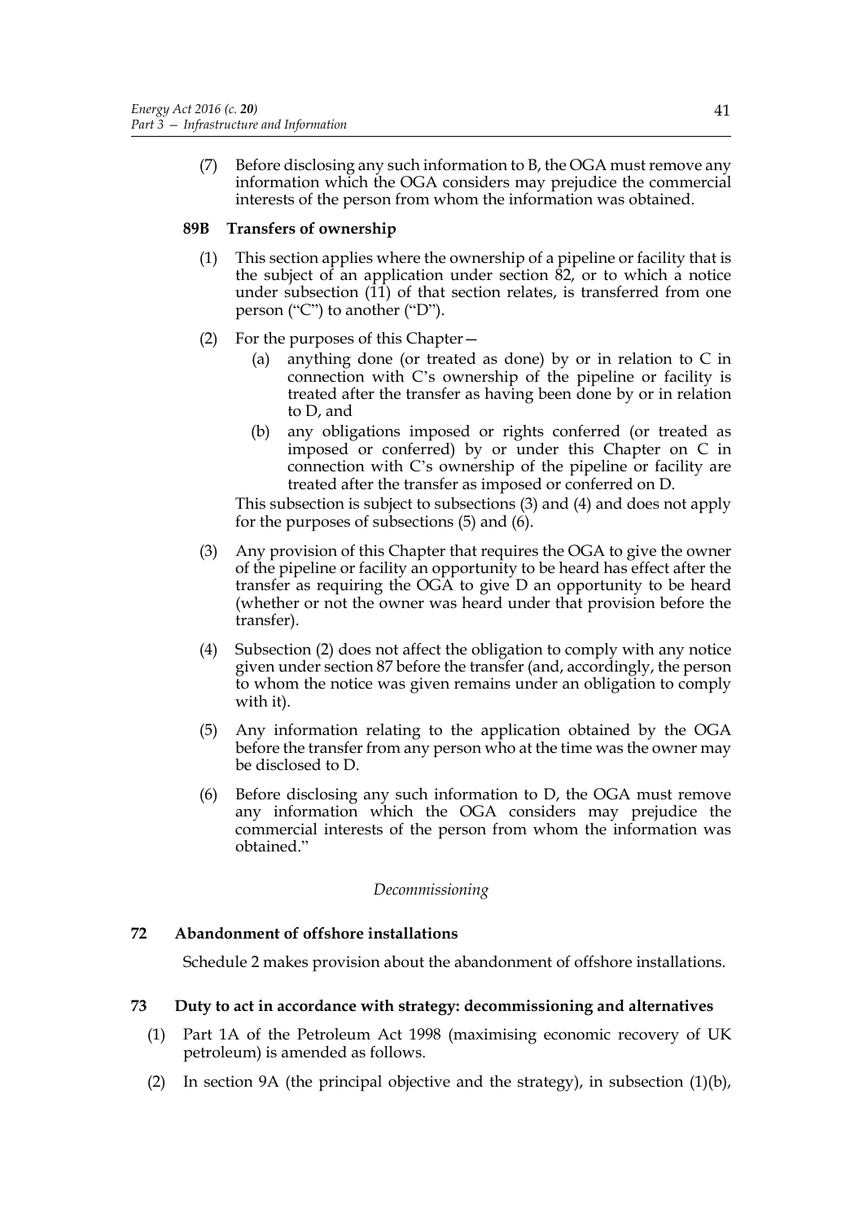(7) Before disclosing any such information to B, the OGA must remove any information which the OGA considers may prejudice the commercial interests of the person from whom the information was obtained.

**89B Transfers of ownership**

(1) This section applies where the ownership of a pipeline or facility that is the subject of an application under section 82, or to which a notice under subsection (11) of that section relates, is transferred from one person ("C") to another ("D").

(2) For the purposes of this Chapter—

(a) anything done (or treated as done) by or in relation to C in connection with C's ownership of the pipeline or facility is treated after the transfer as having been done by or in relation to D, and

(b) any obligations imposed or rights conferred (or treated as imposed or conferred) by or under this Chapter on C in connection with C's ownership of the pipeline or facility are treated after the transfer as imposed or conferred on D.

This subsection is subject to subsections (3) and (4) and does not apply for the purposes of subsections (5) and (6).

(3) Any provision of this Chapter that requires the OGA to give the owner of the pipeline or facility an opportunity to be heard has effect after the transfer as requiring the OGA to give D an opportunity to be heard (whether or not the owner was heard under that provision before the transfer).

(4) Subsection (2) does not affect the obligation to comply with any notice given under section 87 before the transfer (and, accordingly, the person to whom the notice was given remains under an obligation to comply with it).

(5) Any information relating to the application obtained by the OGA before the transfer from any person who at the time was the owner may be disclosed to D.

(6) Before disclosing any such information to D, the OGA must remove any information which the OGA considers may prejudice the commercial interests of the person from whom the information was obtained."

*Decommissioning*

**72 Abandonment of offshore installations**

Schedule 2 makes provision about the abandonment of offshore installations.

**73 Duty to act in accordance with strategy: decommissioning and alternatives**

(1) Part 1A of the Petroleum Act 1998 (maximising economic recovery of UK petroleum) is amended as follows.

(2) In section 9A (the principal objective and the strategy), in subsection (1)(b),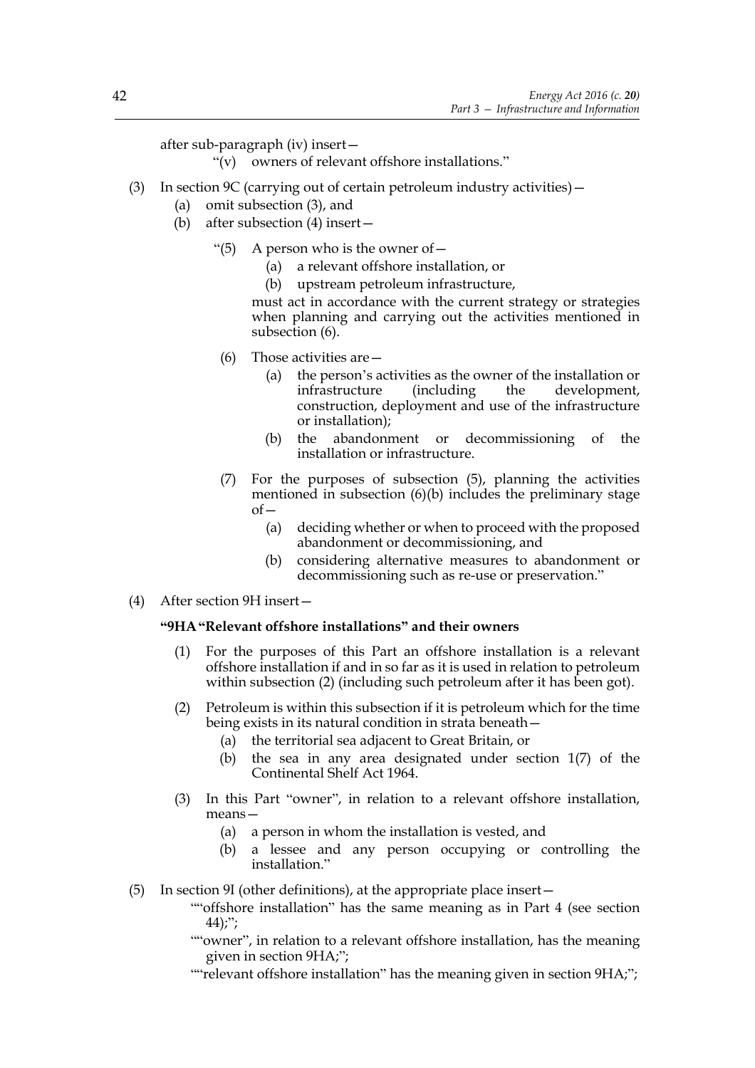after sub-paragraph (iv) insert—

"(v) owners of relevant offshore installations."

(3) In section 9C (carrying out of certain petroleum industry activities)—

(a) omit subsection (3), and

(b) after subsection (4) insert—

"(5) A person who is the owner of—

(a) a relevant offshore installation, or

(b) upstream petroleum infrastructure,

must act in accordance with the current strategy or strategies when planning and carrying out the activities mentioned in subsection (6).

(6) Those activities are—

(a) the person's activities as the owner of the installation or infrastructure (including the development, construction, deployment and use of the infrastructure or installation);

(b) the abandonment or decommissioning of the installation or infrastructure.

(7) For the purposes of subsection (5), planning the activities mentioned in subsection (6)(b) includes the preliminary stage of—

(a) deciding whether or when to proceed with the proposed abandonment or decommissioning, and

(b) considering alternative measures to abandonment or decommissioning such as re-use or preservation."

(4) After section 9H insert—

**"9HA "Relevant offshore installations" and their owners**

(1) For the purposes of this Part an offshore installation is a relevant offshore installation if and in so far as it is used in relation to petroleum within subsection (2) (including such petroleum after it has been got).

(2) Petroleum is within this subsection if it is petroleum which for the time being exists in its natural condition in strata beneath—

(a) the territorial sea adjacent to Great Britain, or

(b) the sea in any area designated under section 1(7) of the Continental Shelf Act 1964.

(3) In this Part "owner", in relation to a relevant offshore installation, means—

(a) a person in whom the installation is vested, and

(b) a lessee and any person occupying or controlling the installation."

(5) In section 9I (other definitions), at the appropriate place insert—

""offshore installation" has the same meaning as in Part 4 (see section 44);";

""owner", in relation to a relevant offshore installation, has the meaning given in section 9HA;";

""relevant offshore installation" has the meaning given in section 9HA;";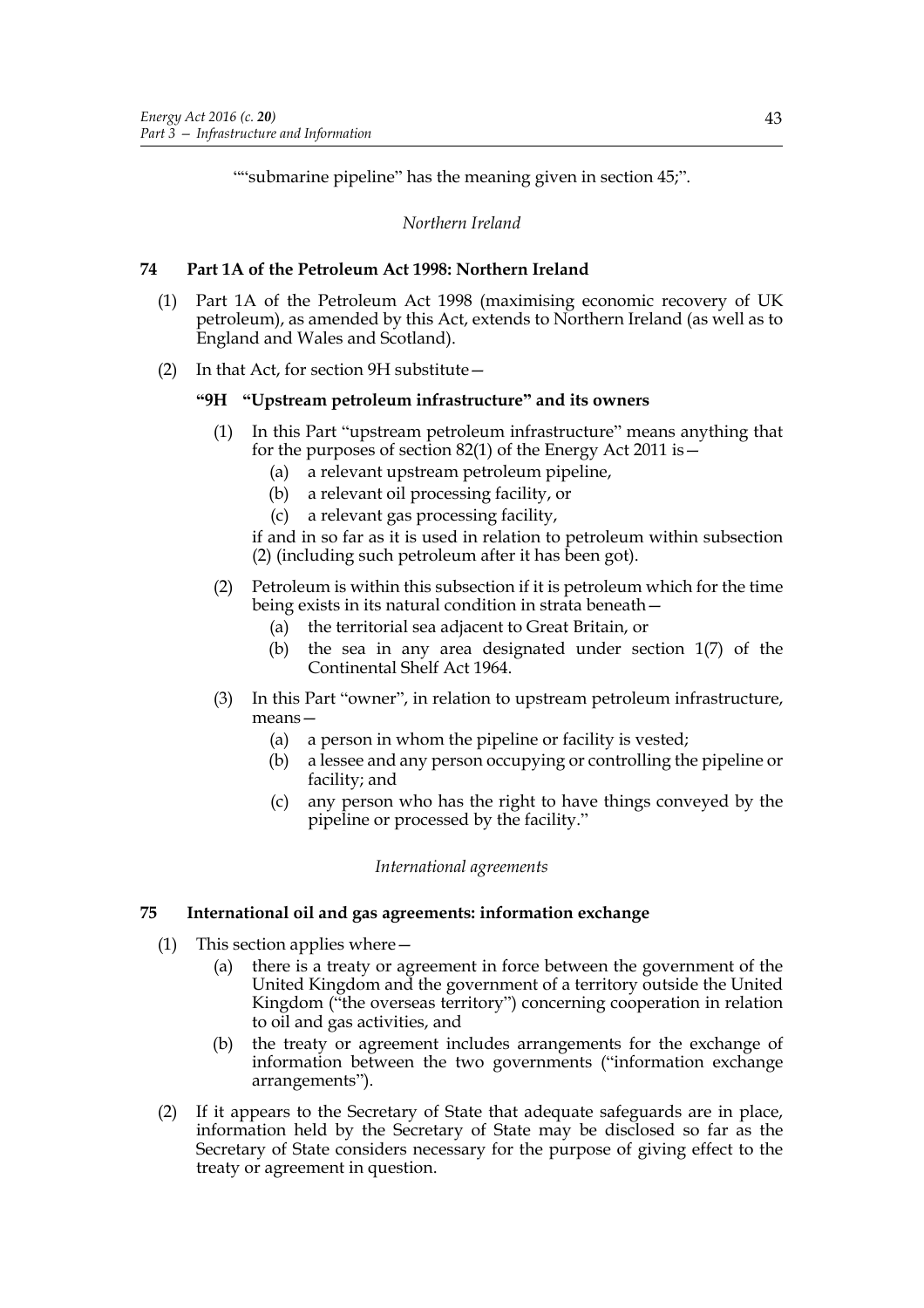""submarine pipeline" has the meaning given in section 45;".

*Northern Ireland*

**74 Part 1A of the Petroleum Act 1998: Northern Ireland**

(1) Part 1A of the Petroleum Act 1998 (maximising economic recovery of UK petroleum), as amended by this Act, extends to Northern Ireland (as well as to England and Wales and Scotland).

(2) In that Act, for section 9H substitute—

**"9H "Upstream petroleum infrastructure" and its owners**

(1) In this Part "upstream petroleum infrastructure" means anything that for the purposes of section 82(1) of the Energy Act 2011 is—

(a) a relevant upstream petroleum pipeline,

(b) a relevant oil processing facility, or

(c) a relevant gas processing facility,

if and in so far as it is used in relation to petroleum within subsection (2) (including such petroleum after it has been got).

(2) Petroleum is within this subsection if it is petroleum which for the time being exists in its natural condition in strata beneath—

(a) the territorial sea adjacent to Great Britain, or

(b) the sea in any area designated under section 1(7) of the Continental Shelf Act 1964.

(3) In this Part "owner", in relation to upstream petroleum infrastructure, means—

(a) a person in whom the pipeline or facility is vested;

(b) a lessee and any person occupying or controlling the pipeline or facility; and

(c) any person who has the right to have things conveyed by the pipeline or processed by the facility."

*International agreements*

**75 International oil and gas agreements: information exchange**

(1) This section applies where—

(a) there is a treaty or agreement in force between the government of the United Kingdom and the government of a territory outside the United Kingdom ("the overseas territory") concerning cooperation in relation to oil and gas activities, and

(b) the treaty or agreement includes arrangements for the exchange of information between the two governments ("information exchange arrangements").

(2) If it appears to the Secretary of State that adequate safeguards are in place, information held by the Secretary of State may be disclosed so far as the Secretary of State considers necessary for the purpose of giving effect to the treaty or agreement in question.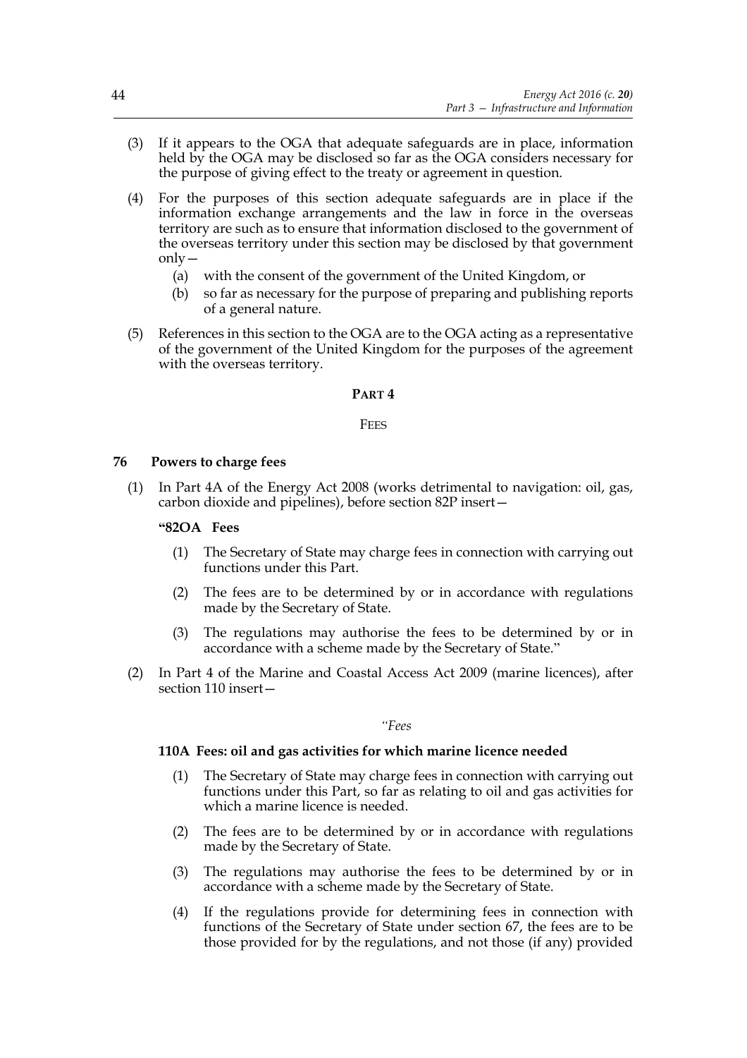(3) If it appears to the OGA that adequate safeguards are in place, information held by the OGA may be disclosed so far as the OGA considers necessary for the purpose of giving effect to the treaty or agreement in question.

(4) For the purposes of this section adequate safeguards are in place if the information exchange arrangements and the law in force in the overseas territory are such as to ensure that information disclosed to the government of the overseas territory under this section may be disclosed by that government only—

(a) with the consent of the government of the United Kingdom, or

(b) so far as necessary for the purpose of preparing and publishing reports of a general nature.

(5) References in this section to the OGA are to the OGA acting as a representative of the government of the United Kingdom for the purposes of the agreement with the overseas territory.

## PART 4

## FEES

### 76 Powers to charge fees

(1) In Part 4A of the Energy Act 2008 (works detrimental to navigation: oil, gas, carbon dioxide and pipelines), before section 82P insert—

**"82OA Fees**

(1) The Secretary of State may charge fees in connection with carrying out functions under this Part.

(2) The fees are to be determined by or in accordance with regulations made by the Secretary of State.

(3) The regulations may authorise the fees to be determined by or in accordance with a scheme made by the Secretary of State."

(2) In Part 4 of the Marine and Coastal Access Act 2009 (marine licences), after section 110 insert—

*"Fees*

**110A Fees: oil and gas activities for which marine licence needed**

(1) The Secretary of State may charge fees in connection with carrying out functions under this Part, so far as relating to oil and gas activities for which a marine licence is needed.

(2) The fees are to be determined by or in accordance with regulations made by the Secretary of State.

(3) The regulations may authorise the fees to be determined by or in accordance with a scheme made by the Secretary of State.

(4) If the regulations provide for determining fees in connection with functions of the Secretary of State under section 67, the fees are to be those provided for by the regulations, and not those (if any) provided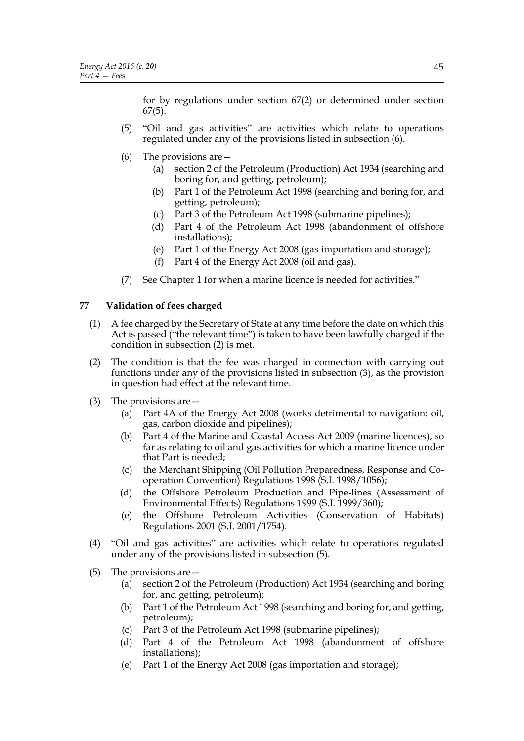for by regulations under section 67(2) or determined under section 67(5).

(5) "Oil and gas activities" are activities which relate to operations regulated under any of the provisions listed in subsection (6).

(6) The provisions are—

   (a) section 2 of the Petroleum (Production) Act 1934 (searching and boring for, and getting, petroleum);

   (b) Part 1 of the Petroleum Act 1998 (searching and boring for, and getting, petroleum);

   (c) Part 3 of the Petroleum Act 1998 (submarine pipelines);

   (d) Part 4 of the Petroleum Act 1998 (abandonment of offshore installations);

   (e) Part 1 of the Energy Act 2008 (gas importation and storage);

   (f) Part 4 of the Energy Act 2008 (oil and gas).

(7) See Chapter 1 for when a marine licence is needed for activities."

## 77 Validation of fees charged

(1) A fee charged by the Secretary of State at any time before the date on which this Act is passed ("the relevant time") is taken to have been lawfully charged if the condition in subsection (2) is met.

(2) The condition is that the fee was charged in connection with carrying out functions under any of the provisions listed in subsection (3), as the provision in question had effect at the relevant time.

(3) The provisions are—

   (a) Part 4A of the Energy Act 2008 (works detrimental to navigation: oil, gas, carbon dioxide and pipelines);

   (b) Part 4 of the Marine and Coastal Access Act 2009 (marine licences), so far as relating to oil and gas activities for which a marine licence under that Part is needed;

   (c) the Merchant Shipping (Oil Pollution Preparedness, Response and Co-operation Convention) Regulations 1998 (S.I. 1998/1056);

   (d) the Offshore Petroleum Production and Pipe-lines (Assessment of Environmental Effects) Regulations 1999 (S.I. 1999/360);

   (e) the Offshore Petroleum Activities (Conservation of Habitats) Regulations 2001 (S.I. 2001/1754).

(4) "Oil and gas activities" are activities which relate to operations regulated under any of the provisions listed in subsection (5).

(5) The provisions are—

   (a) section 2 of the Petroleum (Production) Act 1934 (searching and boring for, and getting, petroleum);

   (b) Part 1 of the Petroleum Act 1998 (searching and boring for, and getting, petroleum);

   (c) Part 3 of the Petroleum Act 1998 (submarine pipelines);

   (d) Part 4 of the Petroleum Act 1998 (abandonment of offshore installations);

   (e) Part 1 of the Energy Act 2008 (gas importation and storage);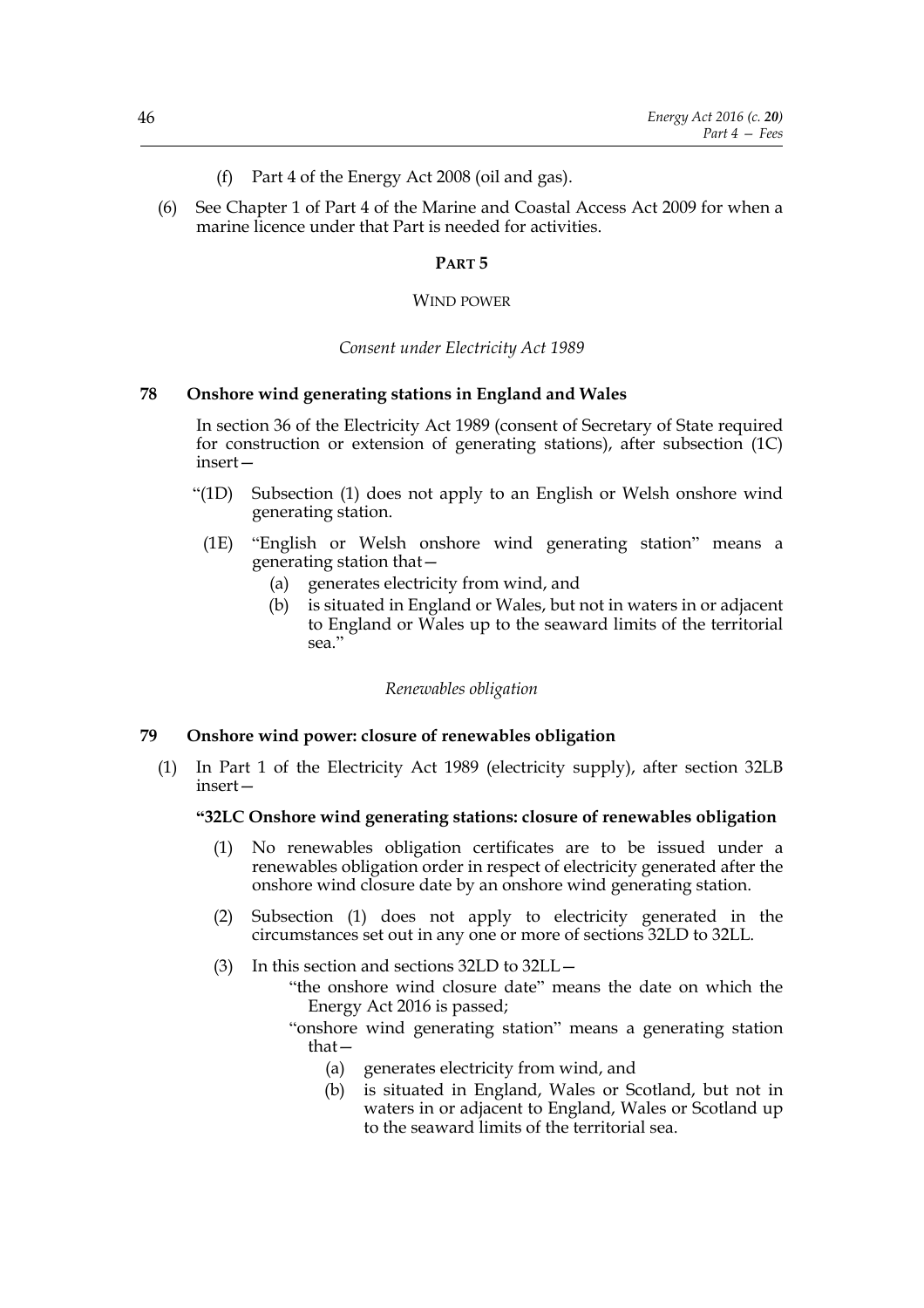(f) Part 4 of the Energy Act 2008 (oil and gas).

(6) See Chapter 1 of Part 4 of the Marine and Coastal Access Act 2009 for when a marine licence under that Part is needed for activities.

## PART 5

## WIND POWER

*Consent under Electricity Act 1989*

### 78 Onshore wind generating stations in England and Wales

In section 36 of the Electricity Act 1989 (consent of Secretary of State required for construction or extension of generating stations), after subsection (1C) insert—

"(1D) Subsection (1) does not apply to an English or Welsh onshore wind generating station.

(1E) "English or Welsh onshore wind generating station" means a generating station that—

(a) generates electricity from wind, and

(b) is situated in England or Wales, but not in waters in or adjacent to England or Wales up to the seaward limits of the territorial sea."

*Renewables obligation*

### 79 Onshore wind power: closure of renewables obligation

(1) In Part 1 of the Electricity Act 1989 (electricity supply), after section 32LB insert—

**"32LC Onshore wind generating stations: closure of renewables obligation**

(1) No renewables obligation certificates are to be issued under a renewables obligation order in respect of electricity generated after the onshore wind closure date by an onshore wind generating station.

(2) Subsection (1) does not apply to electricity generated in the circumstances set out in any one or more of sections 32LD to 32LL.

(3) In this section and sections 32LD to 32LL—

"the onshore wind closure date" means the date on which the Energy Act 2016 is passed;

"onshore wind generating station" means a generating station that—

(a) generates electricity from wind, and

(b) is situated in England, Wales or Scotland, but not in waters in or adjacent to England, Wales or Scotland up to the seaward limits of the territorial sea.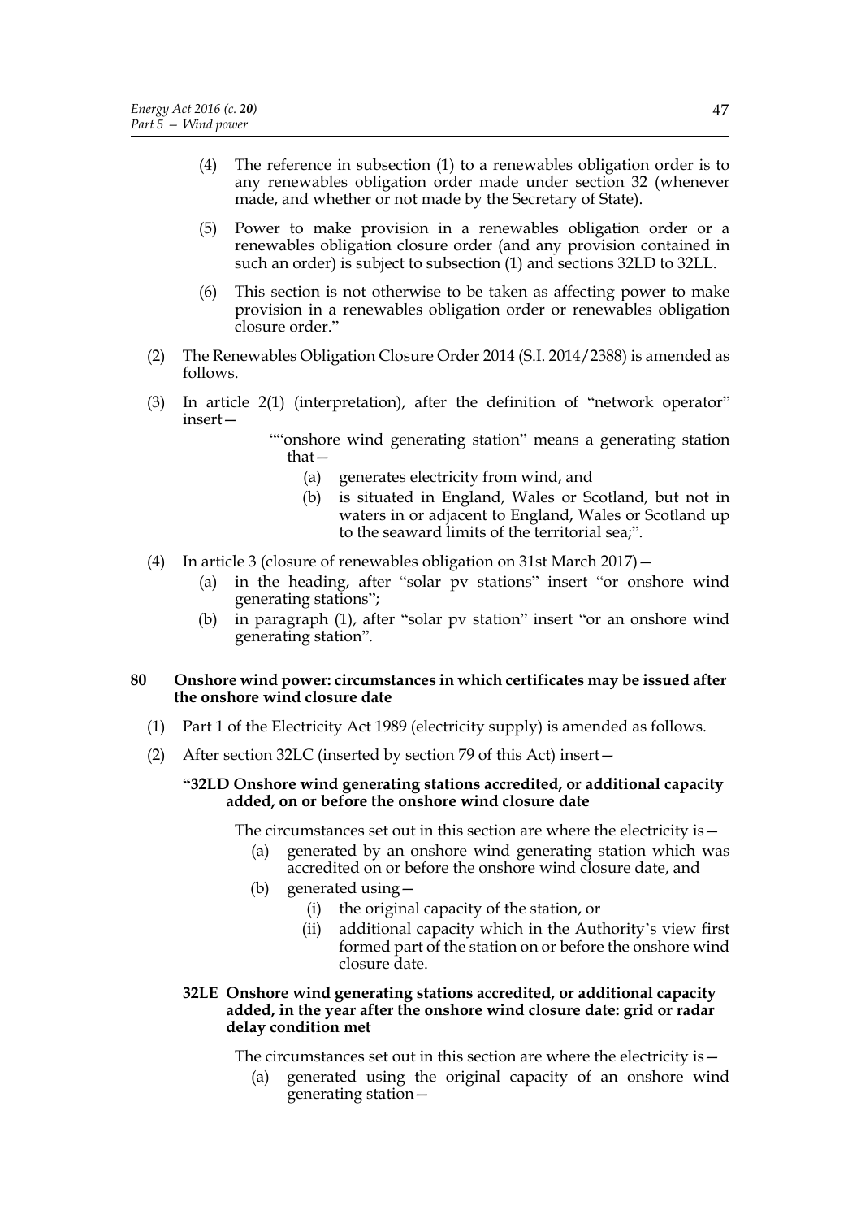(4) The reference in subsection (1) to a renewables obligation order is to any renewables obligation order made under section 32 (whenever made, and whether or not made by the Secretary of State).

(5) Power to make provision in a renewables obligation order or a renewables obligation closure order (and any provision contained in such an order) is subject to subsection (1) and sections 32LD to 32LL.

(6) This section is not otherwise to be taken as affecting power to make provision in a renewables obligation order or renewables obligation closure order."

(2) The Renewables Obligation Closure Order 2014 (S.I. 2014/2388) is amended as follows.

(3) In article 2(1) (interpretation), after the definition of "network operator" insert—

""onshore wind generating station" means a generating station that—

(a) generates electricity from wind, and

(b) is situated in England, Wales or Scotland, but not in waters in or adjacent to England, Wales or Scotland up to the seaward limits of the territorial sea;".

(4) In article 3 (closure of renewables obligation on 31st March 2017)—

(a) in the heading, after "solar pv stations" insert "or onshore wind generating stations";

(b) in paragraph (1), after "solar pv station" insert "or an onshore wind generating station".

**80 Onshore wind power: circumstances in which certificates may be issued after the onshore wind closure date**

(1) Part 1 of the Electricity Act 1989 (electricity supply) is amended as follows.

(2) After section 32LC (inserted by section 79 of this Act) insert—

**"32LD Onshore wind generating stations accredited, or additional capacity added, on or before the onshore wind closure date**

The circumstances set out in this section are where the electricity is—

(a) generated by an onshore wind generating station which was accredited on or before the onshore wind closure date, and

(b) generated using—

(i) the original capacity of the station, or

(ii) additional capacity which in the Authority's view first formed part of the station on or before the onshore wind closure date.

**32LE Onshore wind generating stations accredited, or additional capacity added, in the year after the onshore wind closure date: grid or radar delay condition met**

The circumstances set out in this section are where the electricity is—

(a) generated using the original capacity of an onshore wind generating station—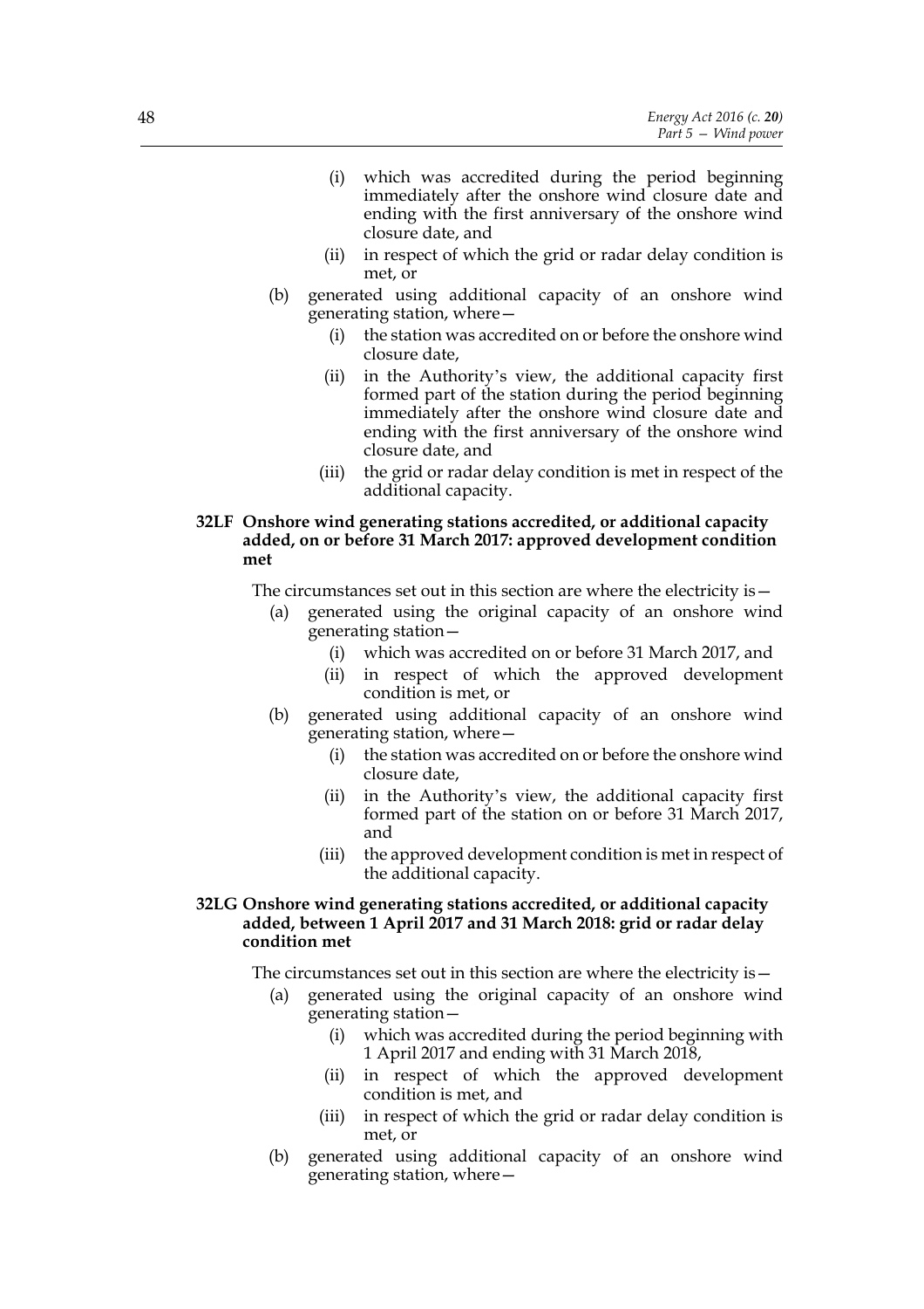(i) which was accredited during the period beginning immediately after the onshore wind closure date and ending with the first anniversary of the onshore wind closure date, and

(ii) in respect of which the grid or radar delay condition is met, or

(b) generated using additional capacity of an onshore wind generating station, where—

(i) the station was accredited on or before the onshore wind closure date,

(ii) in the Authority's view, the additional capacity first formed part of the station during the period beginning immediately after the onshore wind closure date and ending with the first anniversary of the onshore wind closure date, and

(iii) the grid or radar delay condition is met in respect of the additional capacity.

**32LF Onshore wind generating stations accredited, or additional capacity added, on or before 31 March 2017: approved development condition met**

The circumstances set out in this section are where the electricity is—

(a) generated using the original capacity of an onshore wind generating station—

(i) which was accredited on or before 31 March 2017, and

(ii) in respect of which the approved development condition is met, or

(b) generated using additional capacity of an onshore wind generating station, where—

(i) the station was accredited on or before the onshore wind closure date,

(ii) in the Authority's view, the additional capacity first formed part of the station on or before 31 March 2017, and

(iii) the approved development condition is met in respect of the additional capacity.

**32LG Onshore wind generating stations accredited, or additional capacity added, between 1 April 2017 and 31 March 2018: grid or radar delay condition met**

The circumstances set out in this section are where the electricity is—

(a) generated using the original capacity of an onshore wind generating station—

(i) which was accredited during the period beginning with 1 April 2017 and ending with 31 March 2018,

(ii) in respect of which the approved development condition is met, and

(iii) in respect of which the grid or radar delay condition is met, or

(b) generated using additional capacity of an onshore wind generating station, where—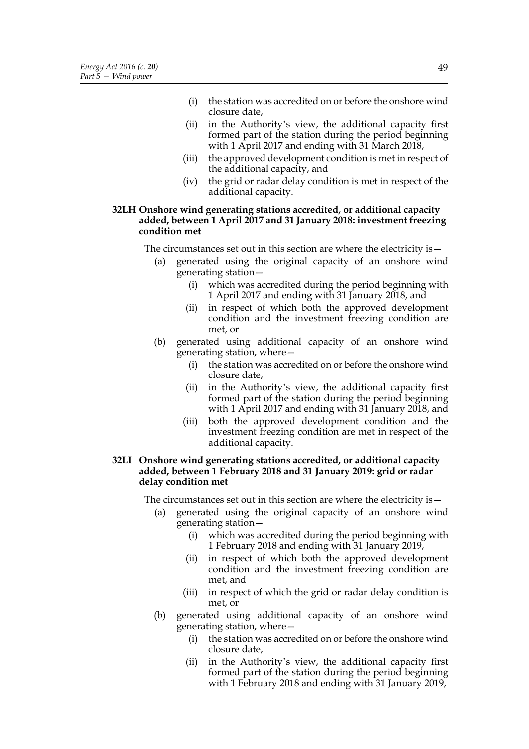- (i) the station was accredited on or before the onshore wind closure date,
- (ii) in the Authority's view, the additional capacity first formed part of the station during the period beginning with 1 April 2017 and ending with 31 March 2018,
- (iii) the approved development condition is met in respect of the additional capacity, and
- (iv) the grid or radar delay condition is met in respect of the additional capacity.

**32LH Onshore wind generating stations accredited, or additional capacity added, between 1 April 2017 and 31 January 2018: investment freezing condition met**

The circumstances set out in this section are where the electricity is—

- (a) generated using the original capacity of an onshore wind generating station—
  - (i) which was accredited during the period beginning with 1 April 2017 and ending with 31 January 2018, and
  - (ii) in respect of which both the approved development condition and the investment freezing condition are met, or
- (b) generated using additional capacity of an onshore wind generating station, where—
  - (i) the station was accredited on or before the onshore wind closure date,
  - (ii) in the Authority's view, the additional capacity first formed part of the station during the period beginning with 1 April 2017 and ending with 31 January 2018, and
  - (iii) both the approved development condition and the investment freezing condition are met in respect of the additional capacity.

**32LI Onshore wind generating stations accredited, or additional capacity added, between 1 February 2018 and 31 January 2019: grid or radar delay condition met**

The circumstances set out in this section are where the electricity is—

- (a) generated using the original capacity of an onshore wind generating station—
  - (i) which was accredited during the period beginning with 1 February 2018 and ending with 31 January 2019,
  - (ii) in respect of which both the approved development condition and the investment freezing condition are met, and
  - (iii) in respect of which the grid or radar delay condition is met, or
- (b) generated using additional capacity of an onshore wind generating station, where—
  - (i) the station was accredited on or before the onshore wind closure date,
  - (ii) in the Authority's view, the additional capacity first formed part of the station during the period beginning with 1 February 2018 and ending with 31 January 2019,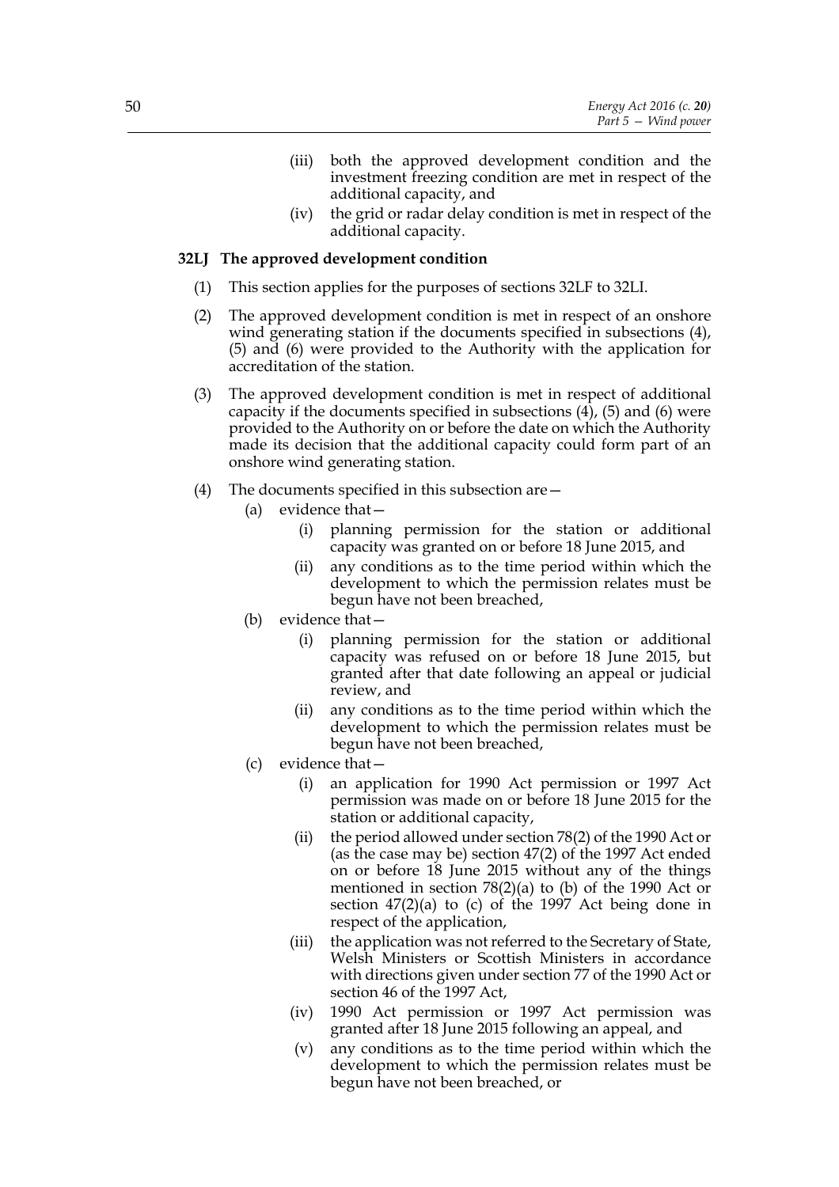(iii) both the approved development condition and the investment freezing condition are met in respect of the additional capacity, and

(iv) the grid or radar delay condition is met in respect of the additional capacity.

### 32LJ The approved development condition

(1) This section applies for the purposes of sections 32LF to 32LI.

(2) The approved development condition is met in respect of an onshore wind generating station if the documents specified in subsections (4), (5) and (6) were provided to the Authority with the application for accreditation of the station.

(3) The approved development condition is met in respect of additional capacity if the documents specified in subsections (4), (5) and (6) were provided to the Authority on or before the date on which the Authority made its decision that the additional capacity could form part of an onshore wind generating station.

(4) The documents specified in this subsection are—

- (a) evidence that—
  - (i) planning permission for the station or additional capacity was granted on or before 18 June 2015, and
  - (ii) any conditions as to the time period within which the development to which the permission relates must be begun have not been breached,
- (b) evidence that—
  - (i) planning permission for the station or additional capacity was refused on or before 18 June 2015, but granted after that date following an appeal or judicial review, and
  - (ii) any conditions as to the time period within which the development to which the permission relates must be begun have not been breached,
- (c) evidence that—
  - (i) an application for 1990 Act permission or 1997 Act permission was made on or before 18 June 2015 for the station or additional capacity,
  - (ii) the period allowed under section 78(2) of the 1990 Act or (as the case may be) section 47(2) of the 1997 Act ended on or before 18 June 2015 without any of the things mentioned in section 78(2)(a) to (b) of the 1990 Act or section 47(2)(a) to (c) of the 1997 Act being done in respect of the application,
  - (iii) the application was not referred to the Secretary of State, Welsh Ministers or Scottish Ministers in accordance with directions given under section 77 of the 1990 Act or section 46 of the 1997 Act,
  - (iv) 1990 Act permission or 1997 Act permission was granted after 18 June 2015 following an appeal, and
  - (v) any conditions as to the time period within which the development to which the permission relates must be begun have not been breached, or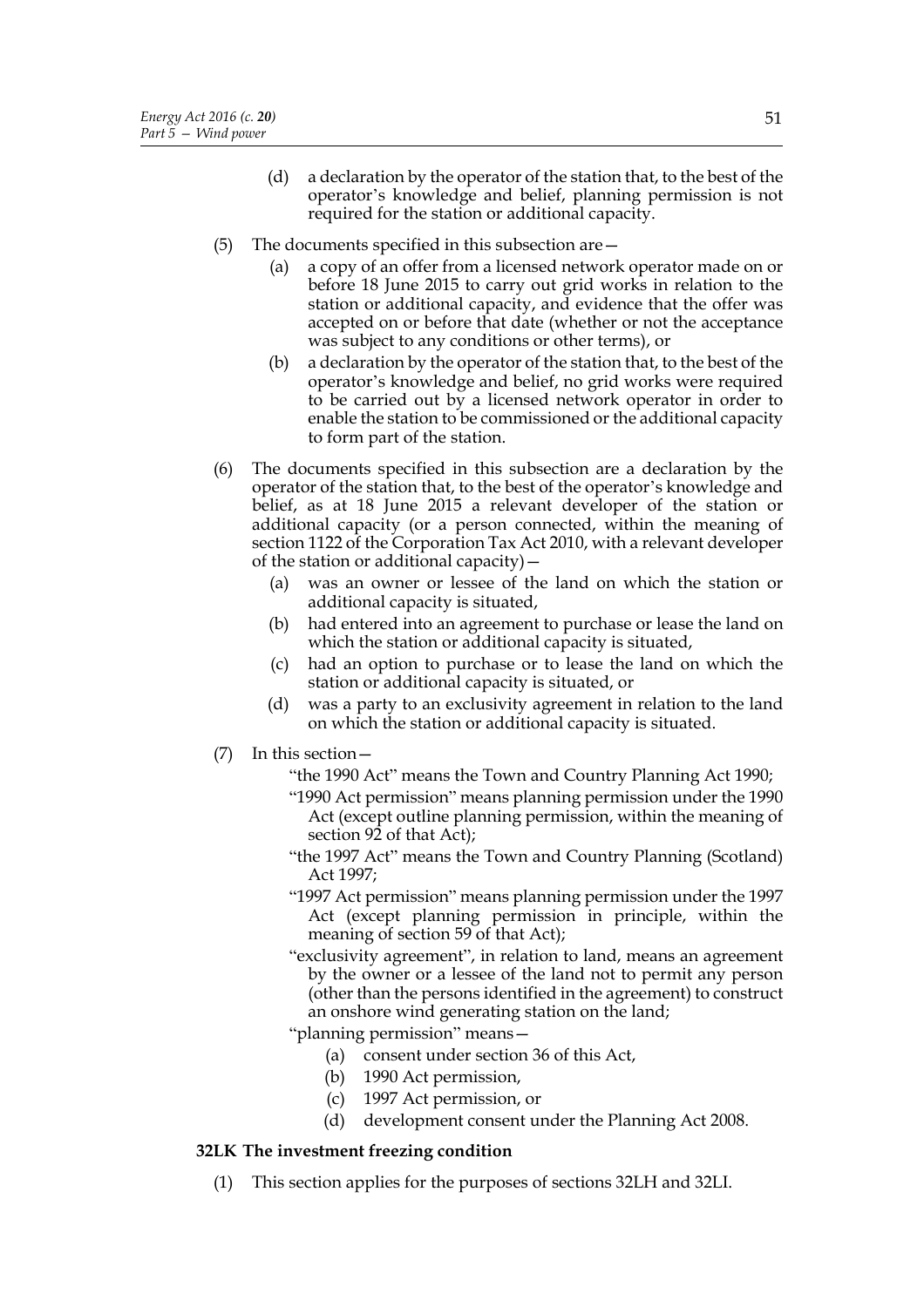(d) a declaration by the operator of the station that, to the best of the operator's knowledge and belief, planning permission is not required for the station or additional capacity.

(5) The documents specified in this subsection are—

(a) a copy of an offer from a licensed network operator made on or before 18 June 2015 to carry out grid works in relation to the station or additional capacity, and evidence that the offer was accepted on or before that date (whether or not the acceptance was subject to any conditions or other terms), or

(b) a declaration by the operator of the station that, to the best of the operator's knowledge and belief, no grid works were required to be carried out by a licensed network operator in order to enable the station to be commissioned or the additional capacity to form part of the station.

(6) The documents specified in this subsection are a declaration by the operator of the station that, to the best of the operator's knowledge and belief, as at 18 June 2015 a relevant developer of the station or additional capacity (or a person connected, within the meaning of section 1122 of the Corporation Tax Act 2010, with a relevant developer of the station or additional capacity)—

(a) was an owner or lessee of the land on which the station or additional capacity is situated,

(b) had entered into an agreement to purchase or lease the land on which the station or additional capacity is situated,

(c) had an option to purchase or to lease the land on which the station or additional capacity is situated, or

(d) was a party to an exclusivity agreement in relation to the land on which the station or additional capacity is situated.

(7) In this section—

"the 1990 Act" means the Town and Country Planning Act 1990;

"1990 Act permission" means planning permission under the 1990 Act (except outline planning permission, within the meaning of section 92 of that Act);

"the 1997 Act" means the Town and Country Planning (Scotland) Act 1997;

"1997 Act permission" means planning permission under the 1997 Act (except planning permission in principle, within the meaning of section 59 of that Act);

"exclusivity agreement", in relation to land, means an agreement by the owner or a lessee of the land not to permit any person (other than the persons identified in the agreement) to construct an onshore wind generating station on the land;

"planning permission" means—

(a) consent under section 36 of this Act,

(b) 1990 Act permission,

(c) 1997 Act permission, or

(d) development consent under the Planning Act 2008.

**32LK The investment freezing condition**

(1) This section applies for the purposes of sections 32LH and 32LI.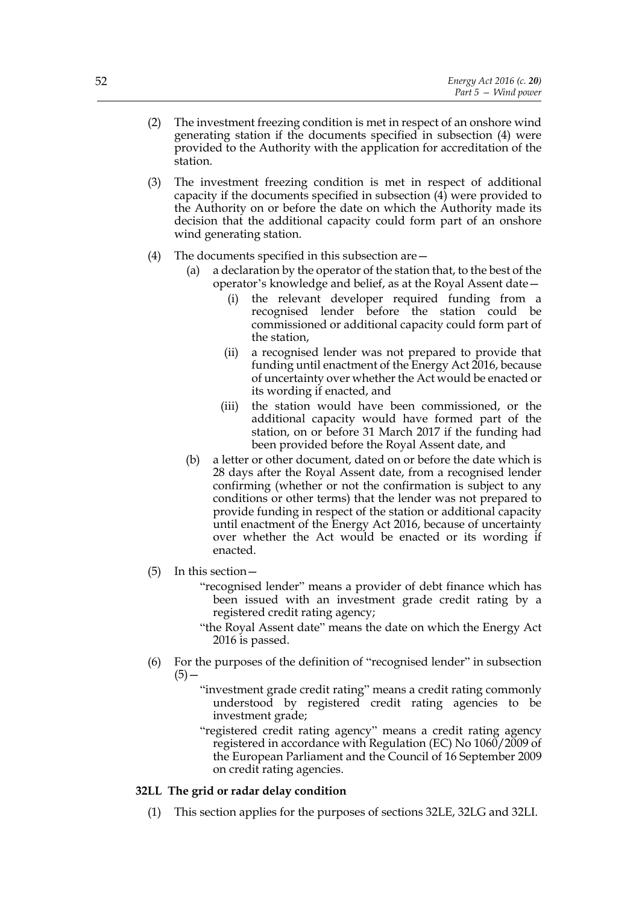(2) The investment freezing condition is met in respect of an onshore wind generating station if the documents specified in subsection (4) were provided to the Authority with the application for accreditation of the station.

(3) The investment freezing condition is met in respect of additional capacity if the documents specified in subsection (4) were provided to the Authority on or before the date on which the Authority made its decision that the additional capacity could form part of an onshore wind generating station.

(4) The documents specified in this subsection are—

   (a) a declaration by the operator of the station that, to the best of the operator's knowledge and belief, as at the Royal Assent date—

      (i) the relevant developer required funding from a recognised lender before the station could be commissioned or additional capacity could form part of the station,

      (ii) a recognised lender was not prepared to provide that funding until enactment of the Energy Act 2016, because of uncertainty over whether the Act would be enacted or its wording if enacted, and

      (iii) the station would have been commissioned, or the additional capacity would have formed part of the station, on or before 31 March 2017 if the funding had been provided before the Royal Assent date, and

   (b) a letter or other document, dated on or before the date which is 28 days after the Royal Assent date, from a recognised lender confirming (whether or not the confirmation is subject to any conditions or other terms) that the lender was not prepared to provide funding in respect of the station or additional capacity until enactment of the Energy Act 2016, because of uncertainty over whether the Act would be enacted or its wording if enacted.

(5) In this section—

   "recognised lender" means a provider of debt finance which has been issued with an investment grade credit rating by a registered credit rating agency;

   "the Royal Assent date" means the date on which the Energy Act 2016 is passed.

(6) For the purposes of the definition of "recognised lender" in subsection (5)—

   "investment grade credit rating" means a credit rating commonly understood by registered credit rating agencies to be investment grade;

   "registered credit rating agency" means a credit rating agency registered in accordance with Regulation (EC) No 1060/2009 of the European Parliament and the Council of 16 September 2009 on credit rating agencies.

**32LL The grid or radar delay condition**

(1) This section applies for the purposes of sections 32LE, 32LG and 32LI.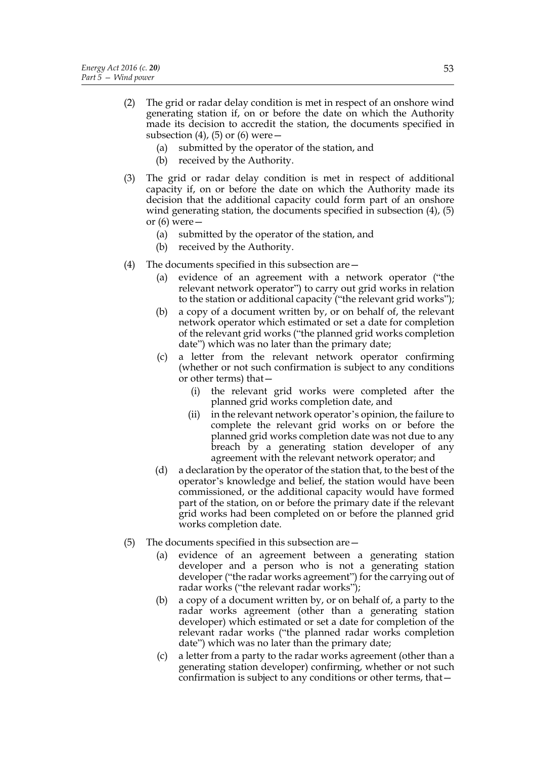(2) The grid or radar delay condition is met in respect of an onshore wind generating station if, on or before the date on which the Authority made its decision to accredit the station, the documents specified in subsection (4), (5) or (6) were—

   (a) submitted by the operator of the station, and

   (b) received by the Authority.

(3) The grid or radar delay condition is met in respect of additional capacity if, on or before the date on which the Authority made its decision that the additional capacity could form part of an onshore wind generating station, the documents specified in subsection (4), (5) or (6) were—

   (a) submitted by the operator of the station, and

   (b) received by the Authority.

(4) The documents specified in this subsection are—

   (a) evidence of an agreement with a network operator ("the relevant network operator") to carry out grid works in relation to the station or additional capacity ("the relevant grid works");

   (b) a copy of a document written by, or on behalf of, the relevant network operator which estimated or set a date for completion of the relevant grid works ("the planned grid works completion date") which was no later than the primary date;

   (c) a letter from the relevant network operator confirming (whether or not such confirmation is subject to any conditions or other terms) that—

      (i) the relevant grid works were completed after the planned grid works completion date, and

      (ii) in the relevant network operator's opinion, the failure to complete the relevant grid works on or before the planned grid works completion date was not due to any breach by a generating station developer of any agreement with the relevant network operator; and

   (d) a declaration by the operator of the station that, to the best of the operator's knowledge and belief, the station would have been commissioned, or the additional capacity would have formed part of the station, on or before the primary date if the relevant grid works had been completed on or before the planned grid works completion date.

(5) The documents specified in this subsection are—

   (a) evidence of an agreement between a generating station developer and a person who is not a generating station developer ("the radar works agreement") for the carrying out of radar works ("the relevant radar works");

   (b) a copy of a document written by, or on behalf of, a party to the radar works agreement (other than a generating station developer) which estimated or set a date for completion of the relevant radar works ("the planned radar works completion date") which was no later than the primary date;

   (c) a letter from a party to the radar works agreement (other than a generating station developer) confirming, whether or not such confirmation is subject to any conditions or other terms, that—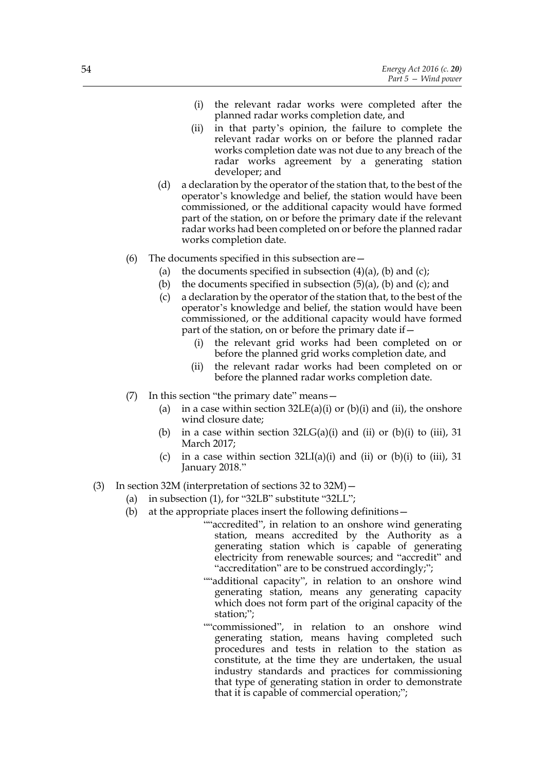(i) the relevant radar works were completed after the planned radar works completion date, and

(ii) in that party's opinion, the failure to complete the relevant radar works on or before the planned radar works completion date was not due to any breach of the radar works agreement by a generating station developer; and

(d) a declaration by the operator of the station that, to the best of the operator's knowledge and belief, the station would have been commissioned, or the additional capacity would have formed part of the station, on or before the primary date if the relevant radar works had been completed on or before the planned radar works completion date.

(6) The documents specified in this subsection are—

(a) the documents specified in subsection (4)(a), (b) and (c);

(b) the documents specified in subsection (5)(a), (b) and (c); and

(c) a declaration by the operator of the station that, to the best of the operator's knowledge and belief, the station would have been commissioned, or the additional capacity would have formed part of the station, on or before the primary date if—

(i) the relevant grid works had been completed on or before the planned grid works completion date, and

(ii) the relevant radar works had been completed on or before the planned radar works completion date.

(7) In this section "the primary date" means—

(a) in a case within section 32LE(a)(i) or (b)(i) and (ii), the onshore wind closure date;

(b) in a case within section 32LG(a)(i) and (ii) or (b)(i) to (iii), 31 March 2017;

(c) in a case within section 32LI(a)(i) and (ii) or (b)(i) to (iii), 31 January 2018."

(3) In section 32M (interpretation of sections 32 to 32M)—

(a) in subsection (1), for "32LB" substitute "32LL";

(b) at the appropriate places insert the following definitions—

""accredited", in relation to an onshore wind generating station, means accredited by the Authority as a generating station which is capable of generating electricity from renewable sources; and "accredit" and "accreditation" are to be construed accordingly;";

""additional capacity", in relation to an onshore wind generating station, means any generating capacity which does not form part of the original capacity of the station;";

""commissioned", in relation to an onshore wind generating station, means having completed such procedures and tests in relation to the station as constitute, at the time they are undertaken, the usual industry standards and practices for commissioning that type of generating station in order to demonstrate that it is capable of commercial operation;";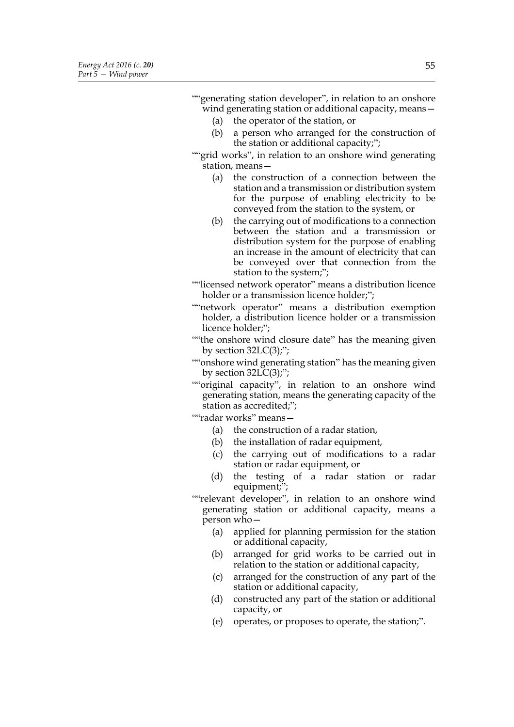""generating station developer", in relation to an onshore wind generating station or additional capacity, means—

(a) the operator of the station, or

(b) a person who arranged for the construction of the station or additional capacity;";

""grid works", in relation to an onshore wind generating station, means—

(a) the construction of a connection between the station and a transmission or distribution system for the purpose of enabling electricity to be conveyed from the station to the system, or

(b) the carrying out of modifications to a connection between the station and a transmission or distribution system for the purpose of enabling an increase in the amount of electricity that can be conveyed over that connection from the station to the system;";

""licensed network operator" means a distribution licence holder or a transmission licence holder;";

""network operator" means a distribution exemption holder, a distribution licence holder or a transmission licence holder;";

""the onshore wind closure date" has the meaning given by section 32LC(3);";

""onshore wind generating station" has the meaning given by section 32LC(3);";

""original capacity", in relation to an onshore wind generating station, means the generating capacity of the station as accredited;";

""radar works" means—

(a) the construction of a radar station,

(b) the installation of radar equipment,

(c) the carrying out of modifications to a radar station or radar equipment, or

(d) the testing of a radar station or radar equipment;";

""relevant developer", in relation to an onshore wind generating station or additional capacity, means a person who—

(a) applied for planning permission for the station or additional capacity,

(b) arranged for grid works to be carried out in relation to the station or additional capacity,

(c) arranged for the construction of any part of the station or additional capacity,

(d) constructed any part of the station or additional capacity, or

(e) operates, or proposes to operate, the station;".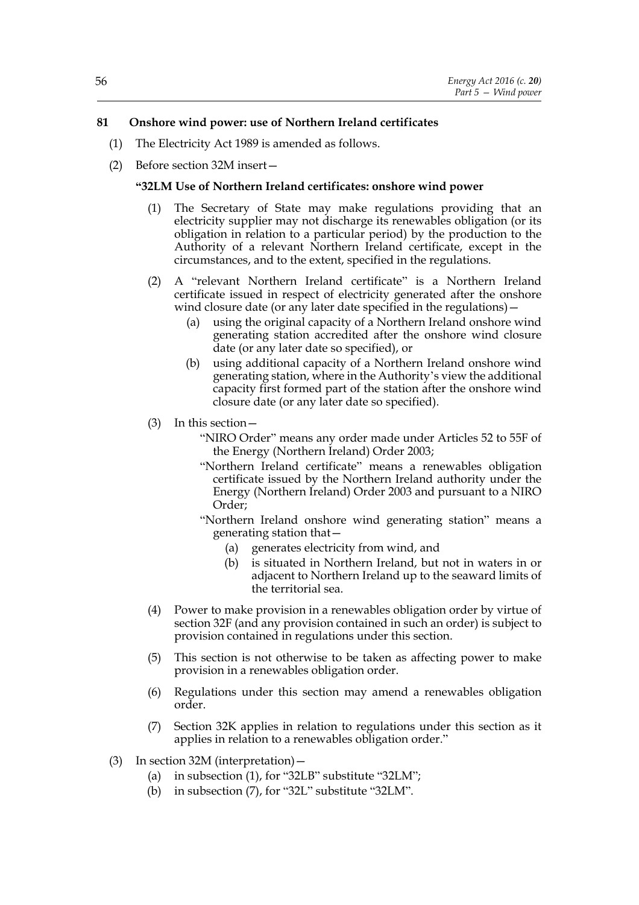## 81 Onshore wind power: use of Northern Ireland certificates

(1) The Electricity Act 1989 is amended as follows.

(2) Before section 32M insert—

**"32LM Use of Northern Ireland certificates: onshore wind power**

(1) The Secretary of State may make regulations providing that an electricity supplier may not discharge its renewables obligation (or its obligation in relation to a particular period) by the production to the Authority of a relevant Northern Ireland certificate, except in the circumstances, and to the extent, specified in the regulations.

(2) A "relevant Northern Ireland certificate" is a Northern Ireland certificate issued in respect of electricity generated after the onshore wind closure date (or any later date specified in the regulations)—

(a) using the original capacity of a Northern Ireland onshore wind generating station accredited after the onshore wind closure date (or any later date so specified), or

(b) using additional capacity of a Northern Ireland onshore wind generating station, where in the Authority's view the additional capacity first formed part of the station after the onshore wind closure date (or any later date so specified).

(3) In this section—

"NIRO Order" means any order made under Articles 52 to 55F of the Energy (Northern Ireland) Order 2003;

"Northern Ireland certificate" means a renewables obligation certificate issued by the Northern Ireland authority under the Energy (Northern Ireland) Order 2003 and pursuant to a NIRO Order;

"Northern Ireland onshore wind generating station" means a generating station that—

(a) generates electricity from wind, and

(b) is situated in Northern Ireland, but not in waters in or adjacent to Northern Ireland up to the seaward limits of the territorial sea.

(4) Power to make provision in a renewables obligation order by virtue of section 32F (and any provision contained in such an order) is subject to provision contained in regulations under this section.

(5) This section is not otherwise to be taken as affecting power to make provision in a renewables obligation order.

(6) Regulations under this section may amend a renewables obligation order.

(7) Section 32K applies in relation to regulations under this section as it applies in relation to a renewables obligation order."

(3) In section 32M (interpretation)—

(a) in subsection (1), for "32LB" substitute "32LM";

(b) in subsection (7), for "32L" substitute "32LM".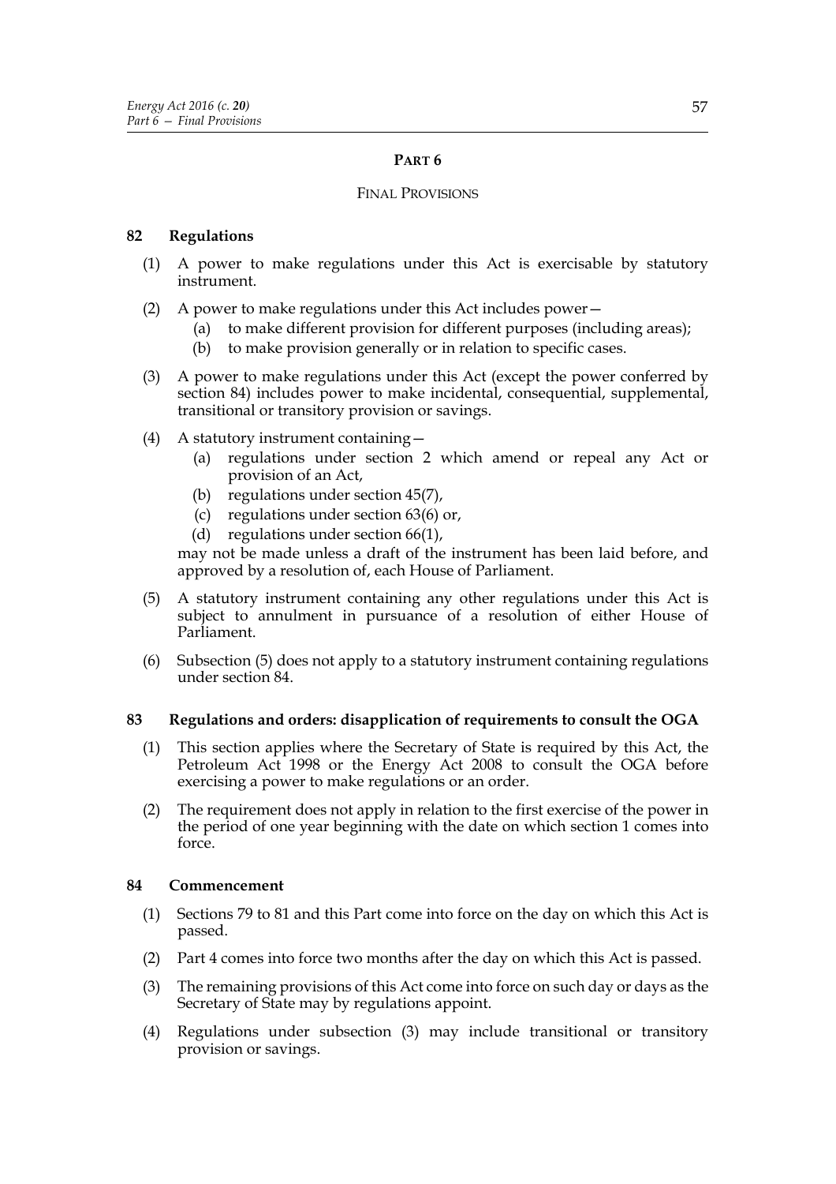# PART 6

## FINAL PROVISIONS

### 82 Regulations

(1) A power to make regulations under this Act is exercisable by statutory instrument.

(2) A power to make regulations under this Act includes power—

- (a) to make different provision for different purposes (including areas);
- (b) to make provision generally or in relation to specific cases.

(3) A power to make regulations under this Act (except the power conferred by section 84) includes power to make incidental, consequential, supplemental, transitional or transitory provision or savings.

(4) A statutory instrument containing—

- (a) regulations under section 2 which amend or repeal any Act or provision of an Act,
- (b) regulations under section 45(7),
- (c) regulations under section 63(6) or,
- (d) regulations under section 66(1),

may not be made unless a draft of the instrument has been laid before, and approved by a resolution of, each House of Parliament.

(5) A statutory instrument containing any other regulations under this Act is subject to annulment in pursuance of a resolution of either House of Parliament.

(6) Subsection (5) does not apply to a statutory instrument containing regulations under section 84.

### 83 Regulations and orders: disapplication of requirements to consult the OGA

(1) This section applies where the Secretary of State is required by this Act, the Petroleum Act 1998 or the Energy Act 2008 to consult the OGA before exercising a power to make regulations or an order.

(2) The requirement does not apply in relation to the first exercise of the power in the period of one year beginning with the date on which section 1 comes into force.

### 84 Commencement

(1) Sections 79 to 81 and this Part come into force on the day on which this Act is passed.

(2) Part 4 comes into force two months after the day on which this Act is passed.

(3) The remaining provisions of this Act come into force on such day or days as the Secretary of State may by regulations appoint.

(4) Regulations under subsection (3) may include transitional or transitory provision or savings.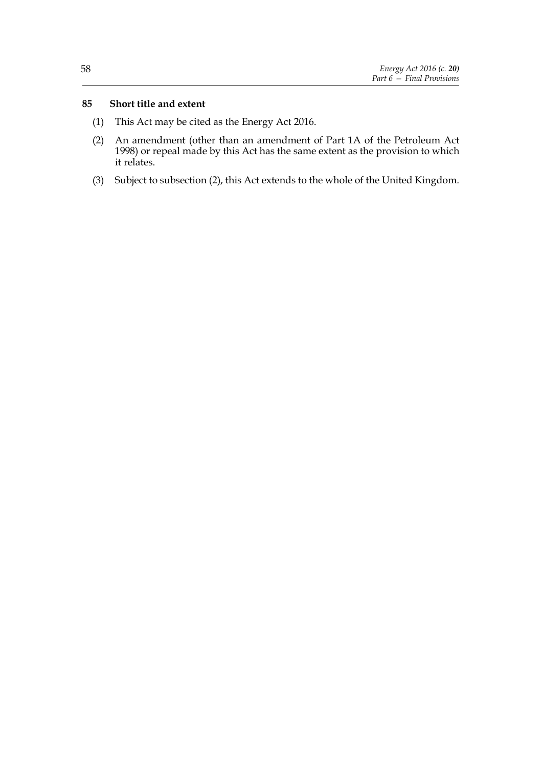### 85 Short title and extent

(1) This Act may be cited as the Energy Act 2016.

(2) An amendment (other than an amendment of Part 1A of the Petroleum Act 1998) or repeal made by this Act has the same extent as the provision to which it relates.

(3) Subject to subsection (2), this Act extends to the whole of the United Kingdom.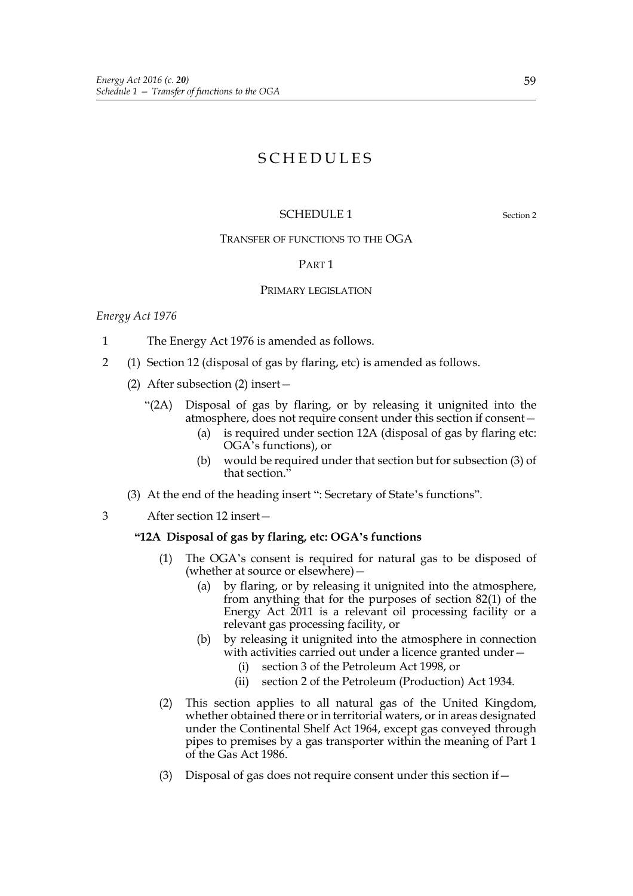# SCHEDULES

## SCHEDULE 1

Section 2

### TRANSFER OF FUNCTIONS TO THE OGA

#### PART 1

#### PRIMARY LEGISLATION

*Energy Act 1976*

1 The Energy Act 1976 is amended as follows.

2 (1) Section 12 (disposal of gas by flaring, etc) is amended as follows.

(2) After subsection (2) insert—

"(2A) Disposal of gas by flaring, or by releasing it unignited into the atmosphere, does not require consent under this section if consent—

(a) is required under section 12A (disposal of gas by flaring etc: OGA's functions), or

(b) would be required under that section but for subsection (3) of that section."

(3) At the end of the heading insert ": Secretary of State's functions".

3 After section 12 insert—

**"12A Disposal of gas by flaring, etc: OGA's functions**

(1) The OGA's consent is required for natural gas to be disposed of (whether at source or elsewhere)—

(a) by flaring, or by releasing it unignited into the atmosphere, from anything that for the purposes of section 82(1) of the Energy Act 2011 is a relevant oil processing facility or a relevant gas processing facility, or

(b) by releasing it unignited into the atmosphere in connection with activities carried out under a licence granted under—

(i) section 3 of the Petroleum Act 1998, or

(ii) section 2 of the Petroleum (Production) Act 1934.

(2) This section applies to all natural gas of the United Kingdom, whether obtained there or in territorial waters, or in areas designated under the Continental Shelf Act 1964, except gas conveyed through pipes to premises by a gas transporter within the meaning of Part 1 of the Gas Act 1986.

(3) Disposal of gas does not require consent under this section if—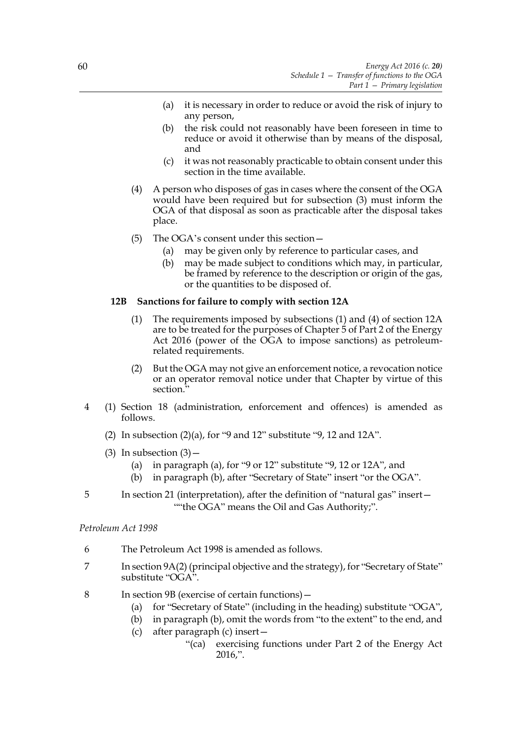(a) it is necessary in order to reduce or avoid the risk of injury to any person,

(b) the risk could not reasonably have been foreseen in time to reduce or avoid it otherwise than by means of the disposal, and

(c) it was not reasonably practicable to obtain consent under this section in the time available.

(4) A person who disposes of gas in cases where the consent of the OGA would have been required but for subsection (3) must inform the OGA of that disposal as soon as practicable after the disposal takes place.

(5) The OGA's consent under this section—

(a) may be given only by reference to particular cases, and

(b) may be made subject to conditions which may, in particular, be framed by reference to the description or origin of the gas, or the quantities to be disposed of.

**12B Sanctions for failure to comply with section 12A**

(1) The requirements imposed by subsections (1) and (4) of section 12A are to be treated for the purposes of Chapter 5 of Part 2 of the Energy Act 2016 (power of the OGA to impose sanctions) as petroleum-related requirements.

(2) But the OGA may not give an enforcement notice, a revocation notice or an operator removal notice under that Chapter by virtue of this section."

4 (1) Section 18 (administration, enforcement and offences) is amended as follows.

(2) In subsection (2)(a), for "9 and 12" substitute "9, 12 and 12A".

(3) In subsection (3)—

(a) in paragraph (a), for "9 or 12" substitute "9, 12 or 12A", and

(b) in paragraph (b), after "Secretary of State" insert "or the OGA".

5 In section 21 (interpretation), after the definition of "natural gas" insert—

""the OGA" means the Oil and Gas Authority;".

*Petroleum Act 1998*

6 The Petroleum Act 1998 is amended as follows.

7 In section 9A(2) (principal objective and the strategy), for "Secretary of State" substitute "OGA".

8 In section 9B (exercise of certain functions)—

(a) for "Secretary of State" (including in the heading) substitute "OGA",

(b) in paragraph (b), omit the words from "to the extent" to the end, and

(c) after paragraph (c) insert—

"(ca) exercising functions under Part 2 of the Energy Act 2016,".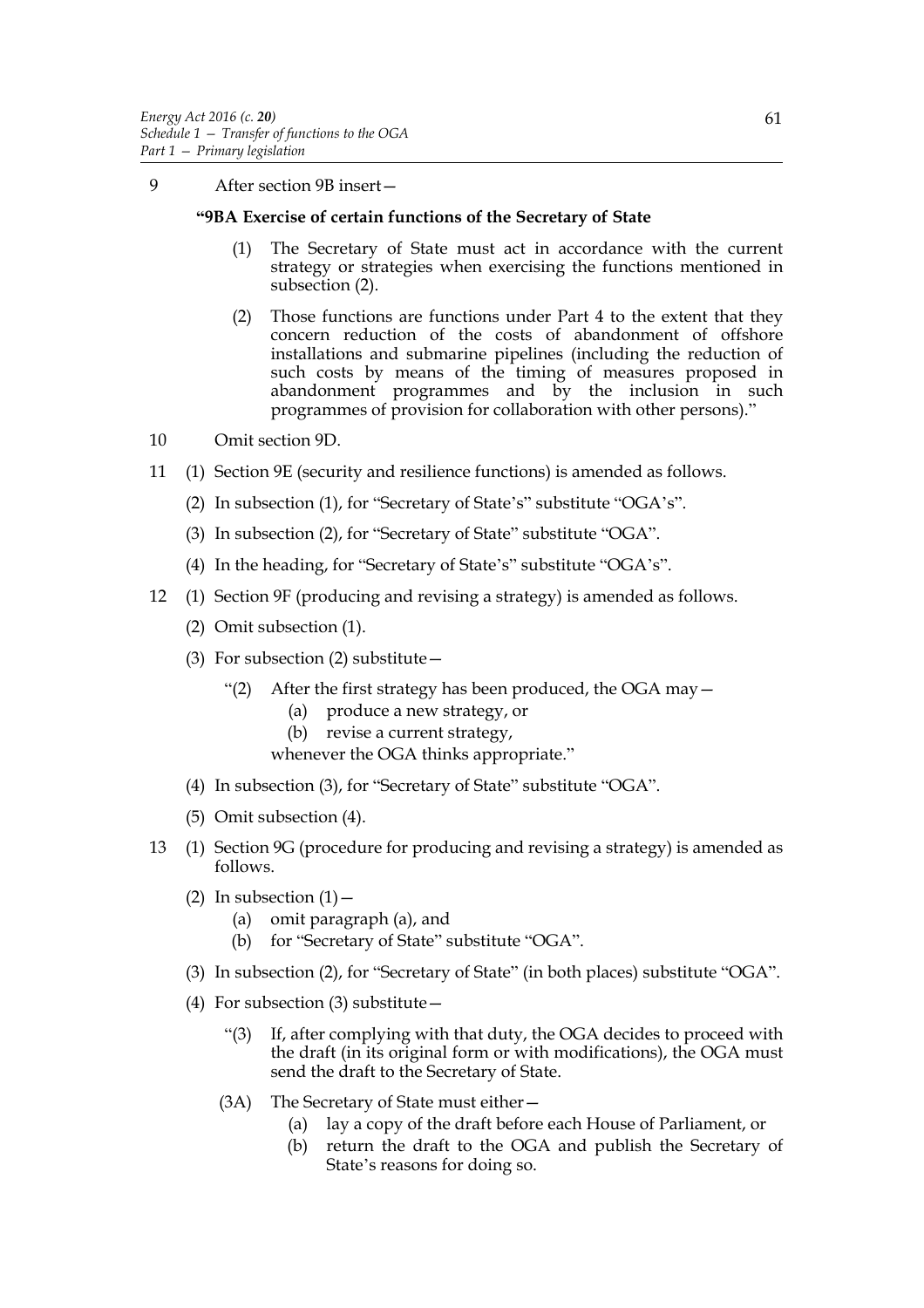9 After section 9B insert—

**"9BA Exercise of certain functions of the Secretary of State**

(1) The Secretary of State must act in accordance with the current strategy or strategies when exercising the functions mentioned in subsection (2).

(2) Those functions are functions under Part 4 to the extent that they concern reduction of the costs of abandonment of offshore installations and submarine pipelines (including the reduction of such costs by means of the timing of measures proposed in abandonment programmes and by the inclusion in such programmes of provision for collaboration with other persons)."

10 Omit section 9D.

11 (1) Section 9E (security and resilience functions) is amended as follows.

(2) In subsection (1), for "Secretary of State's" substitute "OGA's".

(3) In subsection (2), for "Secretary of State" substitute "OGA".

(4) In the heading, for "Secretary of State's" substitute "OGA's".

12 (1) Section 9F (producing and revising a strategy) is amended as follows.

(2) Omit subsection (1).

(3) For subsection (2) substitute—

"(2) After the first strategy has been produced, the OGA may—

(a) produce a new strategy, or

(b) revise a current strategy,

whenever the OGA thinks appropriate."

(4) In subsection (3), for "Secretary of State" substitute "OGA".

(5) Omit subsection (4).

13 (1) Section 9G (procedure for producing and revising a strategy) is amended as follows.

(2) In subsection (1)—

(a) omit paragraph (a), and

(b) for "Secretary of State" substitute "OGA".

(3) In subsection (2), for "Secretary of State" (in both places) substitute "OGA".

(4) For subsection (3) substitute—

"(3) If, after complying with that duty, the OGA decides to proceed with the draft (in its original form or with modifications), the OGA must send the draft to the Secretary of State.

(3A) The Secretary of State must either—

(a) lay a copy of the draft before each House of Parliament, or

(b) return the draft to the OGA and publish the Secretary of State's reasons for doing so.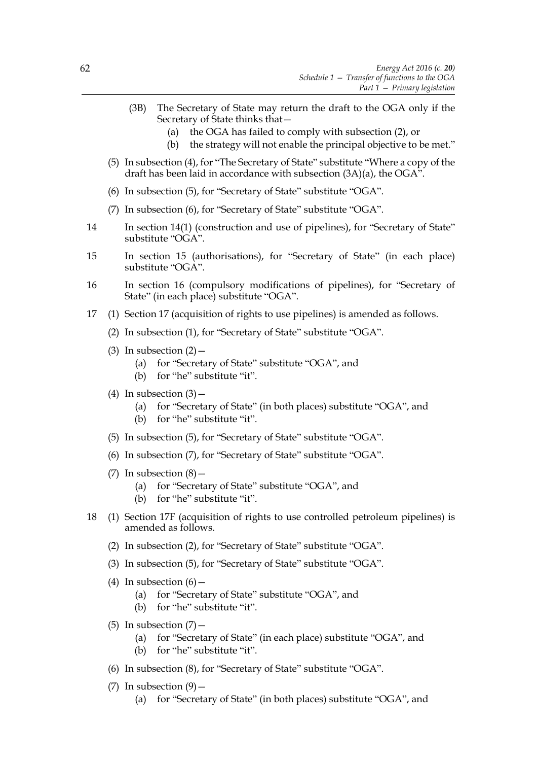(3B) The Secretary of State may return the draft to the OGA only if the Secretary of State thinks that—

(a) the OGA has failed to comply with subsection (2), or

(b) the strategy will not enable the principal objective to be met."

(5) In subsection (4), for "The Secretary of State" substitute "Where a copy of the draft has been laid in accordance with subsection (3A)(a), the OGA".

(6) In subsection (5), for "Secretary of State" substitute "OGA".

(7) In subsection (6), for "Secretary of State" substitute "OGA".

14 In section 14(1) (construction and use of pipelines), for "Secretary of State" substitute "OGA".

15 In section 15 (authorisations), for "Secretary of State" (in each place) substitute "OGA".

16 In section 16 (compulsory modifications of pipelines), for "Secretary of State" (in each place) substitute "OGA".

17 (1) Section 17 (acquisition of rights to use pipelines) is amended as follows.

(2) In subsection (1), for "Secretary of State" substitute "OGA".

(3) In subsection (2)—

(a) for "Secretary of State" substitute "OGA", and

(b) for "he" substitute "it".

(4) In subsection (3)—

(a) for "Secretary of State" (in both places) substitute "OGA", and

(b) for "he" substitute "it".

(5) In subsection (5), for "Secretary of State" substitute "OGA".

(6) In subsection (7), for "Secretary of State" substitute "OGA".

(7) In subsection (8)—

(a) for "Secretary of State" substitute "OGA", and

(b) for "he" substitute "it".

18 (1) Section 17F (acquisition of rights to use controlled petroleum pipelines) is amended as follows.

(2) In subsection (2), for "Secretary of State" substitute "OGA".

(3) In subsection (5), for "Secretary of State" substitute "OGA".

(4) In subsection (6)—

(a) for "Secretary of State" substitute "OGA", and

(b) for "he" substitute "it".

(5) In subsection (7)—

(a) for "Secretary of State" (in each place) substitute "OGA", and

(b) for "he" substitute "it".

(6) In subsection (8), for "Secretary of State" substitute "OGA".

(7) In subsection (9)—

(a) for "Secretary of State" (in both places) substitute "OGA", and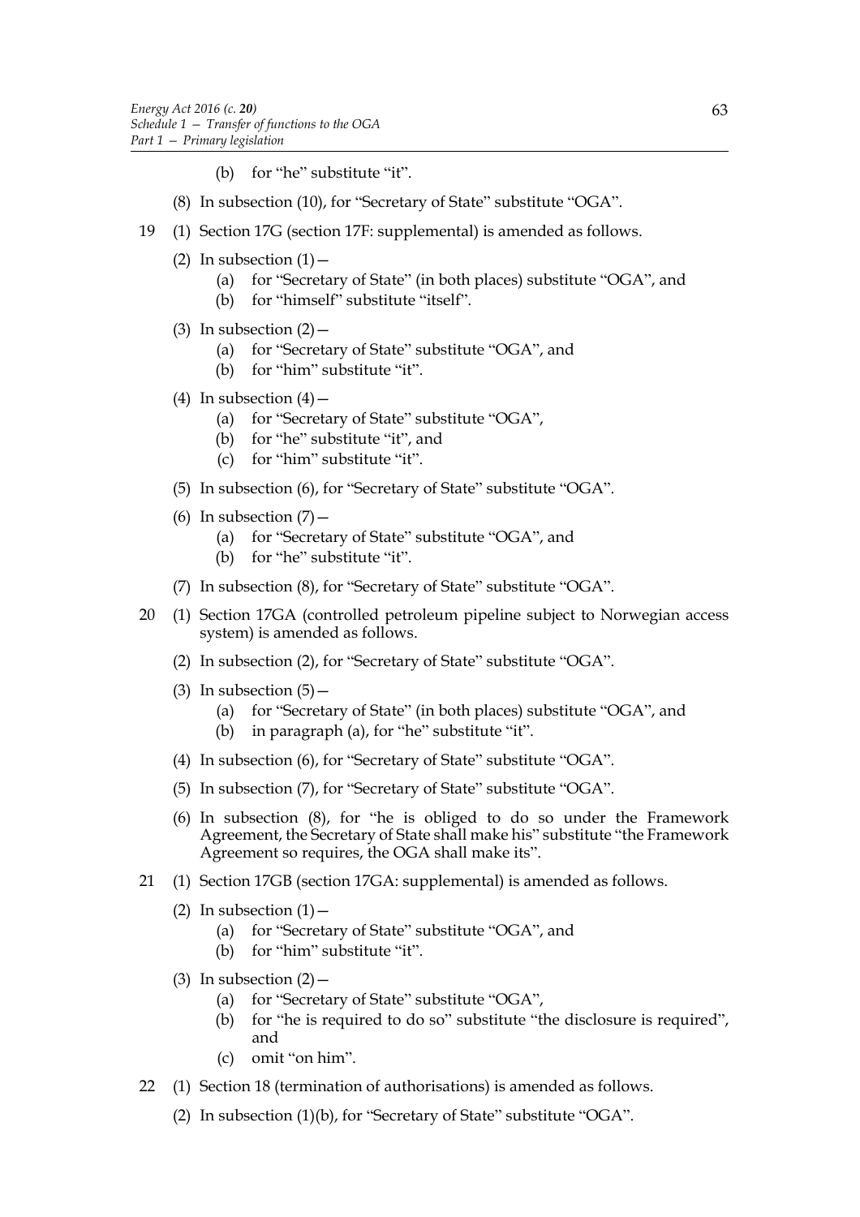(b) for "he" substitute "it".

(8) In subsection (10), for "Secretary of State" substitute "OGA".

19 (1) Section 17G (section 17F: supplemental) is amended as follows.

(2) In subsection (1)—

(a) for "Secretary of State" (in both places) substitute "OGA", and

(b) for "himself" substitute "itself".

(3) In subsection (2)—

(a) for "Secretary of State" substitute "OGA", and

(b) for "him" substitute "it".

(4) In subsection (4)—

(a) for "Secretary of State" substitute "OGA",

(b) for "he" substitute "it", and

(c) for "him" substitute "it".

(5) In subsection (6), for "Secretary of State" substitute "OGA".

(6) In subsection (7)—

(a) for "Secretary of State" substitute "OGA", and

(b) for "he" substitute "it".

(7) In subsection (8), for "Secretary of State" substitute "OGA".

20 (1) Section 17GA (controlled petroleum pipeline subject to Norwegian access system) is amended as follows.

(2) In subsection (2), for "Secretary of State" substitute "OGA".

(3) In subsection (5)—

(a) for "Secretary of State" (in both places) substitute "OGA", and

(b) in paragraph (a), for "he" substitute "it".

(4) In subsection (6), for "Secretary of State" substitute "OGA".

(5) In subsection (7), for "Secretary of State" substitute "OGA".

(6) In subsection (8), for "he is obliged to do so under the Framework Agreement, the Secretary of State shall make his" substitute "the Framework Agreement so requires, the OGA shall make its".

21 (1) Section 17GB (section 17GA: supplemental) is amended as follows.

(2) In subsection (1)—

(a) for "Secretary of State" substitute "OGA", and

(b) for "him" substitute "it".

(3) In subsection (2)—

(a) for "Secretary of State" substitute "OGA",

(b) for "he is required to do so" substitute "the disclosure is required", and

(c) omit "on him".

22 (1) Section 18 (termination of authorisations) is amended as follows.

(2) In subsection (1)(b), for "Secretary of State" substitute "OGA".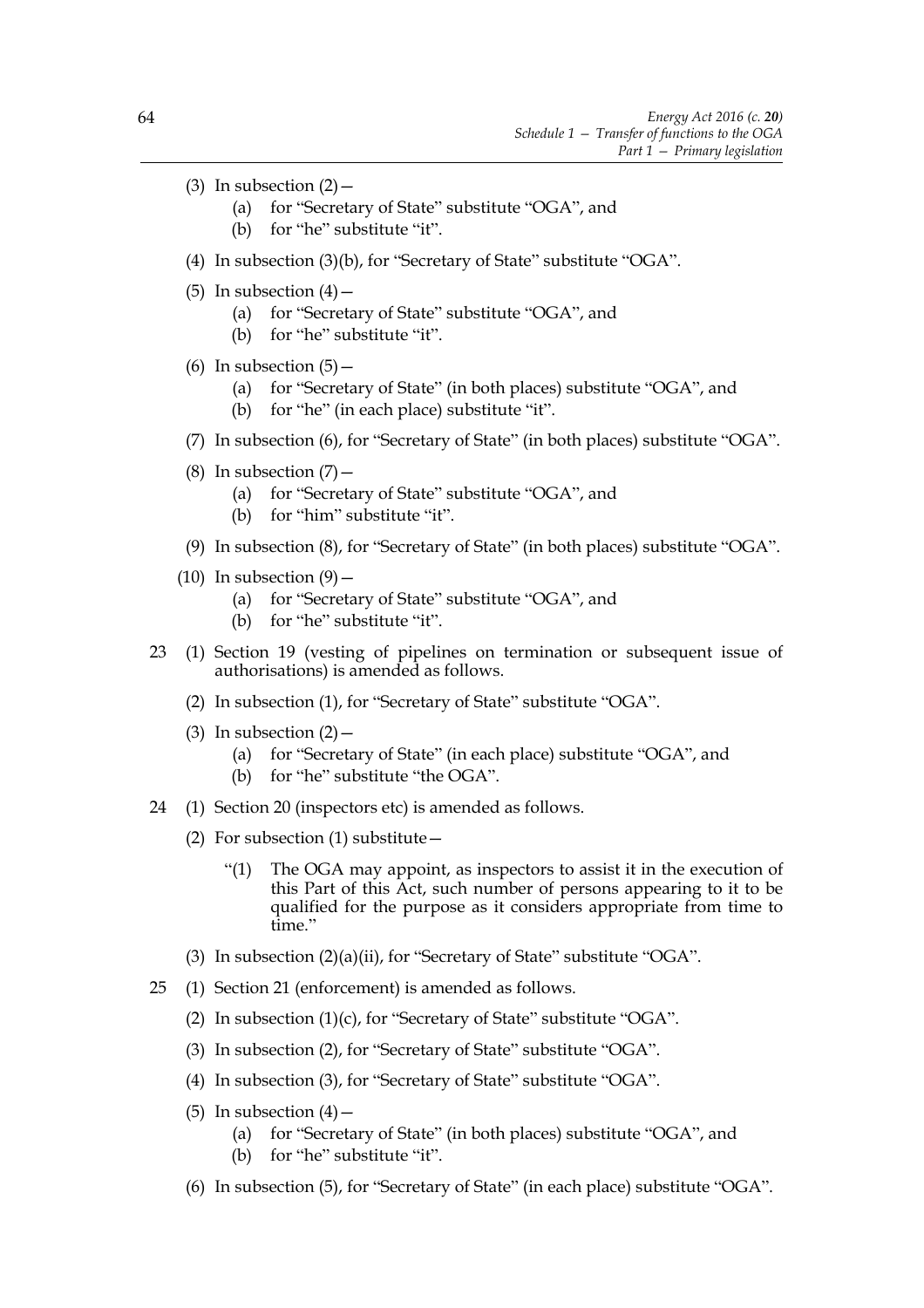(3) In subsection (2)—

   (a) for "Secretary of State" substitute "OGA", and

   (b) for "he" substitute "it".

(4) In subsection (3)(b), for "Secretary of State" substitute "OGA".

(5) In subsection (4)—

   (a) for "Secretary of State" substitute "OGA", and

   (b) for "he" substitute "it".

(6) In subsection (5)—

   (a) for "Secretary of State" (in both places) substitute "OGA", and

   (b) for "he" (in each place) substitute "it".

(7) In subsection (6), for "Secretary of State" (in both places) substitute "OGA".

(8) In subsection (7)—

   (a) for "Secretary of State" substitute "OGA", and

   (b) for "him" substitute "it".

(9) In subsection (8), for "Secretary of State" (in both places) substitute "OGA".

(10) In subsection (9)—

   (a) for "Secretary of State" substitute "OGA", and

   (b) for "he" substitute "it".

23 (1) Section 19 (vesting of pipelines on termination or subsequent issue of authorisations) is amended as follows.

(2) In subsection (1), for "Secretary of State" substitute "OGA".

(3) In subsection (2)—

   (a) for "Secretary of State" (in each place) substitute "OGA", and

   (b) for "he" substitute "the OGA".

24 (1) Section 20 (inspectors etc) is amended as follows.

(2) For subsection (1) substitute—

   "(1) The OGA may appoint, as inspectors to assist it in the execution of this Part of this Act, such number of persons appearing to it to be qualified for the purpose as it considers appropriate from time to time."

(3) In subsection (2)(a)(ii), for "Secretary of State" substitute "OGA".

25 (1) Section 21 (enforcement) is amended as follows.

(2) In subsection (1)(c), for "Secretary of State" substitute "OGA".

(3) In subsection (2), for "Secretary of State" substitute "OGA".

(4) In subsection (3), for "Secretary of State" substitute "OGA".

(5) In subsection (4)—

   (a) for "Secretary of State" (in both places) substitute "OGA", and

   (b) for "he" substitute "it".

(6) In subsection (5), for "Secretary of State" (in each place) substitute "OGA".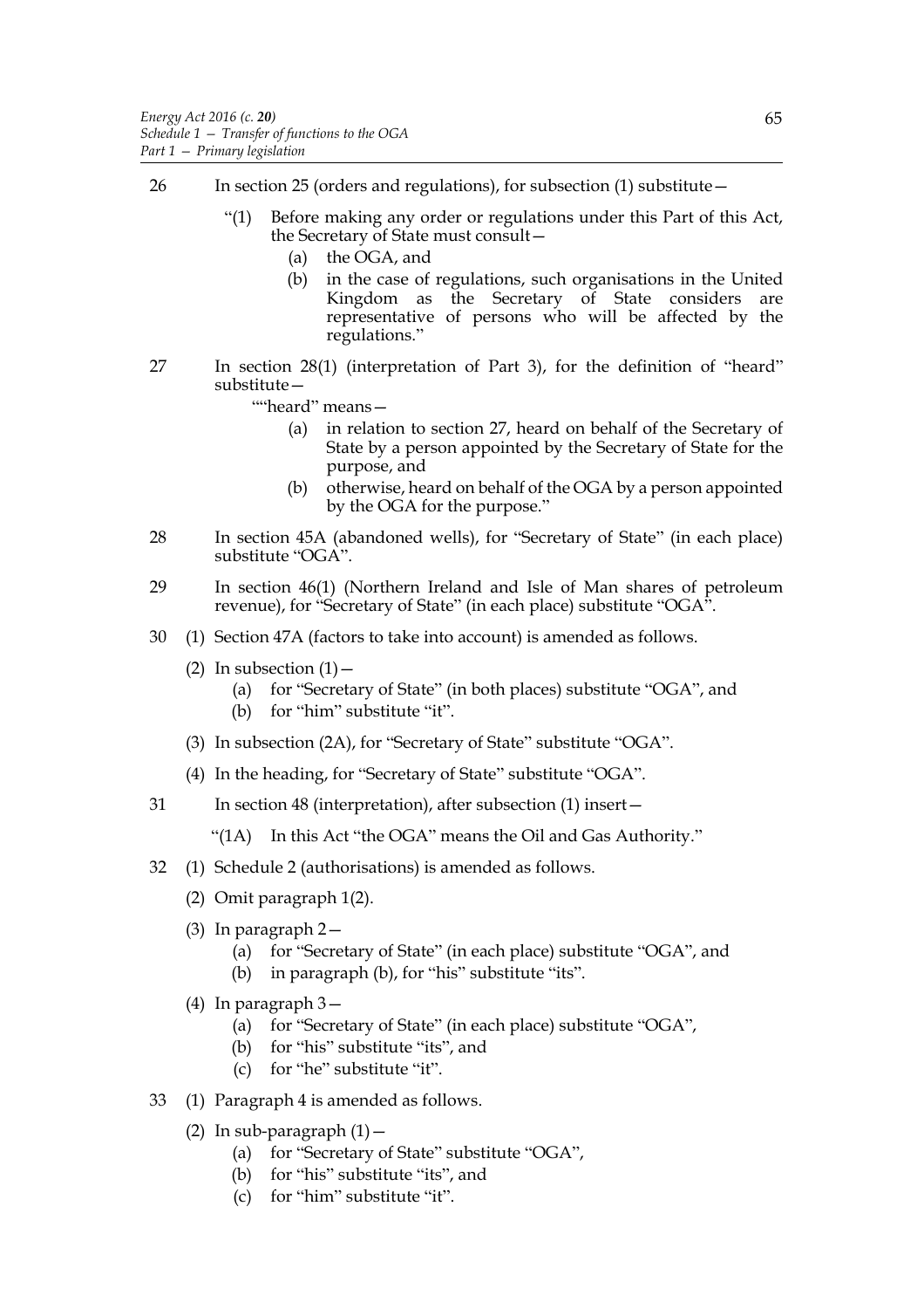26 In section 25 (orders and regulations), for subsection (1) substitute—

> "(1) Before making any order or regulations under this Part of this Act, the Secretary of State must consult—
>
> (a) the OGA, and
>
> (b) in the case of regulations, such organisations in the United Kingdom as the Secretary of State considers are representative of persons who will be affected by the regulations."

27 In section 28(1) (interpretation of Part 3), for the definition of "heard" substitute—

> ""heard" means—
>
> (a) in relation to section 27, heard on behalf of the Secretary of State by a person appointed by the Secretary of State for the purpose, and
>
> (b) otherwise, heard on behalf of the OGA by a person appointed by the OGA for the purpose."

28 In section 45A (abandoned wells), for "Secretary of State" (in each place) substitute "OGA".

29 In section 46(1) (Northern Ireland and Isle of Man shares of petroleum revenue), for "Secretary of State" (in each place) substitute "OGA".

30 (1) Section 47A (factors to take into account) is amended as follows.

(2) In subsection (1)—

(a) for "Secretary of State" (in both places) substitute "OGA", and

(b) for "him" substitute "it".

(3) In subsection (2A), for "Secretary of State" substitute "OGA".

(4) In the heading, for "Secretary of State" substitute "OGA".

31 In section 48 (interpretation), after subsection (1) insert—

> "(1A) In this Act "the OGA" means the Oil and Gas Authority."

32 (1) Schedule 2 (authorisations) is amended as follows.

(2) Omit paragraph 1(2).

(3) In paragraph 2—

(a) for "Secretary of State" (in each place) substitute "OGA", and

(b) in paragraph (b), for "his" substitute "its".

(4) In paragraph 3—

(a) for "Secretary of State" (in each place) substitute "OGA",

(b) for "his" substitute "its", and

(c) for "he" substitute "it".

33 (1) Paragraph 4 is amended as follows.

(2) In sub-paragraph (1)—

(a) for "Secretary of State" substitute "OGA",

(b) for "his" substitute "its", and

(c) for "him" substitute "it".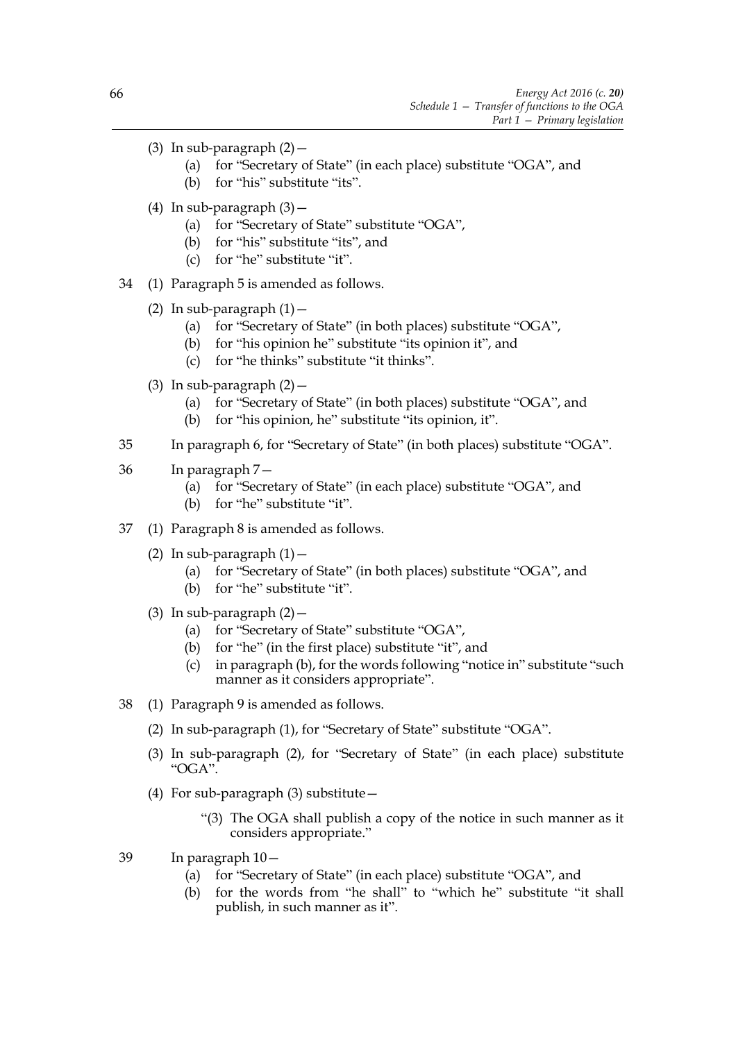(3) In sub-paragraph (2)—

(a) for "Secretary of State" (in each place) substitute "OGA", and

(b) for "his" substitute "its".

(4) In sub-paragraph (3)—

(a) for "Secretary of State" substitute "OGA",

(b) for "his" substitute "its", and

(c) for "he" substitute "it".

34 (1) Paragraph 5 is amended as follows.

(2) In sub-paragraph (1)—

(a) for "Secretary of State" (in both places) substitute "OGA",

(b) for "his opinion he" substitute "its opinion it", and

(c) for "he thinks" substitute "it thinks".

(3) In sub-paragraph (2)—

(a) for "Secretary of State" (in both places) substitute "OGA", and

(b) for "his opinion, he" substitute "its opinion, it".

35 In paragraph 6, for "Secretary of State" (in both places) substitute "OGA".

36 In paragraph 7—

(a) for "Secretary of State" (in each place) substitute "OGA", and

(b) for "he" substitute "it".

37 (1) Paragraph 8 is amended as follows.

(2) In sub-paragraph (1)—

(a) for "Secretary of State" (in both places) substitute "OGA", and

(b) for "he" substitute "it".

(3) In sub-paragraph (2)—

(a) for "Secretary of State" substitute "OGA",

(b) for "he" (in the first place) substitute "it", and

(c) in paragraph (b), for the words following "notice in" substitute "such manner as it considers appropriate".

38 (1) Paragraph 9 is amended as follows.

(2) In sub-paragraph (1), for "Secretary of State" substitute "OGA".

(3) In sub-paragraph (2), for "Secretary of State" (in each place) substitute "OGA".

(4) For sub-paragraph (3) substitute—

"(3) The OGA shall publish a copy of the notice in such manner as it considers appropriate."

39 In paragraph 10—

(a) for "Secretary of State" (in each place) substitute "OGA", and

(b) for the words from "he shall" to "which he" substitute "it shall publish, in such manner as it".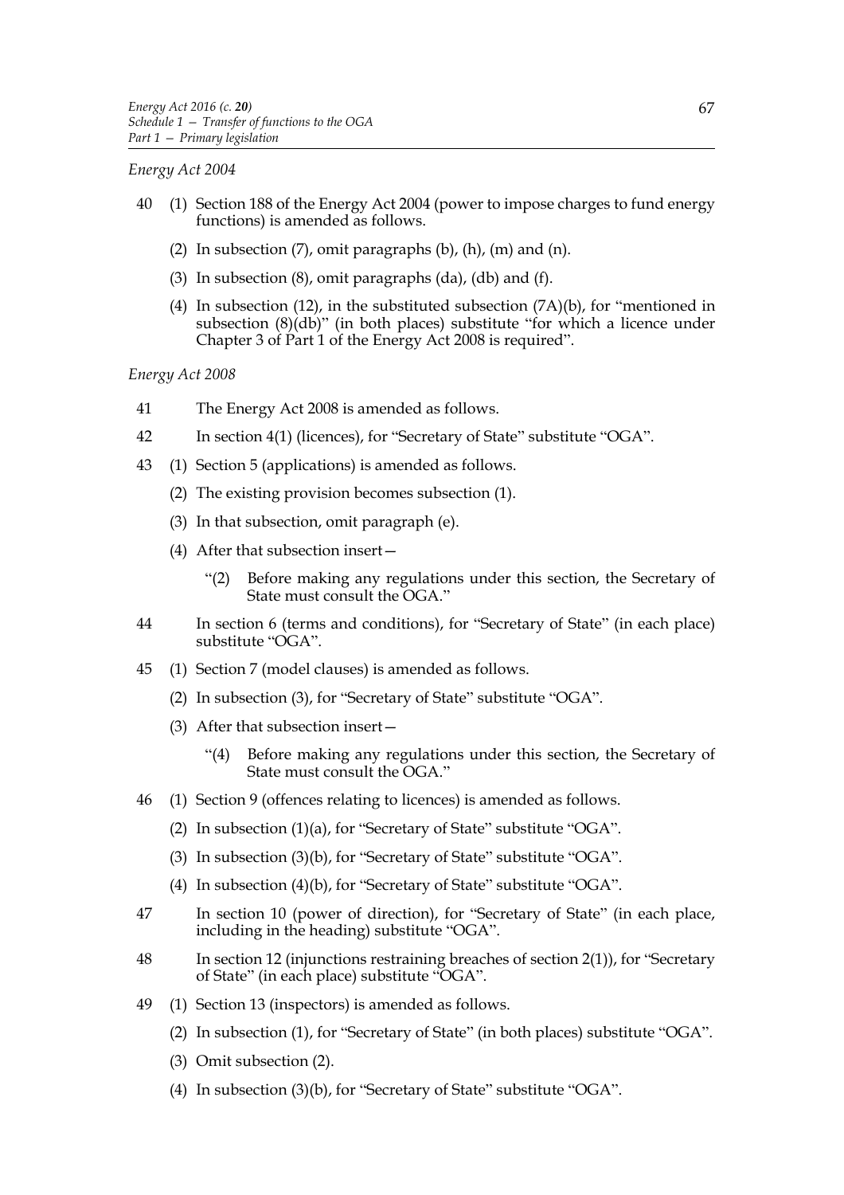*Energy Act 2004*

40 (1) Section 188 of the Energy Act 2004 (power to impose charges to fund energy functions) is amended as follows.

(2) In subsection (7), omit paragraphs (b), (h), (m) and (n).

(3) In subsection (8), omit paragraphs (da), (db) and (f).

(4) In subsection (12), in the substituted subsection (7A)(b), for "mentioned in subsection (8)(db)" (in both places) substitute "for which a licence under Chapter 3 of Part 1 of the Energy Act 2008 is required".

*Energy Act 2008*

41 The Energy Act 2008 is amended as follows.

42 In section 4(1) (licences), for "Secretary of State" substitute "OGA".

43 (1) Section 5 (applications) is amended as follows.

(2) The existing provision becomes subsection (1).

(3) In that subsection, omit paragraph (e).

(4) After that subsection insert—

"(2) Before making any regulations under this section, the Secretary of State must consult the OGA."

44 In section 6 (terms and conditions), for "Secretary of State" (in each place) substitute "OGA".

45 (1) Section 7 (model clauses) is amended as follows.

(2) In subsection (3), for "Secretary of State" substitute "OGA".

(3) After that subsection insert—

"(4) Before making any regulations under this section, the Secretary of State must consult the OGA."

46 (1) Section 9 (offences relating to licences) is amended as follows.

(2) In subsection (1)(a), for "Secretary of State" substitute "OGA".

(3) In subsection (3)(b), for "Secretary of State" substitute "OGA".

(4) In subsection (4)(b), for "Secretary of State" substitute "OGA".

47 In section 10 (power of direction), for "Secretary of State" (in each place, including in the heading) substitute "OGA".

48 In section 12 (injunctions restraining breaches of section 2(1)), for "Secretary of State" (in each place) substitute "OGA".

49 (1) Section 13 (inspectors) is amended as follows.

(2) In subsection (1), for "Secretary of State" (in both places) substitute "OGA".

(3) Omit subsection (2).

(4) In subsection (3)(b), for "Secretary of State" substitute "OGA".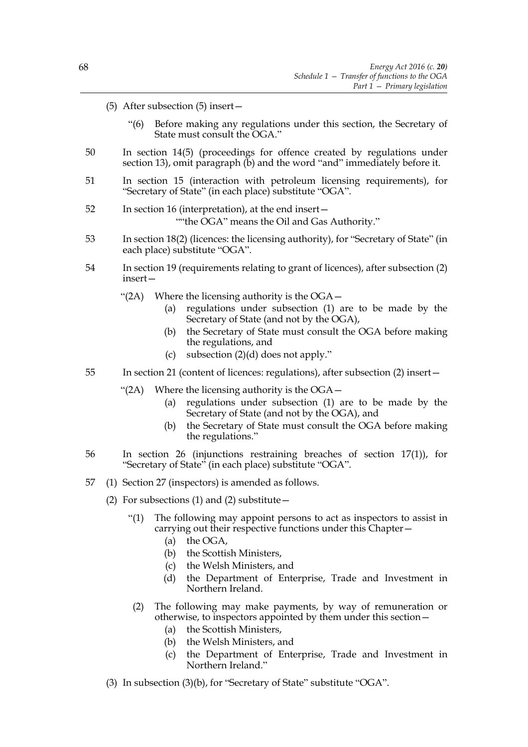(5) After subsection (5) insert—

> "(6) Before making any regulations under this section, the Secretary of State must consult the OGA."

50 In section 14(5) (proceedings for offence created by regulations under section 13), omit paragraph (b) and the word "and" immediately before it.

51 In section 15 (interaction with petroleum licensing requirements), for "Secretary of State" (in each place) substitute "OGA".

52 In section 16 (interpretation), at the end insert—

> ""the OGA" means the Oil and Gas Authority."

53 In section 18(2) (licences: the licensing authority), for "Secretary of State" (in each place) substitute "OGA".

54 In section 19 (requirements relating to grant of licences), after subsection (2) insert—

> "(2A) Where the licensing authority is the OGA—
>
> (a) regulations under subsection (1) are to be made by the Secretary of State (and not by the OGA),
>
> (b) the Secretary of State must consult the OGA before making the regulations, and
>
> (c) subsection (2)(d) does not apply."

55 In section 21 (content of licences: regulations), after subsection (2) insert—

> "(2A) Where the licensing authority is the OGA—
>
> (a) regulations under subsection (1) are to be made by the Secretary of State (and not by the OGA), and
>
> (b) the Secretary of State must consult the OGA before making the regulations."

56 In section 26 (injunctions restraining breaches of section 17(1)), for "Secretary of State" (in each place) substitute "OGA".

57 (1) Section 27 (inspectors) is amended as follows.

(2) For subsections (1) and (2) substitute—

> "(1) The following may appoint persons to act as inspectors to assist in carrying out their respective functions under this Chapter—
>
> (a) the OGA,
>
> (b) the Scottish Ministers,
>
> (c) the Welsh Ministers, and
>
> (d) the Department of Enterprise, Trade and Investment in Northern Ireland.
>
> (2) The following may make payments, by way of remuneration or otherwise, to inspectors appointed by them under this section—
>
> (a) the Scottish Ministers,
>
> (b) the Welsh Ministers, and
>
> (c) the Department of Enterprise, Trade and Investment in Northern Ireland."

(3) In subsection (3)(b), for "Secretary of State" substitute "OGA".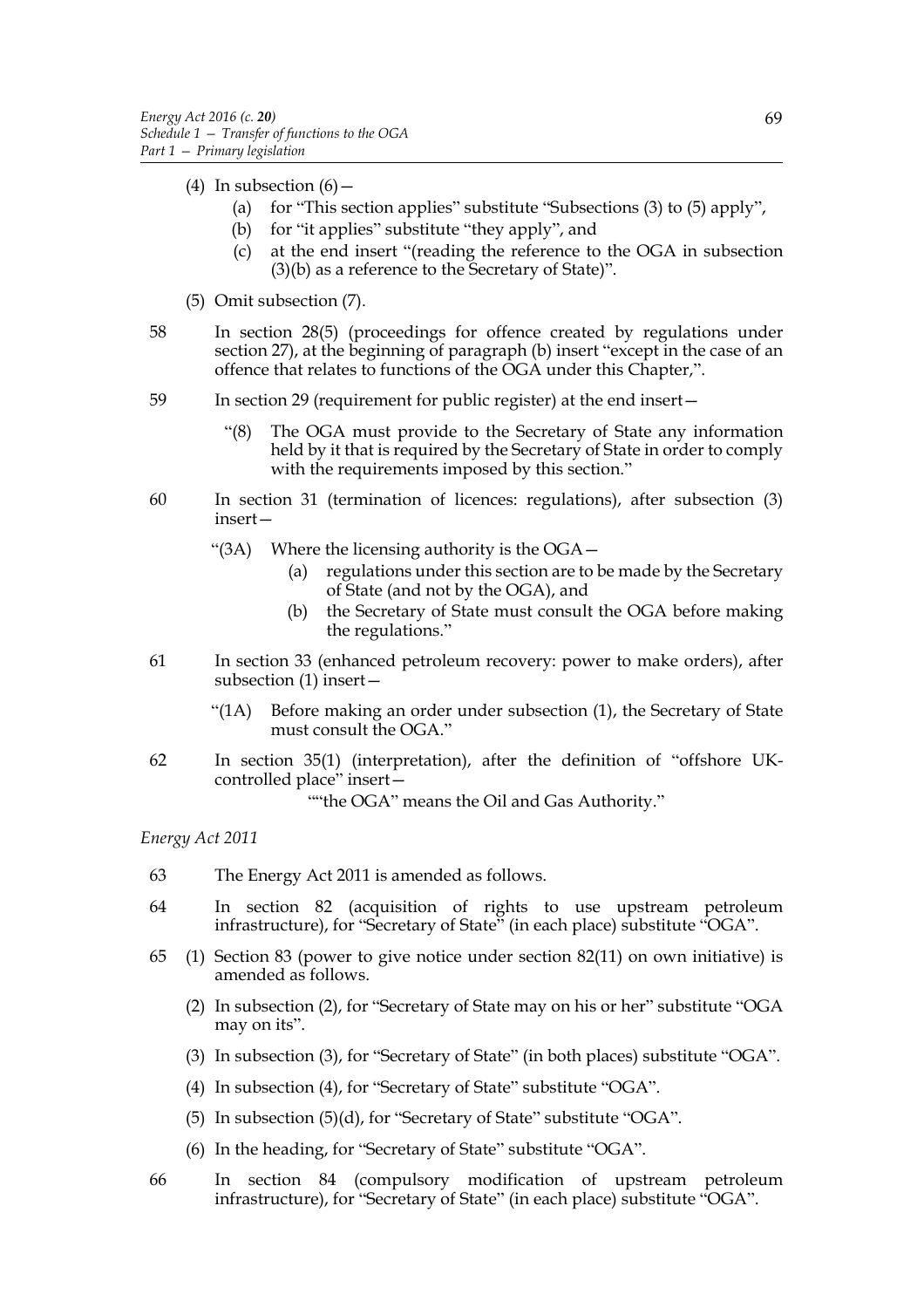(4) In subsection (6)—

(a) for "This section applies" substitute "Subsections (3) to (5) apply",

(b) for "it applies" substitute "they apply", and

(c) at the end insert "(reading the reference to the OGA in subsection (3)(b) as a reference to the Secretary of State)".

(5) Omit subsection (7).

58 In section 28(5) (proceedings for offence created by regulations under section 27), at the beginning of paragraph (b) insert "except in the case of an offence that relates to functions of the OGA under this Chapter,".

59 In section 29 (requirement for public register) at the end insert—

"(8) The OGA must provide to the Secretary of State any information held by it that is required by the Secretary of State in order to comply with the requirements imposed by this section."

60 In section 31 (termination of licences: regulations), after subsection (3) insert—

"(3A) Where the licensing authority is the OGA—

(a) regulations under this section are to be made by the Secretary of State (and not by the OGA), and

(b) the Secretary of State must consult the OGA before making the regulations."

61 In section 33 (enhanced petroleum recovery: power to make orders), after subsection (1) insert—

"(1A) Before making an order under subsection (1), the Secretary of State must consult the OGA."

62 In section 35(1) (interpretation), after the definition of "offshore UK-controlled place" insert—

""the OGA" means the Oil and Gas Authority."

*Energy Act 2011*

63 The Energy Act 2011 is amended as follows.

64 In section 82 (acquisition of rights to use upstream petroleum infrastructure), for "Secretary of State" (in each place) substitute "OGA".

65 (1) Section 83 (power to give notice under section 82(11) on own initiative) is amended as follows.

(2) In subsection (2), for "Secretary of State may on his or her" substitute "OGA may on its".

(3) In subsection (3), for "Secretary of State" (in both places) substitute "OGA".

(4) In subsection (4), for "Secretary of State" substitute "OGA".

(5) In subsection (5)(d), for "Secretary of State" substitute "OGA".

(6) In the heading, for "Secretary of State" substitute "OGA".

66 In section 84 (compulsory modification of upstream petroleum infrastructure), for "Secretary of State" (in each place) substitute "OGA".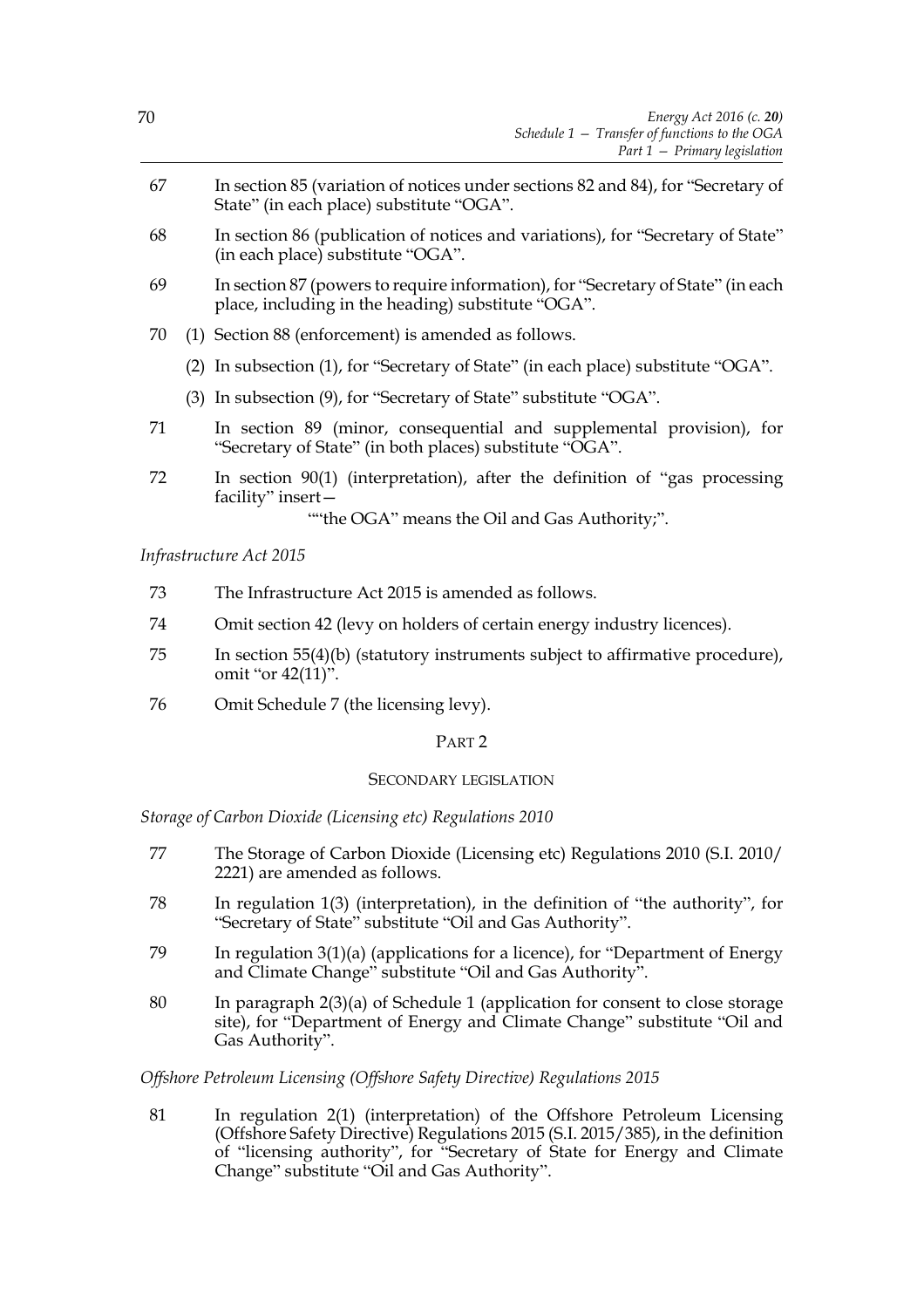67 In section 85 (variation of notices under sections 82 and 84), for "Secretary of State" (in each place) substitute "OGA".

68 In section 86 (publication of notices and variations), for "Secretary of State" (in each place) substitute "OGA".

69 In section 87 (powers to require information), for "Secretary of State" (in each place, including in the heading) substitute "OGA".

70 (1) Section 88 (enforcement) is amended as follows.

(2) In subsection (1), for "Secretary of State" (in each place) substitute "OGA".

(3) In subsection (9), for "Secretary of State" substitute "OGA".

71 In section 89 (minor, consequential and supplemental provision), for "Secretary of State" (in both places) substitute "OGA".

72 In section 90(1) (interpretation), after the definition of "gas processing facility" insert—

""the OGA" means the Oil and Gas Authority;".

*Infrastructure Act 2015*

73 The Infrastructure Act 2015 is amended as follows.

74 Omit section 42 (levy on holders of certain energy industry licences).

75 In section 55(4)(b) (statutory instruments subject to affirmative procedure), omit "or 42(11)".

76 Omit Schedule 7 (the licensing levy).

## PART 2

### SECONDARY LEGISLATION

*Storage of Carbon Dioxide (Licensing etc) Regulations 2010*

77 The Storage of Carbon Dioxide (Licensing etc) Regulations 2010 (S.I. 2010/2221) are amended as follows.

78 In regulation 1(3) (interpretation), in the definition of "the authority", for "Secretary of State" substitute "Oil and Gas Authority".

79 In regulation 3(1)(a) (applications for a licence), for "Department of Energy and Climate Change" substitute "Oil and Gas Authority".

80 In paragraph 2(3)(a) of Schedule 1 (application for consent to close storage site), for "Department of Energy and Climate Change" substitute "Oil and Gas Authority".

*Offshore Petroleum Licensing (Offshore Safety Directive) Regulations 2015*

81 In regulation 2(1) (interpretation) of the Offshore Petroleum Licensing (Offshore Safety Directive) Regulations 2015 (S.I. 2015/385), in the definition of "licensing authority", for "Secretary of State for Energy and Climate Change" substitute "Oil and Gas Authority".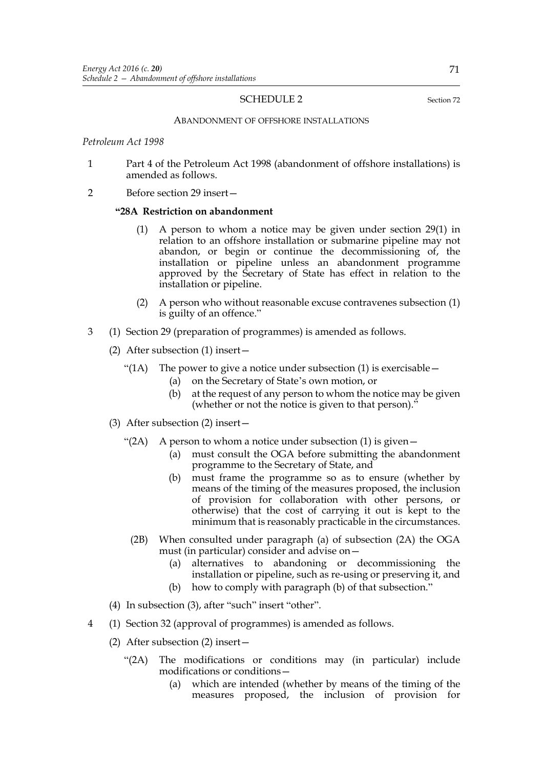SCHEDULE 2

Section 72

ABANDONMENT OF OFFSHORE INSTALLATIONS

*Petroleum Act 1998*

1 Part 4 of the Petroleum Act 1998 (abandonment of offshore installations) is amended as follows.

2 Before section 29 insert—

**"28A Restriction on abandonment**

(1) A person to whom a notice may be given under section 29(1) in relation to an offshore installation or submarine pipeline may not abandon, or begin or continue the decommissioning of, the installation or pipeline unless an abandonment programme approved by the Secretary of State has effect in relation to the installation or pipeline.

(2) A person who without reasonable excuse contravenes subsection (1) is guilty of an offence."

3 (1) Section 29 (preparation of programmes) is amended as follows.

(2) After subsection (1) insert—

"(1A) The power to give a notice under subsection (1) is exercisable—

(a) on the Secretary of State's own motion, or

(b) at the request of any person to whom the notice may be given (whether or not the notice is given to that person)."

(3) After subsection (2) insert—

"(2A) A person to whom a notice under subsection (1) is given—

(a) must consult the OGA before submitting the abandonment programme to the Secretary of State, and

(b) must frame the programme so as to ensure (whether by means of the timing of the measures proposed, the inclusion of provision for collaboration with other persons, or otherwise) that the cost of carrying it out is kept to the minimum that is reasonably practicable in the circumstances.

(2B) When consulted under paragraph (a) of subsection (2A) the OGA must (in particular) consider and advise on—

(a) alternatives to abandoning or decommissioning the installation or pipeline, such as re-using or preserving it, and

(b) how to comply with paragraph (b) of that subsection."

(4) In subsection (3), after "such" insert "other".

4 (1) Section 32 (approval of programmes) is amended as follows.

(2) After subsection (2) insert—

"(2A) The modifications or conditions may (in particular) include modifications or conditions—

(a) which are intended (whether by means of the timing of the measures proposed, the inclusion of provision for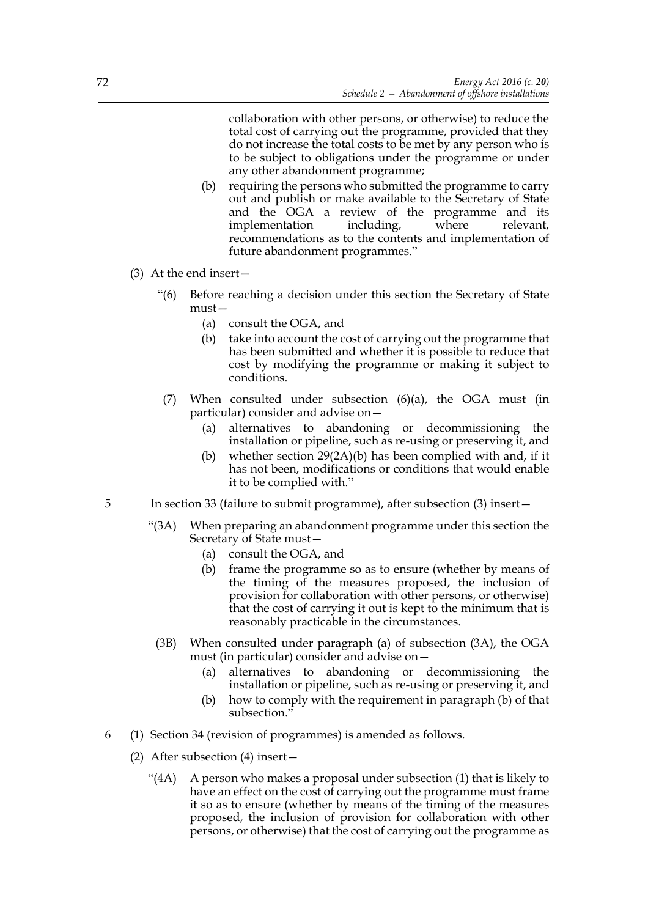collaboration with other persons, or otherwise) to reduce the total cost of carrying out the programme, provided that they do not increase the total costs to be met by any person who is to be subject to obligations under the programme or under any other abandonment programme;

(b) requiring the persons who submitted the programme to carry out and publish or make available to the Secretary of State and the OGA a review of the programme and its implementation including, where relevant, recommendations as to the contents and implementation of future abandonment programmes."

(3) At the end insert—

"(6) Before reaching a decision under this section the Secretary of State must—

(a) consult the OGA, and

(b) take into account the cost of carrying out the programme that has been submitted and whether it is possible to reduce that cost by modifying the programme or making it subject to conditions.

(7) When consulted under subsection (6)(a), the OGA must (in particular) consider and advise on—

(a) alternatives to abandoning or decommissioning the installation or pipeline, such as re-using or preserving it, and

(b) whether section 29(2A)(b) has been complied with and, if it has not been, modifications or conditions that would enable it to be complied with."

5 In section 33 (failure to submit programme), after subsection (3) insert—

"(3A) When preparing an abandonment programme under this section the Secretary of State must—

(a) consult the OGA, and

(b) frame the programme so as to ensure (whether by means of the timing of the measures proposed, the inclusion of provision for collaboration with other persons, or otherwise) that the cost of carrying it out is kept to the minimum that is reasonably practicable in the circumstances.

(3B) When consulted under paragraph (a) of subsection (3A), the OGA must (in particular) consider and advise on—

(a) alternatives to abandoning or decommissioning the installation or pipeline, such as re-using or preserving it, and

(b) how to comply with the requirement in paragraph (b) of that subsection."

6 (1) Section 34 (revision of programmes) is amended as follows.

(2) After subsection (4) insert—

"(4A) A person who makes a proposal under subsection (1) that is likely to have an effect on the cost of carrying out the programme must frame it so as to ensure (whether by means of the timing of the measures proposed, the inclusion of provision for collaboration with other persons, or otherwise) that the cost of carrying out the programme as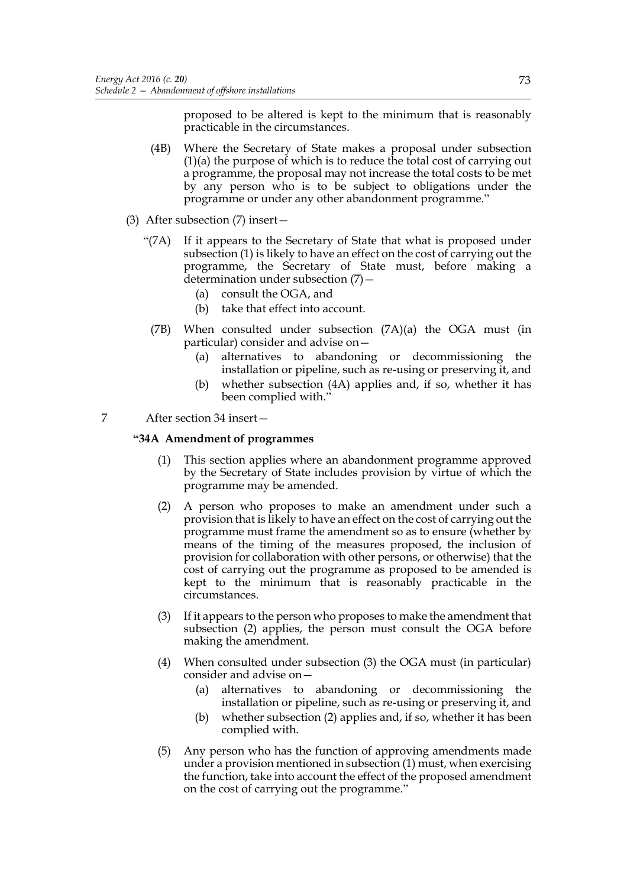proposed to be altered is kept to the minimum that is reasonably practicable in the circumstances.

(4B) Where the Secretary of State makes a proposal under subsection (1)(a) the purpose of which is to reduce the total cost of carrying out a programme, the proposal may not increase the total costs to be met by any person who is to be subject to obligations under the programme or under any other abandonment programme."

(3) After subsection (7) insert—

"(7A) If it appears to the Secretary of State that what is proposed under subsection (1) is likely to have an effect on the cost of carrying out the programme, the Secretary of State must, before making a determination under subsection (7)—

(a) consult the OGA, and

(b) take that effect into account.

(7B) When consulted under subsection (7A)(a) the OGA must (in particular) consider and advise on—

(a) alternatives to abandoning or decommissioning the installation or pipeline, such as re-using or preserving it, and

(b) whether subsection (4A) applies and, if so, whether it has been complied with."

7 After section 34 insert—

**"34A Amendment of programmes**

(1) This section applies where an abandonment programme approved by the Secretary of State includes provision by virtue of which the programme may be amended.

(2) A person who proposes to make an amendment under such a provision that is likely to have an effect on the cost of carrying out the programme must frame the amendment so as to ensure (whether by means of the timing of the measures proposed, the inclusion of provision for collaboration with other persons, or otherwise) that the cost of carrying out the programme as proposed to be amended is kept to the minimum that is reasonably practicable in the circumstances.

(3) If it appears to the person who proposes to make the amendment that subsection (2) applies, the person must consult the OGA before making the amendment.

(4) When consulted under subsection (3) the OGA must (in particular) consider and advise on—

(a) alternatives to abandoning or decommissioning the installation or pipeline, such as re-using or preserving it, and

(b) whether subsection (2) applies and, if so, whether it has been complied with.

(5) Any person who has the function of approving amendments made under a provision mentioned in subsection (1) must, when exercising the function, take into account the effect of the proposed amendment on the cost of carrying out the programme."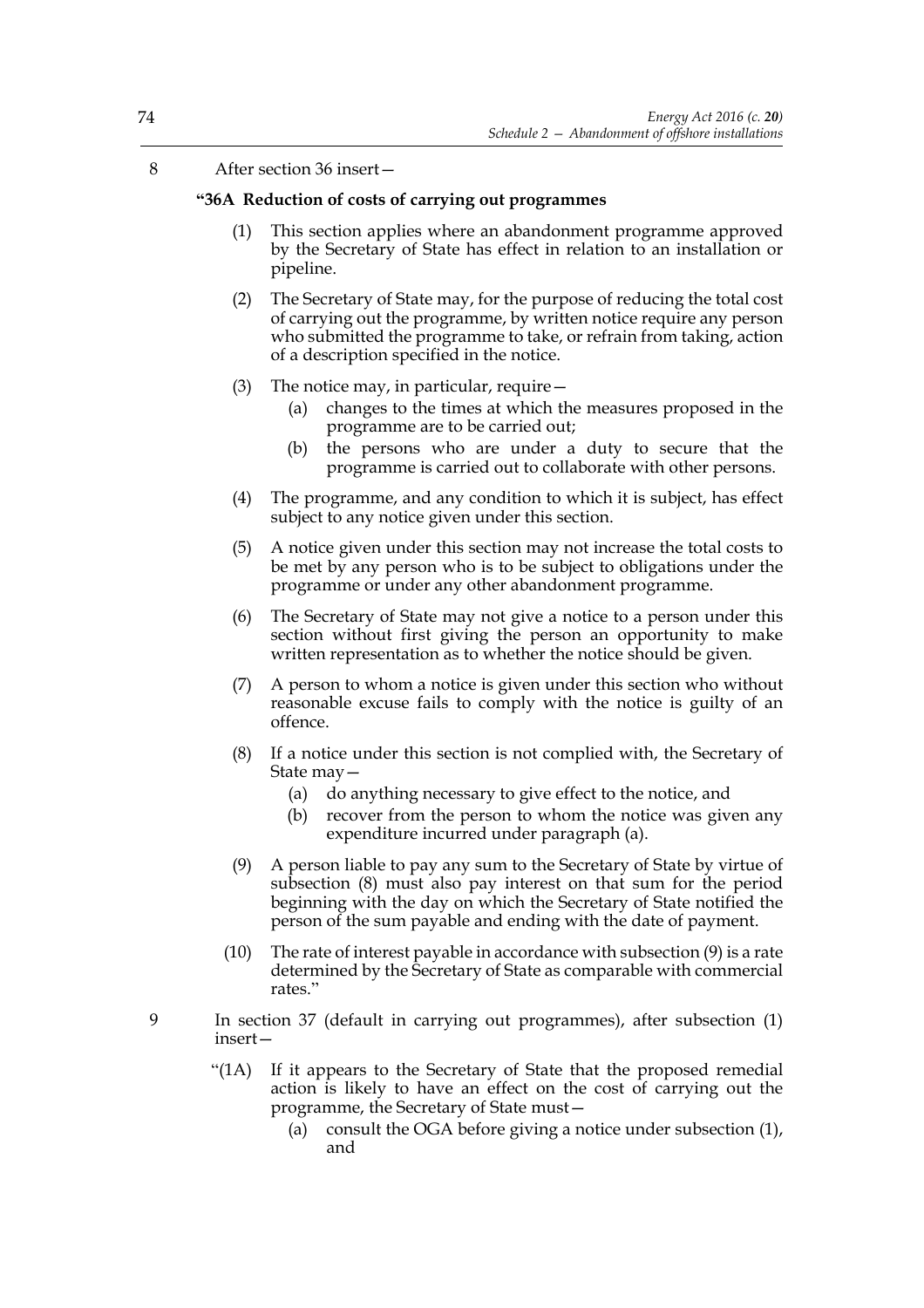8 After section 36 insert—

**"36A Reduction of costs of carrying out programmes**

(1) This section applies where an abandonment programme approved by the Secretary of State has effect in relation to an installation or pipeline.

(2) The Secretary of State may, for the purpose of reducing the total cost of carrying out the programme, by written notice require any person who submitted the programme to take, or refrain from taking, action of a description specified in the notice.

(3) The notice may, in particular, require—

(a) changes to the times at which the measures proposed in the programme are to be carried out;

(b) the persons who are under a duty to secure that the programme is carried out to collaborate with other persons.

(4) The programme, and any condition to which it is subject, has effect subject to any notice given under this section.

(5) A notice given under this section may not increase the total costs to be met by any person who is to be subject to obligations under the programme or under any other abandonment programme.

(6) The Secretary of State may not give a notice to a person under this section without first giving the person an opportunity to make written representation as to whether the notice should be given.

(7) A person to whom a notice is given under this section who without reasonable excuse fails to comply with the notice is guilty of an offence.

(8) If a notice under this section is not complied with, the Secretary of State may—

(a) do anything necessary to give effect to the notice, and

(b) recover from the person to whom the notice was given any expenditure incurred under paragraph (a).

(9) A person liable to pay any sum to the Secretary of State by virtue of subsection (8) must also pay interest on that sum for the period beginning with the day on which the Secretary of State notified the person of the sum payable and ending with the date of payment.

(10) The rate of interest payable in accordance with subsection (9) is a rate determined by the Secretary of State as comparable with commercial rates."

9 In section 37 (default in carrying out programmes), after subsection (1) insert—

"(1A) If it appears to the Secretary of State that the proposed remedial action is likely to have an effect on the cost of carrying out the programme, the Secretary of State must—

(a) consult the OGA before giving a notice under subsection (1), and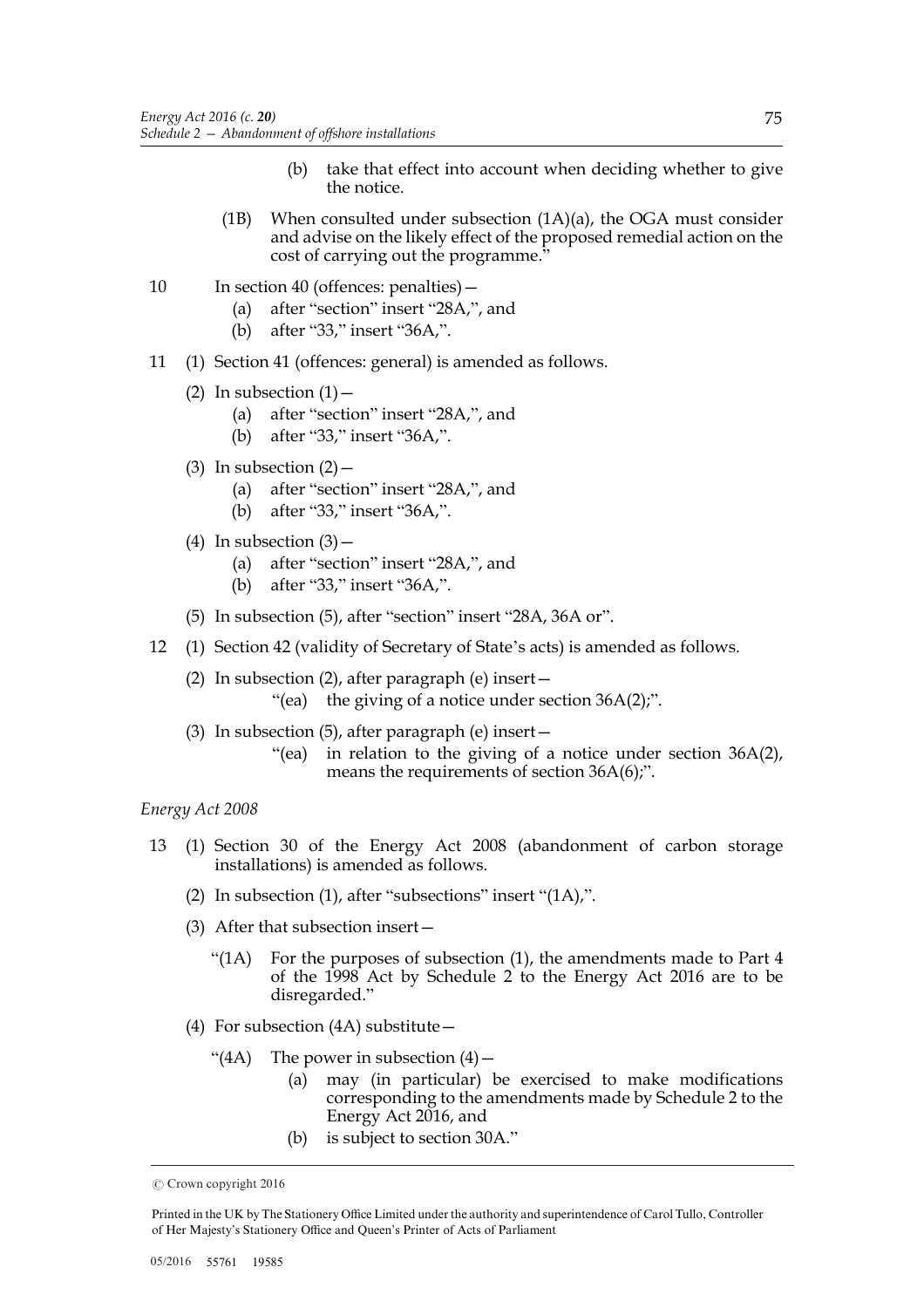(b) take that effect into account when deciding whether to give the notice.

(1B) When consulted under subsection (1A)(a), the OGA must consider and advise on the likely effect of the proposed remedial action on the cost of carrying out the programme."

10 In section 40 (offences: penalties)—

(a) after "section" insert "28A,", and

(b) after "33," insert "36A,".

11 (1) Section 41 (offences: general) is amended as follows.

(2) In subsection (1)—

(a) after "section" insert "28A,", and

(b) after "33," insert "36A,".

(3) In subsection (2)—

(a) after "section" insert "28A,", and

(b) after "33," insert "36A,".

(4) In subsection (3)—

(a) after "section" insert "28A,", and

(b) after "33," insert "36A,".

(5) In subsection (5), after "section" insert "28A, 36A or".

12 (1) Section 42 (validity of Secretary of State's acts) is amended as follows.

(2) In subsection (2), after paragraph (e) insert—

"(ea) the giving of a notice under section 36A(2);".

(3) In subsection (5), after paragraph (e) insert—

"(ea) in relation to the giving of a notice under section 36A(2), means the requirements of section 36A(6);".

*Energy Act 2008*

13 (1) Section 30 of the Energy Act 2008 (abandonment of carbon storage installations) is amended as follows.

(2) In subsection (1), after "subsections" insert "(1A),".

(3) After that subsection insert—

"(1A) For the purposes of subsection (1), the amendments made to Part 4 of the 1998 Act by Schedule 2 to the Energy Act 2016 are to be disregarded."

(4) For subsection (4A) substitute—

"(4A) The power in subsection (4)—

(a) may (in particular) be exercised to make modifications corresponding to the amendments made by Schedule 2 to the Energy Act 2016, and

(b) is subject to section 30A."

© Crown copyright 2016

Printed in the UK by The Stationery Office Limited under the authority and superintendence of Carol Tullo, Controller of Her Majesty's Stationery Office and Queen's Printer of Acts of Parliament

05/2016 55761 19585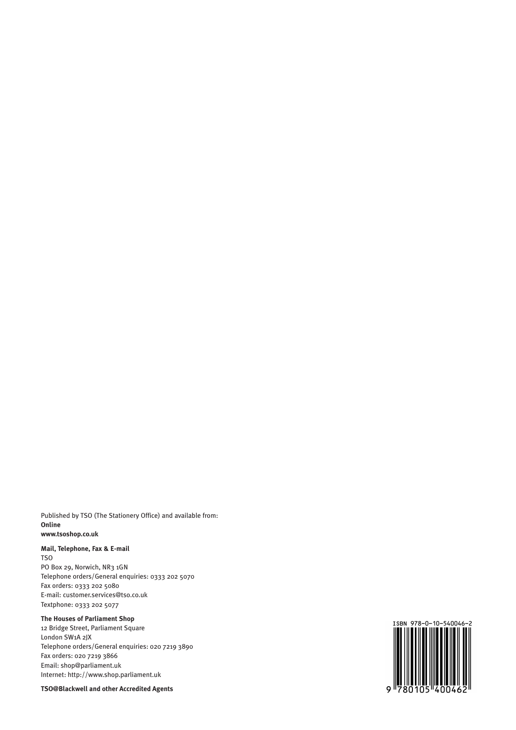Published by TSO (The Stationery Office) and available from:

**Online**

**www.tsoshop.co.uk**

**Mail, Telephone, Fax & E-mail**

TSO

PO Box 29, Norwich, NR3 1GN

Telephone orders/General enquiries: 0333 202 5070

Fax orders: 0333 202 5080

E-mail: customer.services@tso.co.uk

Textphone: 0333 202 5077

**The Houses of Parliament Shop**

12 Bridge Street, Parliament Square

London SW1A 2JX

Telephone orders/General enquiries: 020 7219 3890

Fax orders: 020 7219 3866

Email: shop@parliament.uk

Internet: http://www.shop.parliament.uk

**TSO@Blackwell and other Accredited Agents**

ISBN 978-0-10-540046-2

9 780105 400462